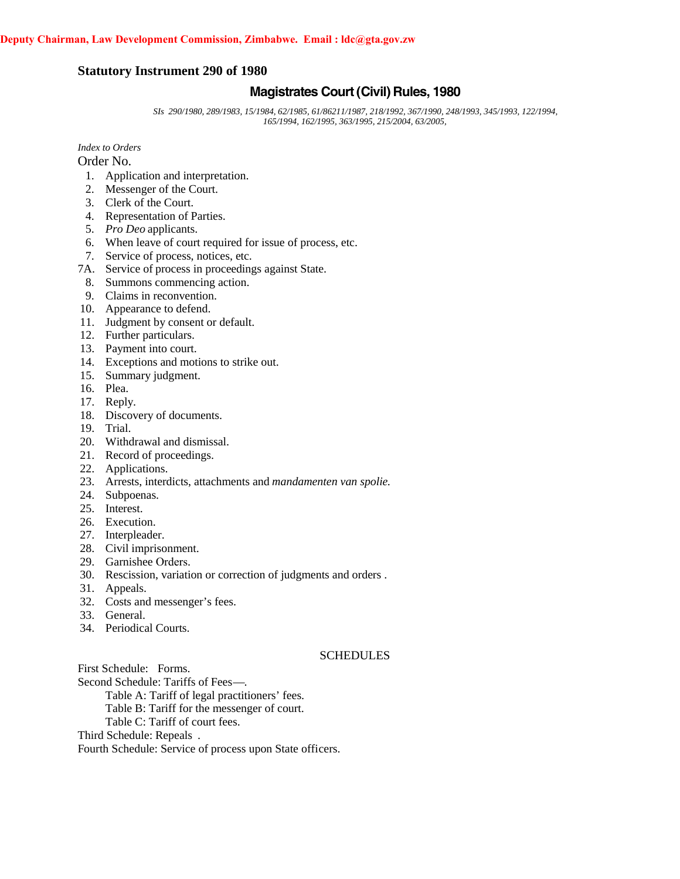Deputy Chairman, Law Development Commission, Zimbabwe. Email : ldc@gta.gov.zw

## Statutory Instrument 290 of 1980

# Magistrates Court (Civil) Rules, 1980

*SIs 290/1980, 289/1983, 15/1984, 62/1985, 61/86211/1987, 218/1992, 367/1990, 248/1993, 345/1993, 122/1994, 165/1994, 162/1995, 363/1995, 215/2004, 63/2005,*

*Index to Orders*

Order No.

1. Application and interpretation.
2. Messenger of the Court.
3. Clerk of the Court.
4. Representation of Parties.
5. *Pro Deo* applicants.
6. When leave of court required for issue of process, etc.
7. Service of process, notices, etc.

7A. Service of process in proceedings against State.

8. Summons commencing action.
9. Claims in reconvention.
10. Appearance to defend.
11. Judgment by consent or default.
12. Further particulars.
13. Payment into court.
14. Exceptions and motions to strike out.
15. Summary judgment.
16. Plea.
17. Reply.
18. Discovery of documents.
19. Trial.
20. Withdrawal and dismissal.
21. Record of proceedings.
22. Applications.
23. Arrests, interdicts, attachments and *mandamenten van spolie.*
24. Subpoenas.
25. Interest.
26. Execution.
27. Interpleader.
28. Civil imprisonment.
29. Garnishee Orders.
30. Rescission, variation or correction of judgments and orders .
31. Appeals.
32. Costs and messenger's fees.
33. General.
34. Periodical Courts.

SCHEDULES

First Schedule: Forms.

Second Schedule: Tariffs of Fees—.

Table A: Tariff of legal practitioners' fees.

Table B: Tariff for the messenger of court.

Table C: Tariff of court fees.

Third Schedule: Repeals .

Fourth Schedule: Service of process upon State officers.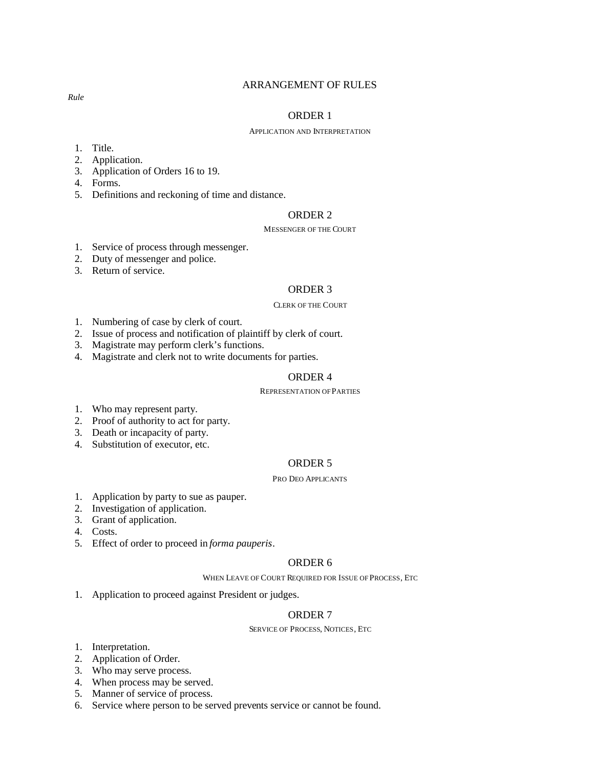# ARRANGEMENT OF RULES

*Rule*

## ORDER 1

### APPLICATION AND INTERPRETATION

1. Title.
2. Application.
3. Application of Orders 16 to 19.
4. Forms.
5. Definitions and reckoning of time and distance.

## ORDER 2

### MESSENGER OF THE COURT

1. Service of process through messenger.
2. Duty of messenger and police.
3. Return of service.

## ORDER 3

### CLERK OF THE COURT

1. Numbering of case by clerk of court.
2. Issue of process and notification of plaintiff by clerk of court.
3. Magistrate may perform clerk's functions.
4. Magistrate and clerk not to write documents for parties.

## ORDER 4

### REPRESENTATION OF PARTIES

1. Who may represent party.
2. Proof of authority to act for party.
3. Death or incapacity of party.
4. Substitution of executor, etc.

## ORDER 5

### PRO DEO APPLICANTS

1. Application by party to sue as pauper.
2. Investigation of application.
3. Grant of application.
4. Costs.
5. Effect of order to proceed in *forma pauperis*.

## ORDER 6

### WHEN LEAVE OF COURT REQUIRED FOR ISSUE OF PROCESS, ETC

1. Application to proceed against President or judges.

## ORDER 7

### SERVICE OF PROCESS, NOTICES, ETC

1. Interpretation.
2. Application of Order.
3. Who may serve process.
4. When process may be served.
5. Manner of service of process.
6. Service where person to be served prevents service or cannot be found.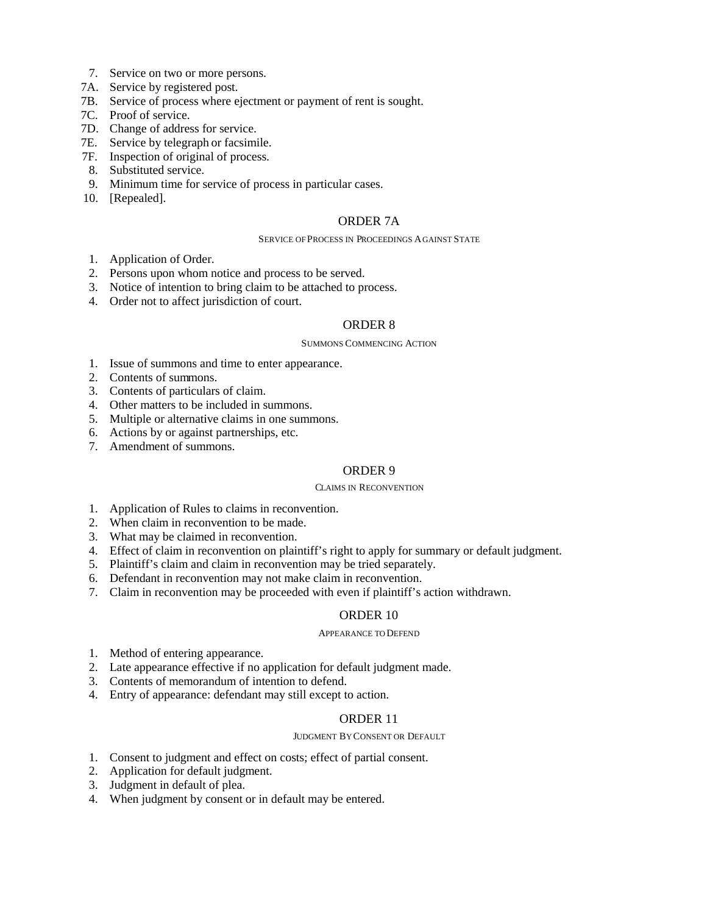7. Service on two or more persons.
7A. Service by registered post.
7B. Service of process where ejectment or payment of rent is sought.
7C. Proof of service.
7D. Change of address for service.
7E. Service by telegraph or facsimile.
7F. Inspection of original of process.
8. Substituted service.
9. Minimum time for service of process in particular cases.
10. [Repealed].

## ORDER 7A

SERVICE OF PROCESS IN PROCEEDINGS AGAINST STATE

1. Application of Order.
2. Persons upon whom notice and process to be served.
3. Notice of intention to bring claim to be attached to process.
4. Order not to affect jurisdiction of court.

## ORDER 8

SUMMONS COMMENCING ACTION

1. Issue of summons and time to enter appearance.
2. Contents of summons.
3. Contents of particulars of claim.
4. Other matters to be included in summons.
5. Multiple or alternative claims in one summons.
6. Actions by or against partnerships, etc.
7. Amendment of summons.

## ORDER 9

CLAIMS IN RECONVENTION

1. Application of Rules to claims in reconvention.
2. When claim in reconvention to be made.
3. What may be claimed in reconvention.
4. Effect of claim in reconvention on plaintiff's right to apply for summary or default judgment.
5. Plaintiff's claim and claim in reconvention may be tried separately.
6. Defendant in reconvention may not make claim in reconvention.
7. Claim in reconvention may be proceeded with even if plaintiff's action withdrawn.

## ORDER 10

APPEARANCE TO DEFEND

1. Method of entering appearance.
2. Late appearance effective if no application for default judgment made.
3. Contents of memorandum of intention to defend.
4. Entry of appearance: defendant may still except to action.

## ORDER 11

JUDGMENT BY CONSENT OR DEFAULT

1. Consent to judgment and effect on costs; effect of partial consent.
2. Application for default judgment.
3. Judgment in default of plea.
4. When judgment by consent or in default may be entered.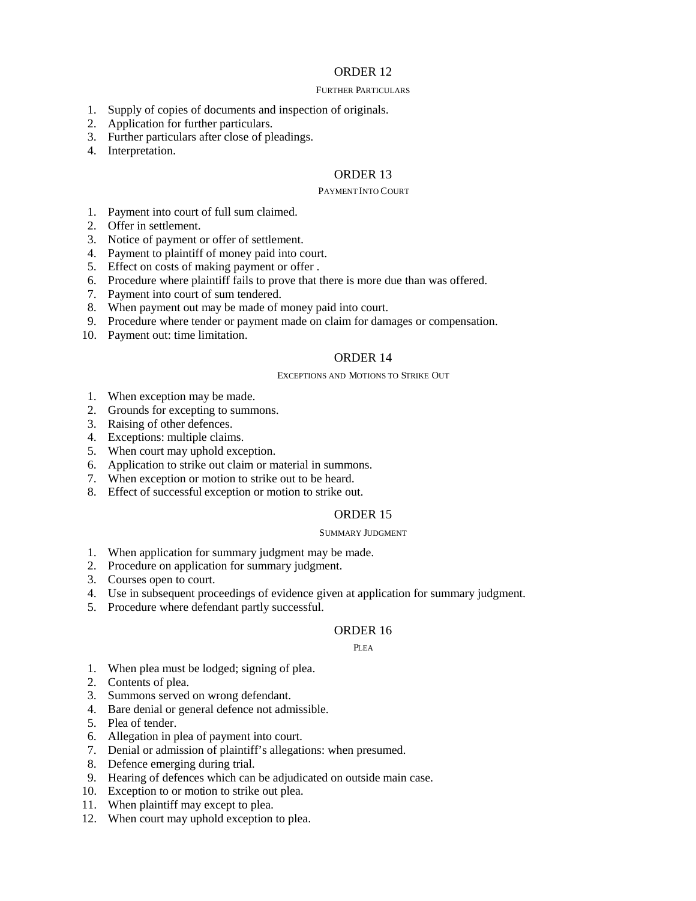## ORDER 12

FURTHER PARTICULARS

1. Supply of copies of documents and inspection of originals.
2. Application for further particulars.
3. Further particulars after close of pleadings.
4. Interpretation.

## ORDER 13

PAYMENT INTO COURT

1. Payment into court of full sum claimed.
2. Offer in settlement.
3. Notice of payment or offer of settlement.
4. Payment to plaintiff of money paid into court.
5. Effect on costs of making payment or offer .
6. Procedure where plaintiff fails to prove that there is more due than was offered.
7. Payment into court of sum tendered.
8. When payment out may be made of money paid into court.
9. Procedure where tender or payment made on claim for damages or compensation.
10. Payment out: time limitation.

## ORDER 14

EXCEPTIONS AND MOTIONS TO STRIKE OUT

1. When exception may be made.
2. Grounds for excepting to summons.
3. Raising of other defences.
4. Exceptions: multiple claims.
5. When court may uphold exception.
6. Application to strike out claim or material in summons.
7. When exception or motion to strike out to be heard.
8. Effect of successful exception or motion to strike out.

## ORDER 15

SUMMARY JUDGMENT

1. When application for summary judgment may be made.
2. Procedure on application for summary judgment.
3. Courses open to court.
4. Use in subsequent proceedings of evidence given at application for summary judgment.
5. Procedure where defendant partly successful.

## ORDER 16

PLEA

1. When plea must be lodged; signing of plea.
2. Contents of plea.
3. Summons served on wrong defendant.
4. Bare denial or general defence not admissible.
5. Plea of tender.
6. Allegation in plea of payment into court.
7. Denial or admission of plaintiff's allegations: when presumed.
8. Defence emerging during trial.
9. Hearing of defences which can be adjudicated on outside main case.
10. Exception to or motion to strike out plea.
11. When plaintiff may except to plea.
12. When court may uphold exception to plea.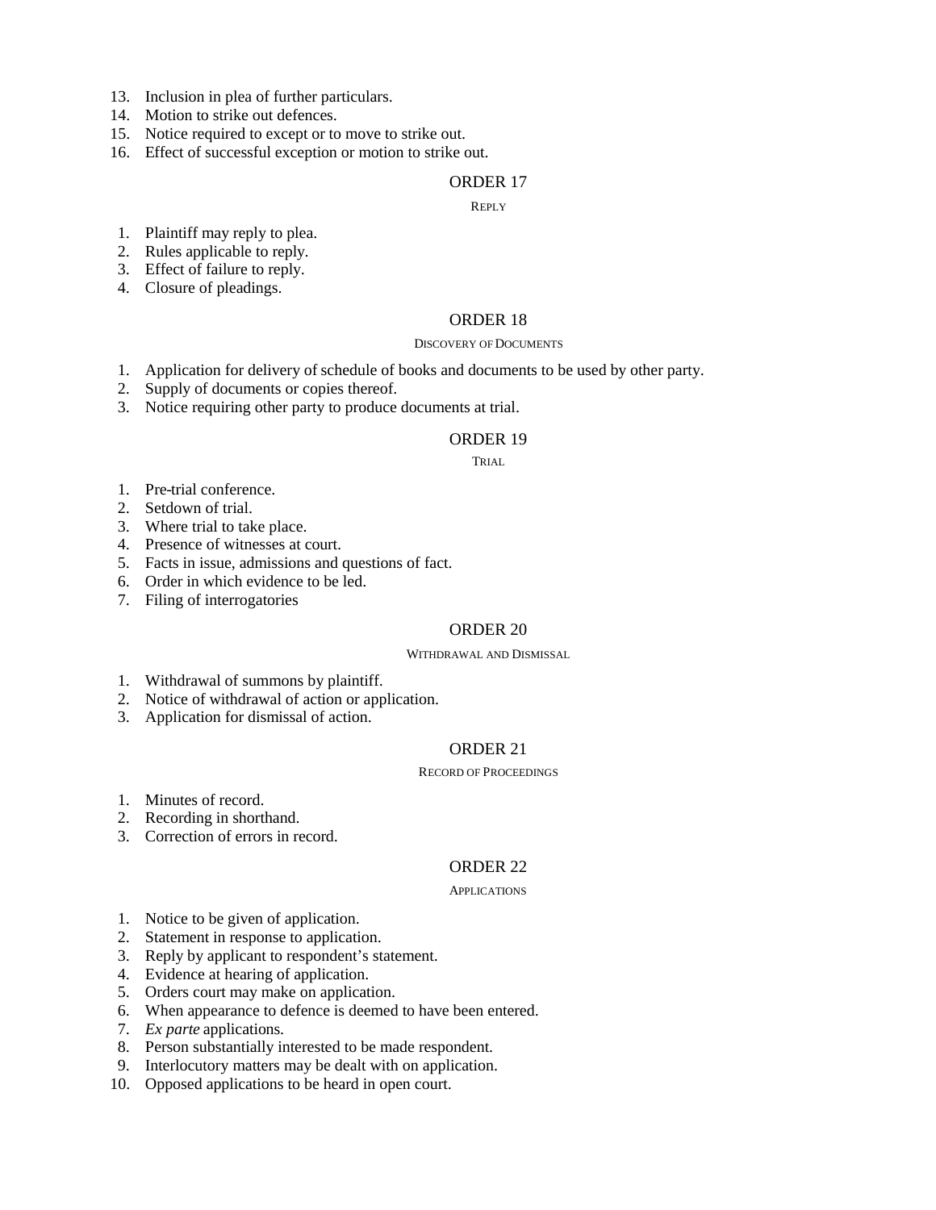13. Inclusion in plea of further particulars.
14. Motion to strike out defences.
15. Notice required to except or to move to strike out.
16. Effect of successful exception or motion to strike out.

## ORDER 17

### REPLY

1. Plaintiff may reply to plea.
2. Rules applicable to reply.
3. Effect of failure to reply.
4. Closure of pleadings.

## ORDER 18

### DISCOVERY OF DOCUMENTS

1. Application for delivery of schedule of books and documents to be used by other party.
2. Supply of documents or copies thereof.
3. Notice requiring other party to produce documents at trial.

## ORDER 19

### TRIAL

1. Pre-trial conference.
2. Setdown of trial.
3. Where trial to take place.
4. Presence of witnesses at court.
5. Facts in issue, admissions and questions of fact.
6. Order in which evidence to be led.
7. Filing of interrogatories

## ORDER 20

### WITHDRAWAL AND DISMISSAL

1. Withdrawal of summons by plaintiff.
2. Notice of withdrawal of action or application.
3. Application for dismissal of action.

## ORDER 21

### RECORD OF PROCEEDINGS

1. Minutes of record.
2. Recording in shorthand.
3. Correction of errors in record.

## ORDER 22

### APPLICATIONS

1. Notice to be given of application.
2. Statement in response to application.
3. Reply by applicant to respondent's statement.
4. Evidence at hearing of application.
5. Orders court may make on application.
6. When appearance to defence is deemed to have been entered.
7. *Ex parte* applications.
8. Person substantially interested to be made respondent.
9. Interlocutory matters may be dealt with on application.
10. Opposed applications to be heard in open court.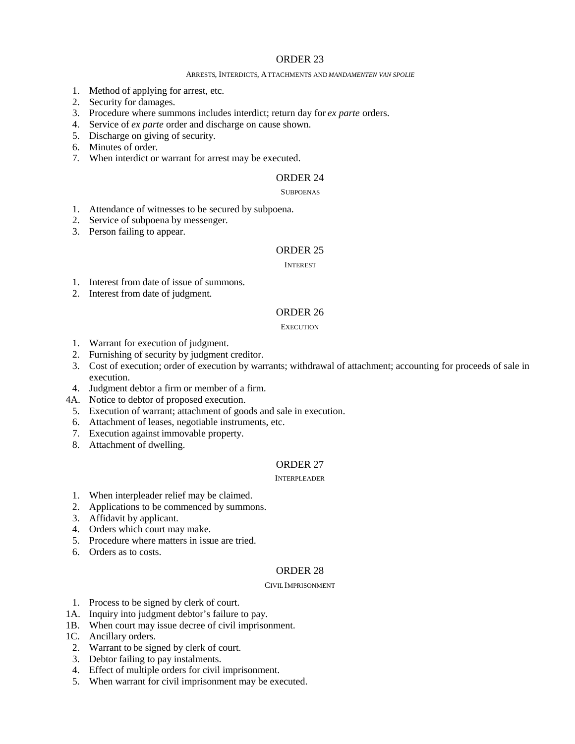## ORDER 23

ARRESTS, INTERDICTS, ATTACHMENTS AND *MANDAMENTEN VAN SPOLIE*

1. Method of applying for arrest, etc.
2. Security for damages.
3. Procedure where summons includes interdict; return day for *ex parte* orders.
4. Service of *ex parte* order and discharge on cause shown.
5. Discharge on giving of security.
6. Minutes of order.
7. When interdict or warrant for arrest may be executed.

## ORDER 24

SUBPOENAS

1. Attendance of witnesses to be secured by subpoena.
2. Service of subpoena by messenger.
3. Person failing to appear.

## ORDER 25

INTEREST

1. Interest from date of issue of summons.
2. Interest from date of judgment.

## ORDER 26

EXECUTION

1. Warrant for execution of judgment.
2. Furnishing of security by judgment creditor.
3. Cost of execution; order of execution by warrants; withdrawal of attachment; accounting for proceeds of sale in execution.
4. Judgment debtor a firm or member of a firm.

4A. Notice to debtor of proposed execution.

5. Execution of warrant; attachment of goods and sale in execution.
6. Attachment of leases, negotiable instruments, etc.
7. Execution against immovable property.
8. Attachment of dwelling.

## ORDER 27

INTERPLEADER

1. When interpleader relief may be claimed.
2. Applications to be commenced by summons.
3. Affidavit by applicant.
4. Orders which court may make.
5. Procedure where matters in issue are tried.
6. Orders as to costs.

## ORDER 28

CIVIL IMPRISONMENT

1. Process to be signed by clerk of court.

1A. Inquiry into judgment debtor's failure to pay.

1B. When court may issue decree of civil imprisonment.

1C. Ancillary orders.

2. Warrant to be signed by clerk of court.
3. Debtor failing to pay instalments.
4. Effect of multiple orders for civil imprisonment.
5. When warrant for civil imprisonment may be executed.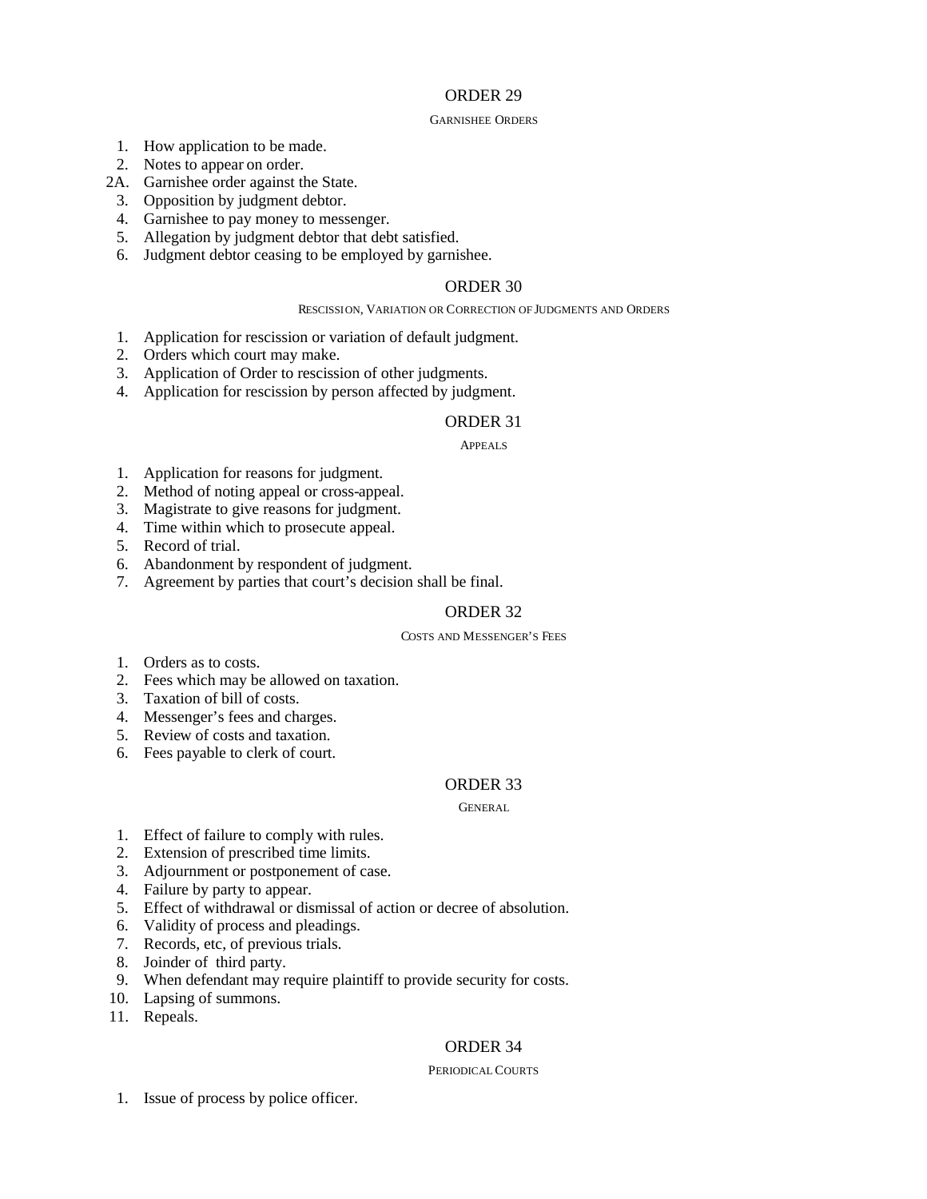## ORDER 29

GARNISHEE ORDERS

1. How application to be made.
2. Notes to appear on order.

2A. Garnishee order against the State.

3. Opposition by judgment debtor.
4. Garnishee to pay money to messenger.
5. Allegation by judgment debtor that debt satisfied.
6. Judgment debtor ceasing to be employed by garnishee.

## ORDER 30

RESCISSION, VARIATION OR CORRECTION OF JUDGMENTS AND ORDERS

1. Application for rescission or variation of default judgment.
2. Orders which court may make.
3. Application of Order to rescission of other judgments.
4. Application for rescission by person affected by judgment.

## ORDER 31

APPEALS

1. Application for reasons for judgment.
2. Method of noting appeal or cross-appeal.
3. Magistrate to give reasons for judgment.
4. Time within which to prosecute appeal.
5. Record of trial.
6. Abandonment by respondent of judgment.
7. Agreement by parties that court's decision shall be final.

## ORDER 32

COSTS AND MESSENGER'S FEES

1. Orders as to costs.
2. Fees which may be allowed on taxation.
3. Taxation of bill of costs.
4. Messenger's fees and charges.
5. Review of costs and taxation.
6. Fees payable to clerk of court.

## ORDER 33

GENERAL

1. Effect of failure to comply with rules.
2. Extension of prescribed time limits.
3. Adjournment or postponement of case.
4. Failure by party to appear.
5. Effect of withdrawal or dismissal of action or decree of absolution.
6. Validity of process and pleadings.
7. Records, etc, of previous trials.
8. Joinder of third party.
9. When defendant may require plaintiff to provide security for costs.
10. Lapsing of summons.
11. Repeals.

## ORDER 34

PERIODICAL COURTS

1. Issue of process by police officer.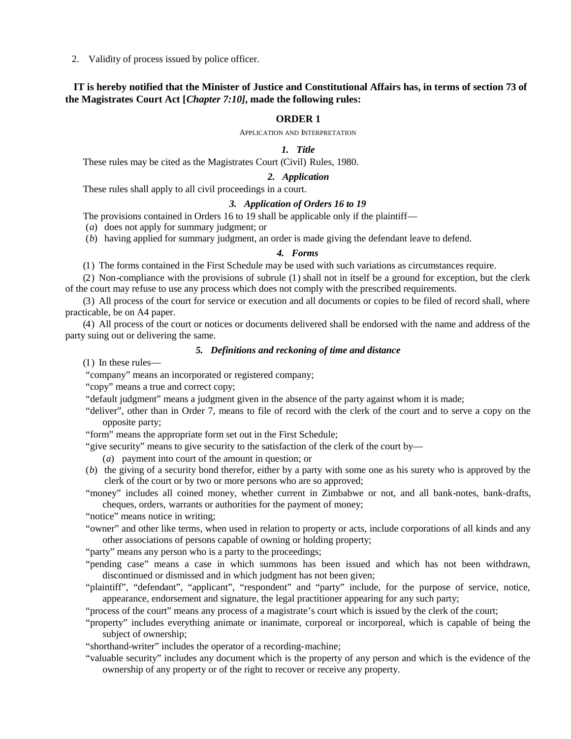2. Validity of process issued by police officer.

**IT is hereby notified that the Minister of Justice and Constitutional Affairs has, in terms of section 73 of the Magistrates Court Act [*Chapter 7:10]*, made the following rules:**

## ORDER 1

APPLICATION AND INTERPRETATION

### *1. Title*

These rules may be cited as the Magistrates Court (Civil) Rules, 1980.

### *2. Application*

These rules shall apply to all civil proceedings in a court.

### *3. Application of Orders 16 to 19*

The provisions contained in Orders 16 to 19 shall be applicable only if the plaintiff—

(*a*) does not apply for summary judgment; or

(*b*) having applied for summary judgment, an order is made giving the defendant leave to defend.

### *4. Forms*

(1) The forms contained in the First Schedule may be used with such variations as circumstances require.

(2) Non-compliance with the provisions of subrule (1) shall not in itself be a ground for exception, but the clerk of the court may refuse to use any process which does not comply with the prescribed requirements.

(3) All process of the court for service or execution and all documents or copies to be filed of record shall, where practicable, be on A4 paper.

(4) All process of the court or notices or documents delivered shall be endorsed with the name and address of the party suing out or delivering the same.

### *5. Definitions and reckoning of time and distance*

(1) In these rules—

"company" means an incorporated or registered company;

"copy" means a true and correct copy;

"default judgment" means a judgment given in the absence of the party against whom it is made;

"deliver", other than in Order 7, means to file of record with the clerk of the court and to serve a copy on the opposite party;

"form" means the appropriate form set out in the First Schedule;

"give security" means to give security to the satisfaction of the clerk of the court by—

(*a*) payment into court of the amount in question; or

(*b*) the giving of a security bond therefor, either by a party with some one as his surety who is approved by the clerk of the court or by two or more persons who are so approved;

"money" includes all coined money, whether current in Zimbabwe or not, and all bank-notes, bank-drafts, cheques, orders, warrants or authorities for the payment of money;

"notice" means notice in writing;

"owner" and other like terms, when used in relation to property or acts, include corporations of all kinds and any other associations of persons capable of owning or holding property;

"party" means any person who is a party to the proceedings;

"pending case" means a case in which summons has been issued and which has not been withdrawn, discontinued or dismissed and in which judgment has not been given;

"plaintiff", "defendant", "applicant", "respondent" and "party" include, for the purpose of service, notice, appearance, endorsement and signature, the legal practitioner appearing for any such party;

"process of the court" means any process of a magistrate's court which is issued by the clerk of the court;

"property" includes everything animate or inanimate, corporeal or incorporeal, which is capable of being the subject of ownership;

"shorthand-writer" includes the operator of a recording-machine;

"valuable security" includes any document which is the property of any person and which is the evidence of the ownership of any property or of the right to recover or receive any property.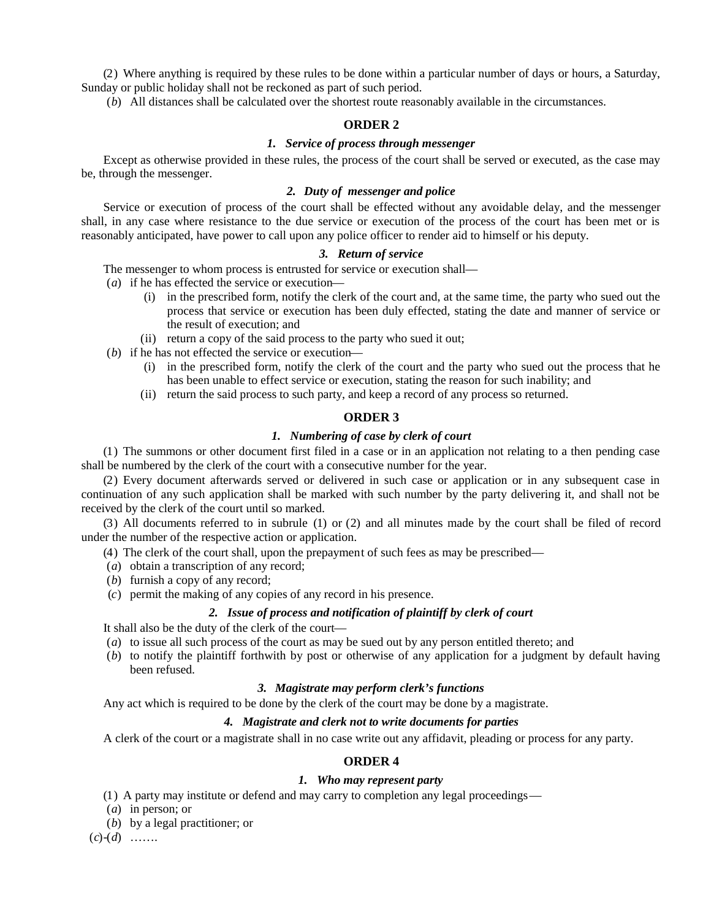(2) Where anything is required by these rules to be done within a particular number of days or hours, a Saturday, Sunday or public holiday shall not be reckoned as part of such period.

(*b*) All distances shall be calculated over the shortest route reasonably available in the circumstances.

## ORDER 2

### *1. Service of process through messenger*

Except as otherwise provided in these rules, the process of the court shall be served or executed, as the case may be, through the messenger.

### *2. Duty of messenger and police*

Service or execution of process of the court shall be effected without any avoidable delay, and the messenger shall, in any case where resistance to the due service or execution of the process of the court has been met or is reasonably anticipated, have power to call upon any police officer to render aid to himself or his deputy.

### *3. Return of service*

The messenger to whom process is entrusted for service or execution shall—

(*a*) if he has effected the service or execution—

(i) in the prescribed form, notify the clerk of the court and, at the same time, the party who sued out the process that service or execution has been duly effected, stating the date and manner of service or the result of execution; and

(ii) return a copy of the said process to the party who sued it out;

(*b*) if he has not effected the service or execution—

(i) in the prescribed form, notify the clerk of the court and the party who sued out the process that he has been unable to effect service or execution, stating the reason for such inability; and

(ii) return the said process to such party, and keep a record of any process so returned.

## ORDER 3

### *1. Numbering of case by clerk of court*

(1) The summons or other document first filed in a case or in an application not relating to a then pending case shall be numbered by the clerk of the court with a consecutive number for the year.

(2) Every document afterwards served or delivered in such case or application or in any subsequent case in continuation of any such application shall be marked with such number by the party delivering it, and shall not be received by the clerk of the court until so marked.

(3) All documents referred to in subrule (1) or (2) and all minutes made by the court shall be filed of record under the number of the respective action or application.

(4) The clerk of the court shall, upon the prepayment of such fees as may be prescribed—

(*a*) obtain a transcription of any record;

(*b*) furnish a copy of any record;

(*c*) permit the making of any copies of any record in his presence.

### *2. Issue of process and notification of plaintiff by clerk of court*

It shall also be the duty of the clerk of the court—

(*a*) to issue all such process of the court as may be sued out by any person entitled thereto; and

(*b*) to notify the plaintiff forthwith by post or otherwise of any application for a judgment by default having been refused.

### *3. Magistrate may perform clerk's functions*

Any act which is required to be done by the clerk of the court may be done by a magistrate.

### *4. Magistrate and clerk not to write documents for parties*

A clerk of the court or a magistrate shall in no case write out any affidavit, pleading or process for any party.

## ORDER 4

### *1. Who may represent party*

(1) A party may institute or defend and may carry to completion any legal proceedings—

(*a*) in person; or

(*b*) by a legal practitioner; or

(*c*)-(*d*) …….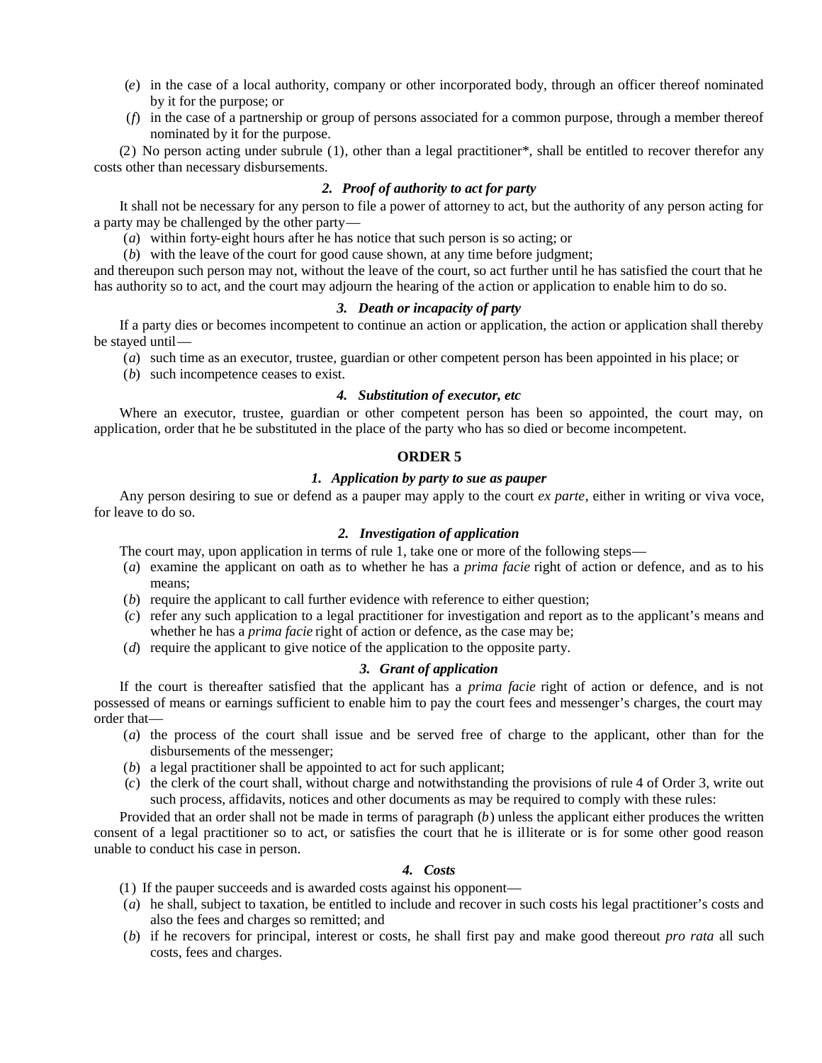(*e*) in the case of a local authority, company or other incorporated body, through an officer thereof nominated by it for the purpose; or

(*f*) in the case of a partnership or group of persons associated for a common purpose, through a member thereof nominated by it for the purpose.

(2) No person acting under subrule (1), other than a legal practitioner*, shall be entitled to recover therefor any costs other than necessary disbursements.

### *2. Proof of authority to act for party*

It shall not be necessary for any person to file a power of attorney to act, but the authority of any person acting for a party may be challenged by the other party—

(*a*) within forty-eight hours after he has notice that such person is so acting; or

(*b*) with the leave of the court for good cause shown, at any time before judgment;

and thereupon such person may not, without the leave of the court, so act further until he has satisfied the court that he has authority so to act, and the court may adjourn the hearing of the action or application to enable him to do so.

### *3. Death or incapacity of party*

If a party dies or becomes incompetent to continue an action or application, the action or application shall thereby be stayed until—

(*a*) such time as an executor, trustee, guardian or other competent person has been appointed in his place; or

(*b*) such incompetence ceases to exist.

### *4. Substitution of executor, etc*

Where an executor, trustee, guardian or other competent person has been so appointed, the court may, on application, order that he be substituted in the place of the party who has so died or become incompetent.

## ORDER 5

### *1. Application by party to sue as pauper*

Any person desiring to sue or defend as a pauper may apply to the court *ex parte*, either in writing or viva voce, for leave to do so.

### *2. Investigation of application*

The court may, upon application in terms of rule 1, take one or more of the following steps—

(*a*) examine the applicant on oath as to whether he has a *prima facie* right of action or defence, and as to his means;

(*b*) require the applicant to call further evidence with reference to either question;

(*c*) refer any such application to a legal practitioner for investigation and report as to the applicant's means and whether he has a *prima facie* right of action or defence, as the case may be;

(*d*) require the applicant to give notice of the application to the opposite party.

### *3. Grant of application*

If the court is thereafter satisfied that the applicant has a *prima facie* right of action or defence, and is not possessed of means or earnings sufficient to enable him to pay the court fees and messenger's charges, the court may order that—

(*a*) the process of the court shall issue and be served free of charge to the applicant, other than for the disbursements of the messenger;

(*b*) a legal practitioner shall be appointed to act for such applicant;

(*c*) the clerk of the court shall, without charge and notwithstanding the provisions of rule 4 of Order 3, write out such process, affidavits, notices and other documents as may be required to comply with these rules:

Provided that an order shall not be made in terms of paragraph (*b*) unless the applicant either produces the written consent of a legal practitioner so to act, or satisfies the court that he is illiterate or is for some other good reason unable to conduct his case in person.

### *4. Costs*

(1) If the pauper succeeds and is awarded costs against his opponent—

(*a*) he shall, subject to taxation, be entitled to include and recover in such costs his legal practitioner's costs and also the fees and charges so remitted; and

(*b*) if he recovers for principal, interest or costs, he shall first pay and make good thereout *pro rata* all such costs, fees and charges.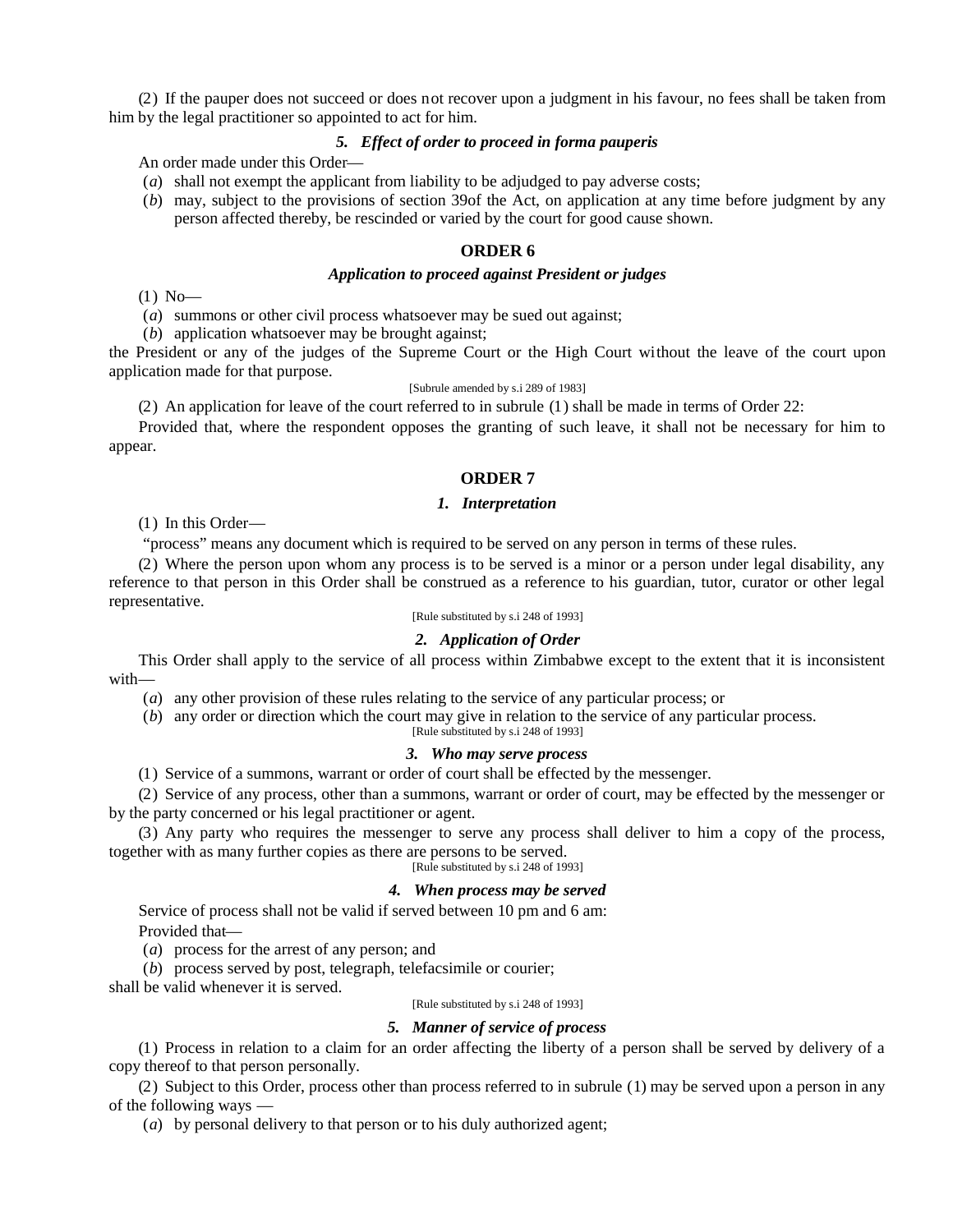(2) If the pauper does not succeed or does not recover upon a judgment in his favour, no fees shall be taken from him by the legal practitioner so appointed to act for him.

#### *5. Effect of order to proceed in forma pauperis*

An order made under this Order—

(*a*) shall not exempt the applicant from liability to be adjudged to pay adverse costs;

(*b*) may, subject to the provisions of section 39of the Act, on application at any time before judgment by any person affected thereby, be rescinded or varied by the court for good cause shown.

## ORDER 6

### *Application to proceed against President or judges*

(1) No—

(*a*) summons or other civil process whatsoever may be sued out against;

(*b*) application whatsoever may be brought against;

the President or any of the judges of the Supreme Court or the High Court without the leave of the court upon application made for that purpose.

[Subrule amended by s.i 289 of 1983]

(2) An application for leave of the court referred to in subrule (1) shall be made in terms of Order 22:

Provided that, where the respondent opposes the granting of such leave, it shall not be necessary for him to appear.

## ORDER 7

#### *1. Interpretation*

(1) In this Order—

"process" means any document which is required to be served on any person in terms of these rules.

(2) Where the person upon whom any process is to be served is a minor or a person under legal disability, any reference to that person in this Order shall be construed as a reference to his guardian, tutor, curator or other legal representative.

[Rule substituted by s.i 248 of 1993]

#### *2. Application of Order*

This Order shall apply to the service of all process within Zimbabwe except to the extent that it is inconsistent with—

(*a*) any other provision of these rules relating to the service of any particular process; or

(*b*) any order or direction which the court may give in relation to the service of any particular process.

[Rule substituted by s.i 248 of 1993]

#### *3. Who may serve process*

(1) Service of a summons, warrant or order of court shall be effected by the messenger.

(2) Service of any process, other than a summons, warrant or order of court, may be effected by the messenger or by the party concerned or his legal practitioner or agent.

(3) Any party who requires the messenger to serve any process shall deliver to him a copy of the process, together with as many further copies as there are persons to be served.

[Rule substituted by s.i 248 of 1993]

#### *4. When process may be served*

Service of process shall not be valid if served between 10 pm and 6 am:

Provided that—

(*a*) process for the arrest of any person; and

(*b*) process served by post, telegraph, telefacsimile or courier;

shall be valid whenever it is served.

[Rule substituted by s.i 248 of 1993]

#### *5. Manner of service of process*

(1) Process in relation to a claim for an order affecting the liberty of a person shall be served by delivery of a copy thereof to that person personally.

(2) Subject to this Order, process other than process referred to in subrule (1) may be served upon a person in any of the following ways —

(*a*) by personal delivery to that person or to his duly authorized agent;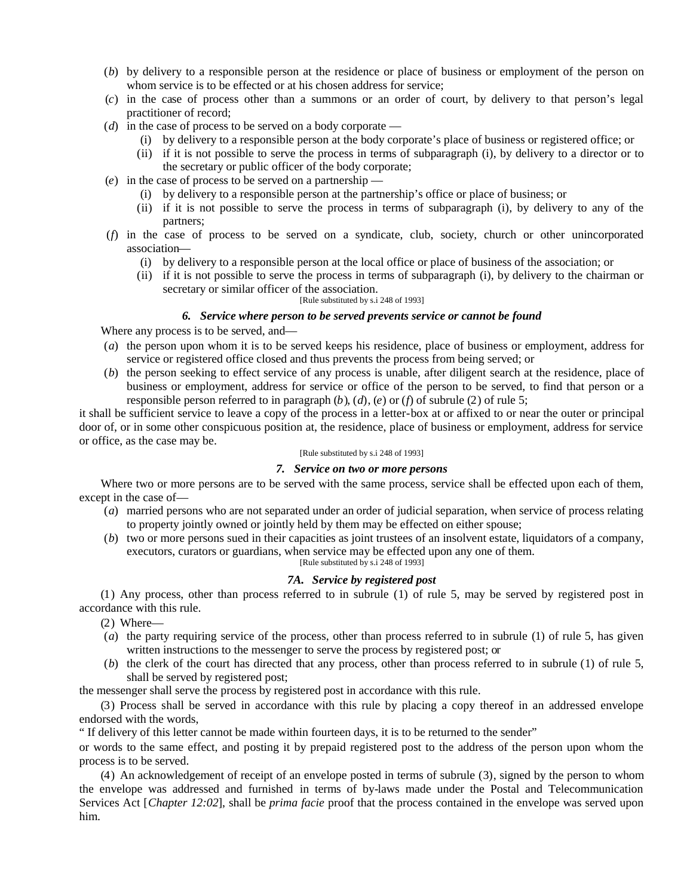(*b*) by delivery to a responsible person at the residence or place of business or employment of the person on whom service is to be effected or at his chosen address for service;

(*c*) in the case of process other than a summons or an order of court, by delivery to that person's legal practitioner of record;

(*d*) in the case of process to be served on a body corporate —

(i) by delivery to a responsible person at the body corporate's place of business or registered office; or

(ii) if it is not possible to serve the process in terms of subparagraph (i), by delivery to a director or to the secretary or public officer of the body corporate;

(*e*) in the case of process to be served on a partnership —

(i) by delivery to a responsible person at the partnership's office or place of business; or

(ii) if it is not possible to serve the process in terms of subparagraph (i), by delivery to any of the partners;

(*f*) in the case of process to be served on a syndicate, club, society, church or other unincorporated association—

(i) by delivery to a responsible person at the local office or place of business of the association; or

(ii) if it is not possible to serve the process in terms of subparagraph (i), by delivery to the chairman or secretary or similar officer of the association.

[Rule substituted by s.i 248 of 1993]

### *6. Service where person to be served prevents service or cannot be found*

Where any process is to be served, and—

(*a*) the person upon whom it is to be served keeps his residence, place of business or employment, address for service or registered office closed and thus prevents the process from being served; or

(*b*) the person seeking to effect service of any process is unable, after diligent search at the residence, place of business or employment, address for service or office of the person to be served, to find that person or a responsible person referred to in paragraph (*b*), (*d*), (*e*) or (*f*) of subrule (2) of rule 5;

it shall be sufficient service to leave a copy of the process in a letter-box at or affixed to or near the outer or principal door of, or in some other conspicuous position at, the residence, place of business or employment, address for service or office, as the case may be.

[Rule substituted by s.i 248 of 1993]

### *7. Service on two or more persons*

Where two or more persons are to be served with the same process, service shall be effected upon each of them, except in the case of—

(*a*) married persons who are not separated under an order of judicial separation, when service of process relating to property jointly owned or jointly held by them may be effected on either spouse;

(*b*) two or more persons sued in their capacities as joint trustees of an insolvent estate, liquidators of a company, executors, curators or guardians, when service may be effected upon any one of them.

[Rule substituted by s.i 248 of 1993]

### *7A. Service by registered post*

(1) Any process, other than process referred to in subrule (1) of rule 5, may be served by registered post in accordance with this rule.

(2) Where—

(*a*) the party requiring service of the process, other than process referred to in subrule (1) of rule 5, has given written instructions to the messenger to serve the process by registered post; or

(*b*) the clerk of the court has directed that any process, other than process referred to in subrule (1) of rule 5, shall be served by registered post;

the messenger shall serve the process by registered post in accordance with this rule.

(3) Process shall be served in accordance with this rule by placing a copy thereof in an addressed envelope endorsed with the words,

" If delivery of this letter cannot be made within fourteen days, it is to be returned to the sender"

or words to the same effect, and posting it by prepaid registered post to the address of the person upon whom the process is to be served.

(4) An acknowledgement of receipt of an envelope posted in terms of subrule (3), signed by the person to whom the envelope was addressed and furnished in terms of by-laws made under the Postal and Telecommunication Services Act [*Chapter 12:02*], shall be *prima facie* proof that the process contained in the envelope was served upon him.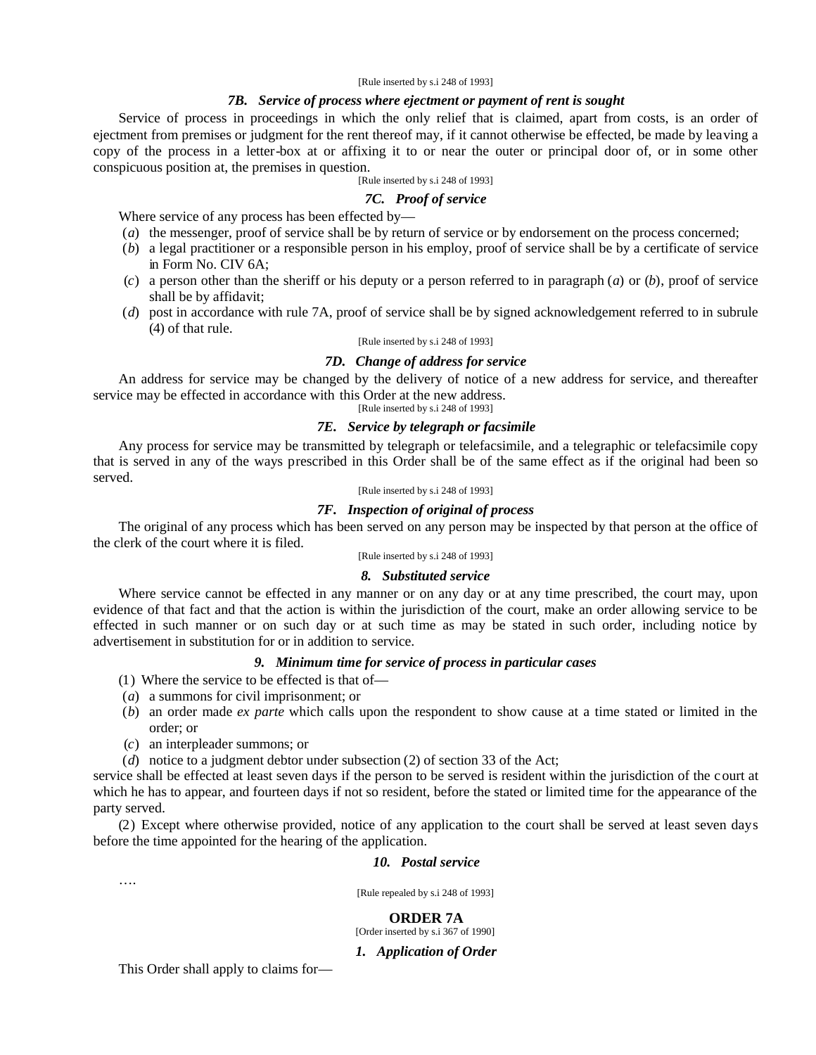[Rule inserted by s.i 248 of 1993]

### *7B. Service of process where ejectment or payment of rent is sought*

Service of process in proceedings in which the only relief that is claimed, apart from costs, is an order of ejectment from premises or judgment for the rent thereof may, if it cannot otherwise be effected, be made by leaving a copy of the process in a letter-box at or affixing it to or near the outer or principal door of, or in some other conspicuous position at, the premises in question.

[Rule inserted by s.i 248 of 1993]

### *7C. Proof of service*

Where service of any process has been effected by—

(*a*) the messenger, proof of service shall be by return of service or by endorsement on the process concerned;

(*b*) a legal practitioner or a responsible person in his employ, proof of service shall be by a certificate of service in Form No. CIV 6A;

(*c*) a person other than the sheriff or his deputy or a person referred to in paragraph (*a*) or (*b*), proof of service shall be by affidavit;

(*d*) post in accordance with rule 7A, proof of service shall be by signed acknowledgement referred to in subrule (4) of that rule.

[Rule inserted by s.i 248 of 1993]

### *7D. Change of address for service*

An address for service may be changed by the delivery of notice of a new address for service, and thereafter service may be effected in accordance with this Order at the new address.

[Rule inserted by s.i 248 of 1993]

### *7E. Service by telegraph or facsimile*

Any process for service may be transmitted by telegraph or telefacsimile, and a telegraphic or telefacsimile copy that is served in any of the ways prescribed in this Order shall be of the same effect as if the original had been so served.

[Rule inserted by s.i 248 of 1993]

### *7F. Inspection of original of process*

The original of any process which has been served on any person may be inspected by that person at the office of the clerk of the court where it is filed.

[Rule inserted by s.i 248 of 1993]

### *8. Substituted service*

Where service cannot be effected in any manner or on any day or at any time prescribed, the court may, upon evidence of that fact and that the action is within the jurisdiction of the court, make an order allowing service to be effected in such manner or on such day or at such time as may be stated in such order, including notice by advertisement in substitution for or in addition to service.

### *9. Minimum time for service of process in particular cases*

(1) Where the service to be effected is that of—

(*a*) a summons for civil imprisonment; or

(*b*) an order made *ex parte* which calls upon the respondent to show cause at a time stated or limited in the order; or

(*c*) an interpleader summons; or

(*d*) notice to a judgment debtor under subsection (2) of section 33 of the Act;

service shall be effected at least seven days if the person to be served is resident within the jurisdiction of the court at which he has to appear, and fourteen days if not so resident, before the stated or limited time for the appearance of the party served.

(2) Except where otherwise provided, notice of any application to the court shall be served at least seven days before the time appointed for the hearing of the application.

### *10. Postal service*

….

[Rule repealed by s.i 248 of 1993]

## ORDER 7A

[Order inserted by s.i 367 of 1990]

### *1. Application of Order*

This Order shall apply to claims for—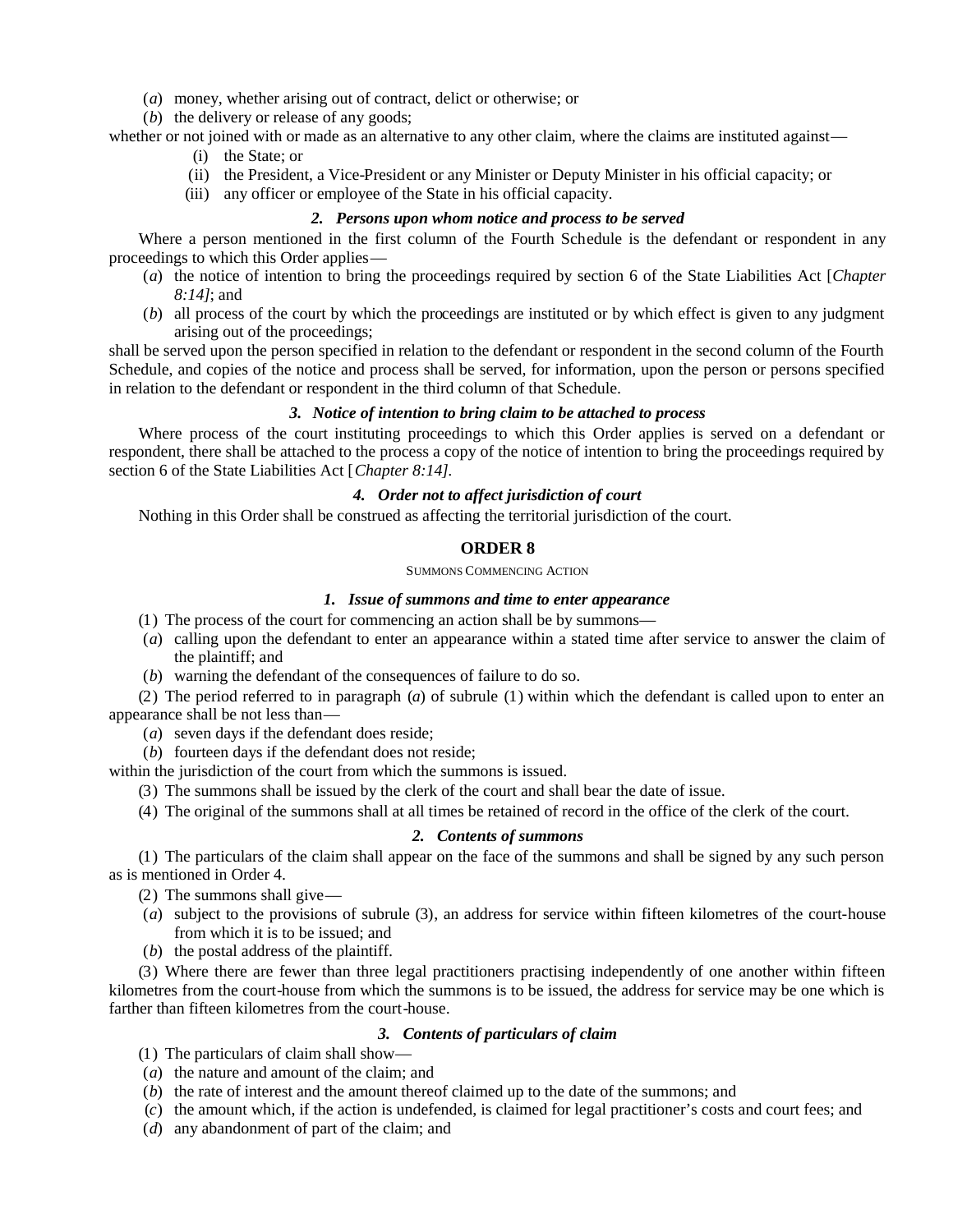(*a*) money, whether arising out of contract, delict or otherwise; or

(*b*) the delivery or release of any goods;

whether or not joined with or made as an alternative to any other claim, where the claims are instituted against—

(i) the State; or

(ii) the President, a Vice-President or any Minister or Deputy Minister in his official capacity; or

(iii) any officer or employee of the State in his official capacity.

### *2. Persons upon whom notice and process to be served*

Where a person mentioned in the first column of the Fourth Schedule is the defendant or respondent in any proceedings to which this Order applies—

(*a*) the notice of intention to bring the proceedings required by section 6 of the State Liabilities Act [*Chapter 8:14]*; and

(*b*) all process of the court by which the proceedings are instituted or by which effect is given to any judgment arising out of the proceedings;

shall be served upon the person specified in relation to the defendant or respondent in the second column of the Fourth Schedule, and copies of the notice and process shall be served, for information, upon the person or persons specified in relation to the defendant or respondent in the third column of that Schedule.

### *3. Notice of intention to bring claim to be attached to process*

Where process of the court instituting proceedings to which this Order applies is served on a defendant or respondent, there shall be attached to the process a copy of the notice of intention to bring the proceedings required by section 6 of the State Liabilities Act [*Chapter 8:14].*

### *4. Order not to affect jurisdiction of court*

Nothing in this Order shall be construed as affecting the territorial jurisdiction of the court.

## ORDER 8

SUMMONS COMMENCING ACTION

### *1. Issue of summons and time to enter appearance*

(1) The process of the court for commencing an action shall be by summons—

(*a*) calling upon the defendant to enter an appearance within a stated time after service to answer the claim of the plaintiff; and

(*b*) warning the defendant of the consequences of failure to do so.

(2) The period referred to in paragraph (*a*) of subrule (1) within which the defendant is called upon to enter an appearance shall be not less than—

(*a*) seven days if the defendant does reside;

(*b*) fourteen days if the defendant does not reside;

within the jurisdiction of the court from which the summons is issued.

(3) The summons shall be issued by the clerk of the court and shall bear the date of issue.

(4) The original of the summons shall at all times be retained of record in the office of the clerk of the court.

### *2. Contents of summons*

(1) The particulars of the claim shall appear on the face of the summons and shall be signed by any such person as is mentioned in Order 4.

(2) The summons shall give—

(*a*) subject to the provisions of subrule (3), an address for service within fifteen kilometres of the court-house from which it is to be issued; and

(*b*) the postal address of the plaintiff.

(3) Where there are fewer than three legal practitioners practising independently of one another within fifteen kilometres from the court-house from which the summons is to be issued, the address for service may be one which is farther than fifteen kilometres from the court-house.

### *3. Contents of particulars of claim*

(1) The particulars of claim shall show—

(*a*) the nature and amount of the claim; and

(*b*) the rate of interest and the amount thereof claimed up to the date of the summons; and

(*c*) the amount which, if the action is undefended, is claimed for legal practitioner's costs and court fees; and

(*d*) any abandonment of part of the claim; and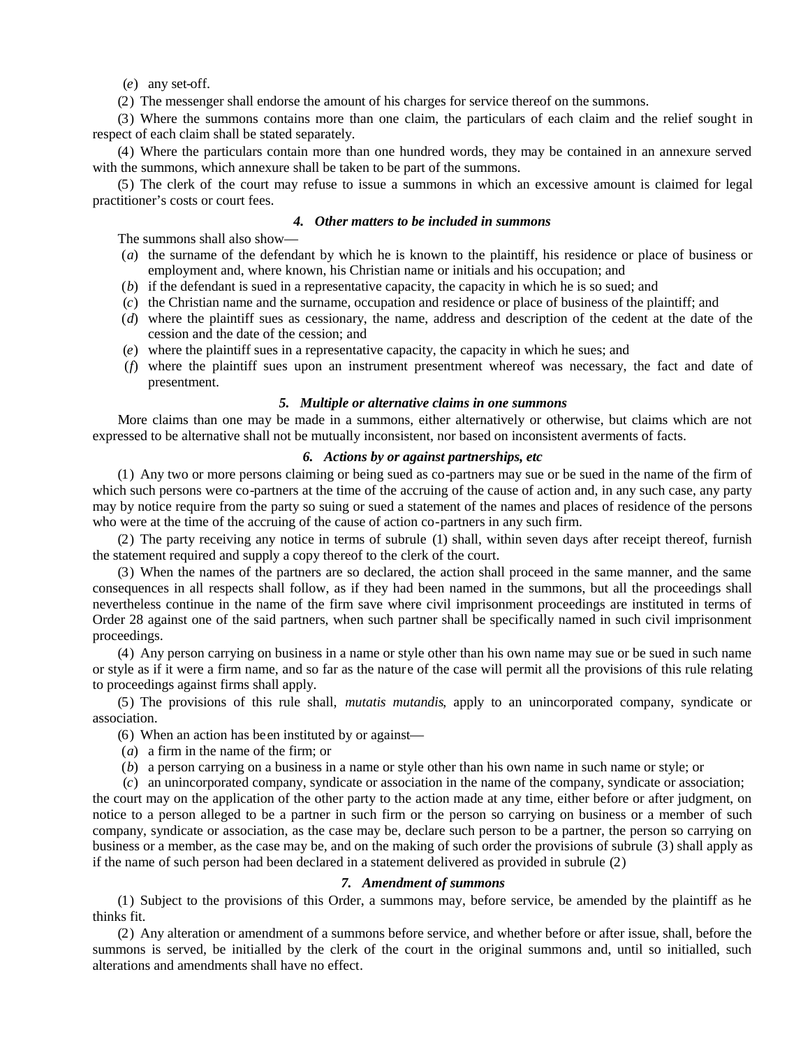(*e*) any set-off.

(2) The messenger shall endorse the amount of his charges for service thereof on the summons.

(3) Where the summons contains more than one claim, the particulars of each claim and the relief sought in respect of each claim shall be stated separately.

(4) Where the particulars contain more than one hundred words, they may be contained in an annexure served with the summons, which annexure shall be taken to be part of the summons.

(5) The clerk of the court may refuse to issue a summons in which an excessive amount is claimed for legal practitioner's costs or court fees.

### *4. Other matters to be included in summons*

The summons shall also show—

(*a*) the surname of the defendant by which he is known to the plaintiff, his residence or place of business or employment and, where known, his Christian name or initials and his occupation; and

(*b*) if the defendant is sued in a representative capacity, the capacity in which he is so sued; and

(*c*) the Christian name and the surname, occupation and residence or place of business of the plaintiff; and

(*d*) where the plaintiff sues as cessionary, the name, address and description of the cedent at the date of the cession and the date of the cession; and

(*e*) where the plaintiff sues in a representative capacity, the capacity in which he sues; and

(*f*) where the plaintiff sues upon an instrument presentment whereof was necessary, the fact and date of presentment.

### *5. Multiple or alternative claims in one summons*

More claims than one may be made in a summons, either alternatively or otherwise, but claims which are not expressed to be alternative shall not be mutually inconsistent, nor based on inconsistent averments of facts.

### *6. Actions by or against partnerships, etc*

(1) Any two or more persons claiming or being sued as co-partners may sue or be sued in the name of the firm of which such persons were co-partners at the time of the accruing of the cause of action and, in any such case, any party may by notice require from the party so suing or sued a statement of the names and places of residence of the persons who were at the time of the accruing of the cause of action co-partners in any such firm.

(2) The party receiving any notice in terms of subrule (1) shall, within seven days after receipt thereof, furnish the statement required and supply a copy thereof to the clerk of the court.

(3) When the names of the partners are so declared, the action shall proceed in the same manner, and the same consequences in all respects shall follow, as if they had been named in the summons, but all the proceedings shall nevertheless continue in the name of the firm save where civil imprisonment proceedings are instituted in terms of Order 28 against one of the said partners, when such partner shall be specifically named in such civil imprisonment proceedings.

(4) Any person carrying on business in a name or style other than his own name may sue or be sued in such name or style as if it were a firm name, and so far as the nature of the case will permit all the provisions of this rule relating to proceedings against firms shall apply.

(5) The provisions of this rule shall, *mutatis mutandis*, apply to an unincorporated company, syndicate or association.

(6) When an action has been instituted by or against—

(*a*) a firm in the name of the firm; or

(*b*) a person carrying on a business in a name or style other than his own name in such name or style; or

(*c*) an unincorporated company, syndicate or association in the name of the company, syndicate or association;

the court may on the application of the other party to the action made at any time, either before or after judgment, on notice to a person alleged to be a partner in such firm or the person so carrying on business or a member of such company, syndicate or association, as the case may be, declare such person to be a partner, the person so carrying on business or a member, as the case may be, and on the making of such order the provisions of subrule (3) shall apply as if the name of such person had been declared in a statement delivered as provided in subrule (2)

### *7. Amendment of summons*

(1) Subject to the provisions of this Order, a summons may, before service, be amended by the plaintiff as he thinks fit.

(2) Any alteration or amendment of a summons before service, and whether before or after issue, shall, before the summons is served, be initialled by the clerk of the court in the original summons and, until so initialled, such alterations and amendments shall have no effect.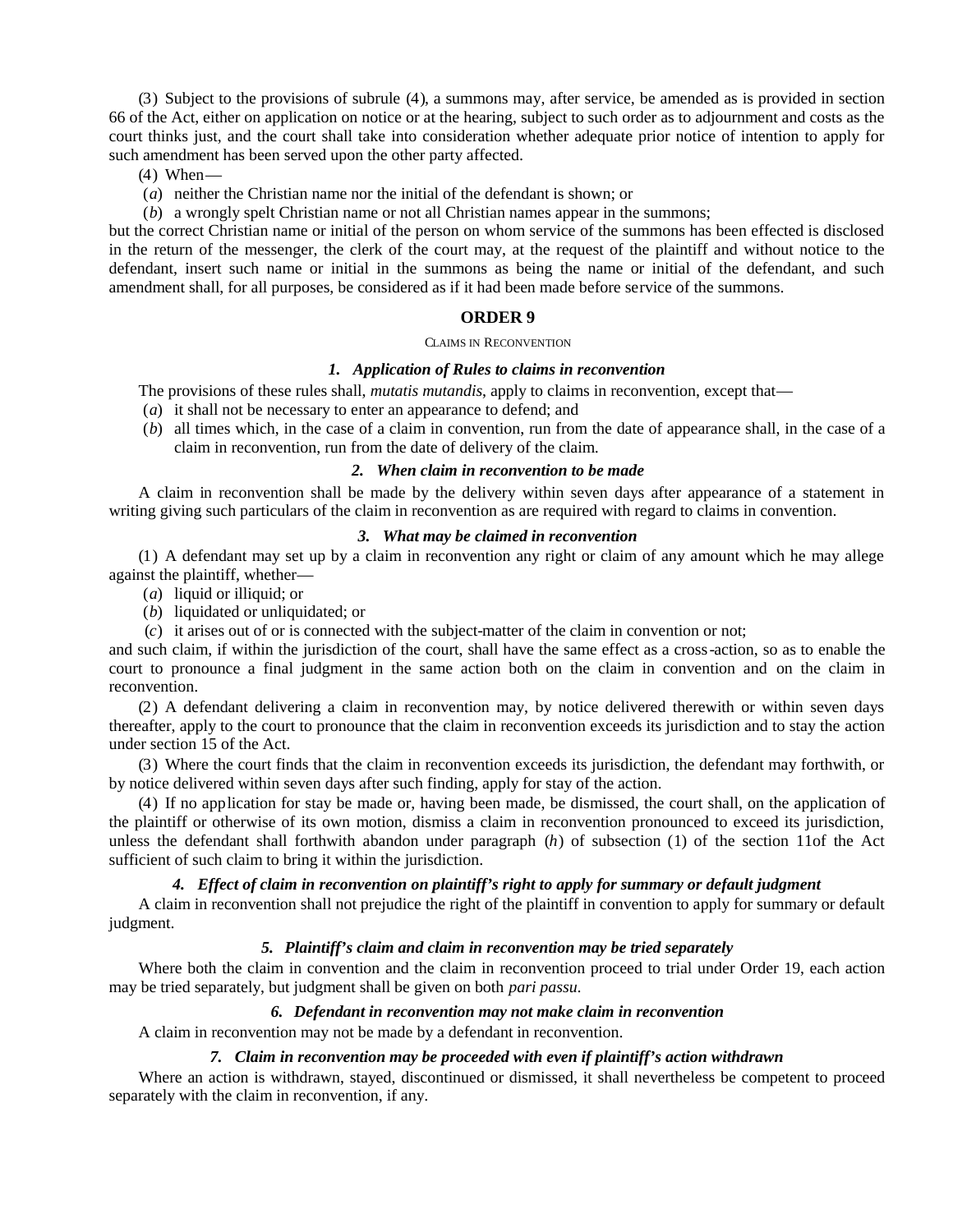(3) Subject to the provisions of subrule (4), a summons may, after service, be amended as is provided in section 66 of the Act, either on application on notice or at the hearing, subject to such order as to adjournment and costs as the court thinks just, and the court shall take into consideration whether adequate prior notice of intention to apply for such amendment has been served upon the other party affected.

(4) When—

(*a*) neither the Christian name nor the initial of the defendant is shown; or

(*b*) a wrongly spelt Christian name or not all Christian names appear in the summons;

but the correct Christian name or initial of the person on whom service of the summons has been effected is disclosed in the return of the messenger, the clerk of the court may, at the request of the plaintiff and without notice to the defendant, insert such name or initial in the summons as being the name or initial of the defendant, and such amendment shall, for all purposes, be considered as if it had been made before service of the summons.

## ORDER 9

CLAIMS IN RECONVENTION

### *1. Application of Rules to claims in reconvention*

The provisions of these rules shall, *mutatis mutandis*, apply to claims in reconvention, except that—

(*a*) it shall not be necessary to enter an appearance to defend; and

(*b*) all times which, in the case of a claim in convention, run from the date of appearance shall, in the case of a claim in reconvention, run from the date of delivery of the claim.

### *2. When claim in reconvention to be made*

A claim in reconvention shall be made by the delivery within seven days after appearance of a statement in writing giving such particulars of the claim in reconvention as are required with regard to claims in convention.

### *3. What may be claimed in reconvention*

(1) A defendant may set up by a claim in reconvention any right or claim of any amount which he may allege against the plaintiff, whether—

(*a*) liquid or illiquid; or

(*b*) liquidated or unliquidated; or

(*c*) it arises out of or is connected with the subject-matter of the claim in convention or not;

and such claim, if within the jurisdiction of the court, shall have the same effect as a cross-action, so as to enable the court to pronounce a final judgment in the same action both on the claim in convention and on the claim in reconvention.

(2) A defendant delivering a claim in reconvention may, by notice delivered therewith or within seven days thereafter, apply to the court to pronounce that the claim in reconvention exceeds its jurisdiction and to stay the action under section 15 of the Act.

(3) Where the court finds that the claim in reconvention exceeds its jurisdiction, the defendant may forthwith, or by notice delivered within seven days after such finding, apply for stay of the action.

(4) If no application for stay be made or, having been made, be dismissed, the court shall, on the application of the plaintiff or otherwise of its own motion, dismiss a claim in reconvention pronounced to exceed its jurisdiction, unless the defendant shall forthwith abandon under paragraph (*h*) of subsection (1) of the section 11of the Act sufficient of such claim to bring it within the jurisdiction.

### *4. Effect of claim in reconvention on plaintiff's right to apply for summary or default judgment*

A claim in reconvention shall not prejudice the right of the plaintiff in convention to apply for summary or default judgment.

### *5. Plaintiff's claim and claim in reconvention may be tried separately*

Where both the claim in convention and the claim in reconvention proceed to trial under Order 19, each action may be tried separately, but judgment shall be given on both *pari passu.*

### *6. Defendant in reconvention may not make claim in reconvention*

A claim in reconvention may not be made by a defendant in reconvention.

### *7. Claim in reconvention may be proceeded with even if plaintiff's action withdrawn*

Where an action is withdrawn, stayed, discontinued or dismissed, it shall nevertheless be competent to proceed separately with the claim in reconvention, if any.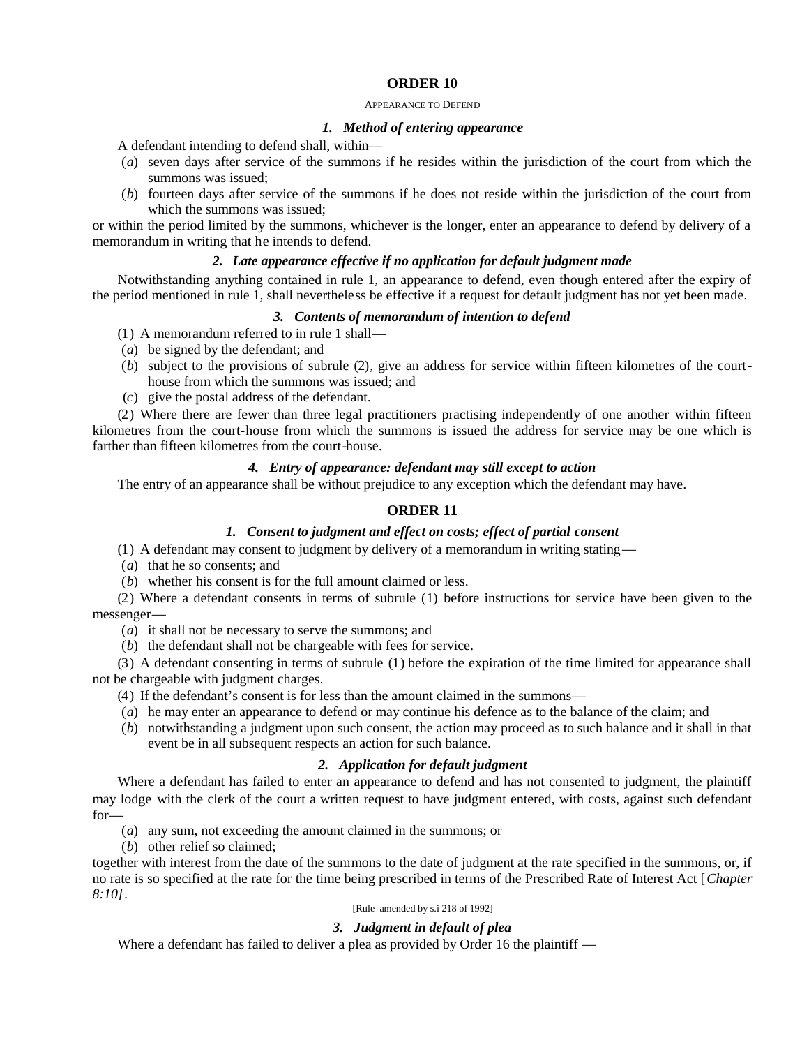## ORDER 10

APPEARANCE TO DEFEND

### *1. Method of entering appearance*

A defendant intending to defend shall, within—

(*a*) seven days after service of the summons if he resides within the jurisdiction of the court from which the summons was issued;

(*b*) fourteen days after service of the summons if he does not reside within the jurisdiction of the court from which the summons was issued;

or within the period limited by the summons, whichever is the longer, enter an appearance to defend by delivery of a memorandum in writing that he intends to defend.

### *2. Late appearance effective if no application for default judgment made*

Notwithstanding anything contained in rule 1, an appearance to defend, even though entered after the expiry of the period mentioned in rule 1, shall nevertheless be effective if a request for default judgment has not yet been made.

### *3. Contents of memorandum of intention to defend*

(1) A memorandum referred to in rule 1 shall—

(*a*) be signed by the defendant; and

(*b*) subject to the provisions of subrule (2), give an address for service within fifteen kilometres of the court-house from which the summons was issued; and

(*c*) give the postal address of the defendant.

(2) Where there are fewer than three legal practitioners practising independently of one another within fifteen kilometres from the court-house from which the summons is issued the address for service may be one which is farther than fifteen kilometres from the court-house.

### *4. Entry of appearance: defendant may still except to action*

The entry of an appearance shall be without prejudice to any exception which the defendant may have.

## ORDER 11

### *1. Consent to judgment and effect on costs; effect of partial consent*

(1) A defendant may consent to judgment by delivery of a memorandum in writing stating—

(*a*) that he so consents; and

(*b*) whether his consent is for the full amount claimed or less.

(2) Where a defendant consents in terms of subrule (1) before instructions for service have been given to the messenger—

(*a*) it shall not be necessary to serve the summons; and

(*b*) the defendant shall not be chargeable with fees for service.

(3) A defendant consenting in terms of subrule (1) before the expiration of the time limited for appearance shall not be chargeable with judgment charges.

(4) If the defendant's consent is for less than the amount claimed in the summons—

(*a*) he may enter an appearance to defend or may continue his defence as to the balance of the claim; and

(*b*) notwithstanding a judgment upon such consent, the action may proceed as to such balance and it shall in that event be in all subsequent respects an action for such balance.

### *2. Application for default judgment*

Where a defendant has failed to enter an appearance to defend and has not consented to judgment, the plaintiff may lodge with the clerk of the court a written request to have judgment entered, with costs, against such defendant for—

(*a*) any sum, not exceeding the amount claimed in the summons; or

(*b*) other relief so claimed;

together with interest from the date of the summons to the date of judgment at the rate specified in the summons, or, if no rate is so specified at the rate for the time being prescribed in terms of the Prescribed Rate of Interest Act [*Chapter 8:10]*.

[Rule amended by s.i 218 of 1992]

### *3. Judgment in default of plea*

Where a defendant has failed to deliver a plea as provided by Order 16 the plaintiff —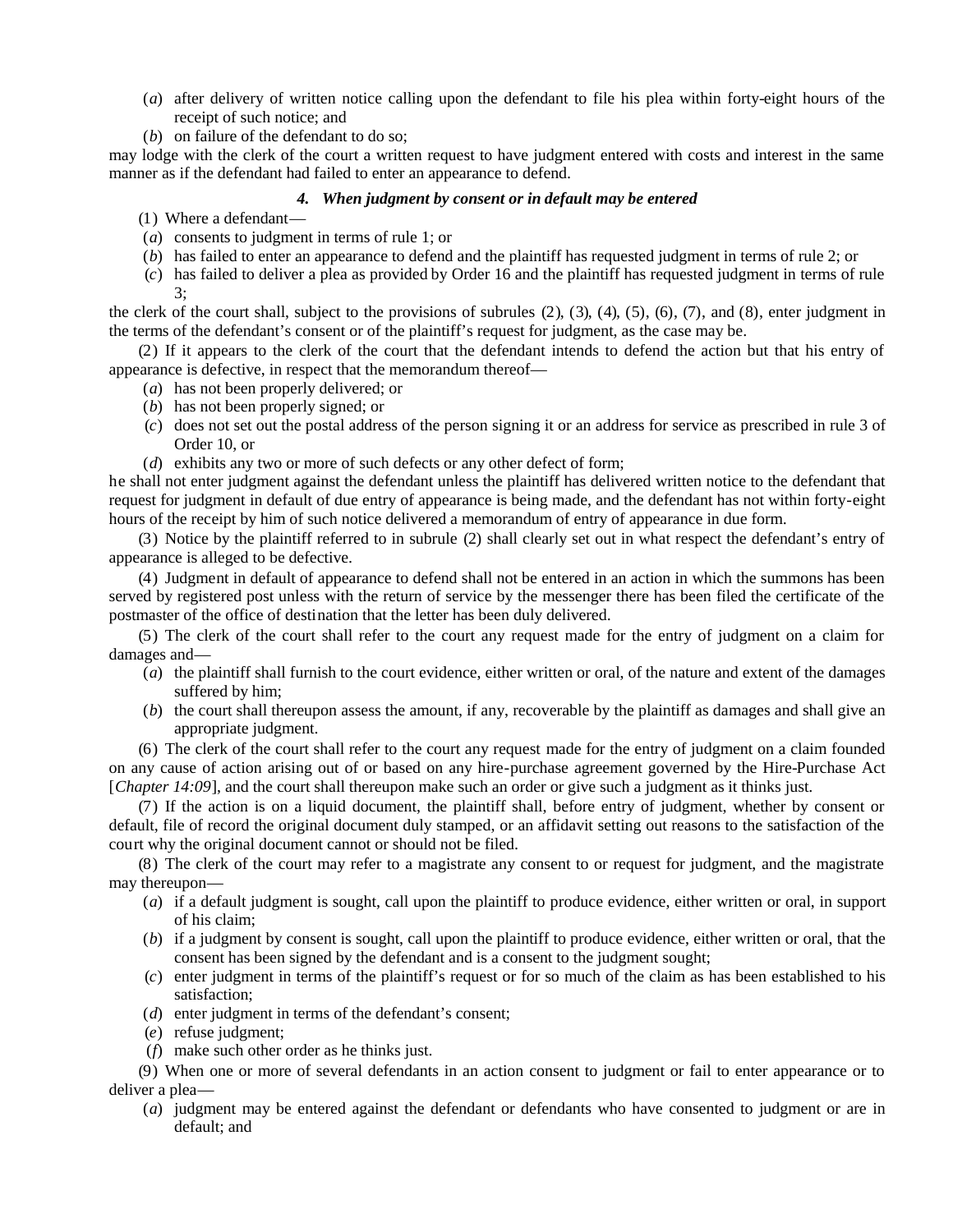(*a*) after delivery of written notice calling upon the defendant to file his plea within forty-eight hours of the receipt of such notice; and

(*b*) on failure of the defendant to do so;

may lodge with the clerk of the court a written request to have judgment entered with costs and interest in the same manner as if the defendant had failed to enter an appearance to defend.

### *4. When judgment by consent or in default may be entered*

(1) Where a defendant—

(*a*) consents to judgment in terms of rule 1; or

(*b*) has failed to enter an appearance to defend and the plaintiff has requested judgment in terms of rule 2; or

(*c*) has failed to deliver a plea as provided by Order 16 and the plaintiff has requested judgment in terms of rule 3;

the clerk of the court shall, subject to the provisions of subrules (2), (3), (4), (5), (6), (7), and (8), enter judgment in the terms of the defendant's consent or of the plaintiff's request for judgment, as the case may be.

(2) If it appears to the clerk of the court that the defendant intends to defend the action but that his entry of appearance is defective, in respect that the memorandum thereof—

(*a*) has not been properly delivered; or

(*b*) has not been properly signed; or

(*c*) does not set out the postal address of the person signing it or an address for service as prescribed in rule 3 of Order 10, or

(*d*) exhibits any two or more of such defects or any other defect of form;

he shall not enter judgment against the defendant unless the plaintiff has delivered written notice to the defendant that request for judgment in default of due entry of appearance is being made, and the defendant has not within forty-eight hours of the receipt by him of such notice delivered a memorandum of entry of appearance in due form.

(3) Notice by the plaintiff referred to in subrule (2) shall clearly set out in what respect the defendant's entry of appearance is alleged to be defective.

(4) Judgment in default of appearance to defend shall not be entered in an action in which the summons has been served by registered post unless with the return of service by the messenger there has been filed the certificate of the postmaster of the office of destination that the letter has been duly delivered.

(5) The clerk of the court shall refer to the court any request made for the entry of judgment on a claim for damages and—

(*a*) the plaintiff shall furnish to the court evidence, either written or oral, of the nature and extent of the damages suffered by him;

(*b*) the court shall thereupon assess the amount, if any, recoverable by the plaintiff as damages and shall give an appropriate judgment.

(6) The clerk of the court shall refer to the court any request made for the entry of judgment on a claim founded on any cause of action arising out of or based on any hire-purchase agreement governed by the Hire-Purchase Act [*Chapter 14:09*], and the court shall thereupon make such an order or give such a judgment as it thinks just.

(7) If the action is on a liquid document, the plaintiff shall, before entry of judgment, whether by consent or default, file of record the original document duly stamped, or an affidavit setting out reasons to the satisfaction of the court why the original document cannot or should not be filed.

(8) The clerk of the court may refer to a magistrate any consent to or request for judgment, and the magistrate may thereupon—

(*a*) if a default judgment is sought, call upon the plaintiff to produce evidence, either written or oral, in support of his claim;

(*b*) if a judgment by consent is sought, call upon the plaintiff to produce evidence, either written or oral, that the consent has been signed by the defendant and is a consent to the judgment sought;

(*c*) enter judgment in terms of the plaintiff's request or for so much of the claim as has been established to his satisfaction;

(*d*) enter judgment in terms of the defendant's consent;

(*e*) refuse judgment;

(*f*) make such other order as he thinks just.

(9) When one or more of several defendants in an action consent to judgment or fail to enter appearance or to deliver a plea—

(*a*) judgment may be entered against the defendant or defendants who have consented to judgment or are in default; and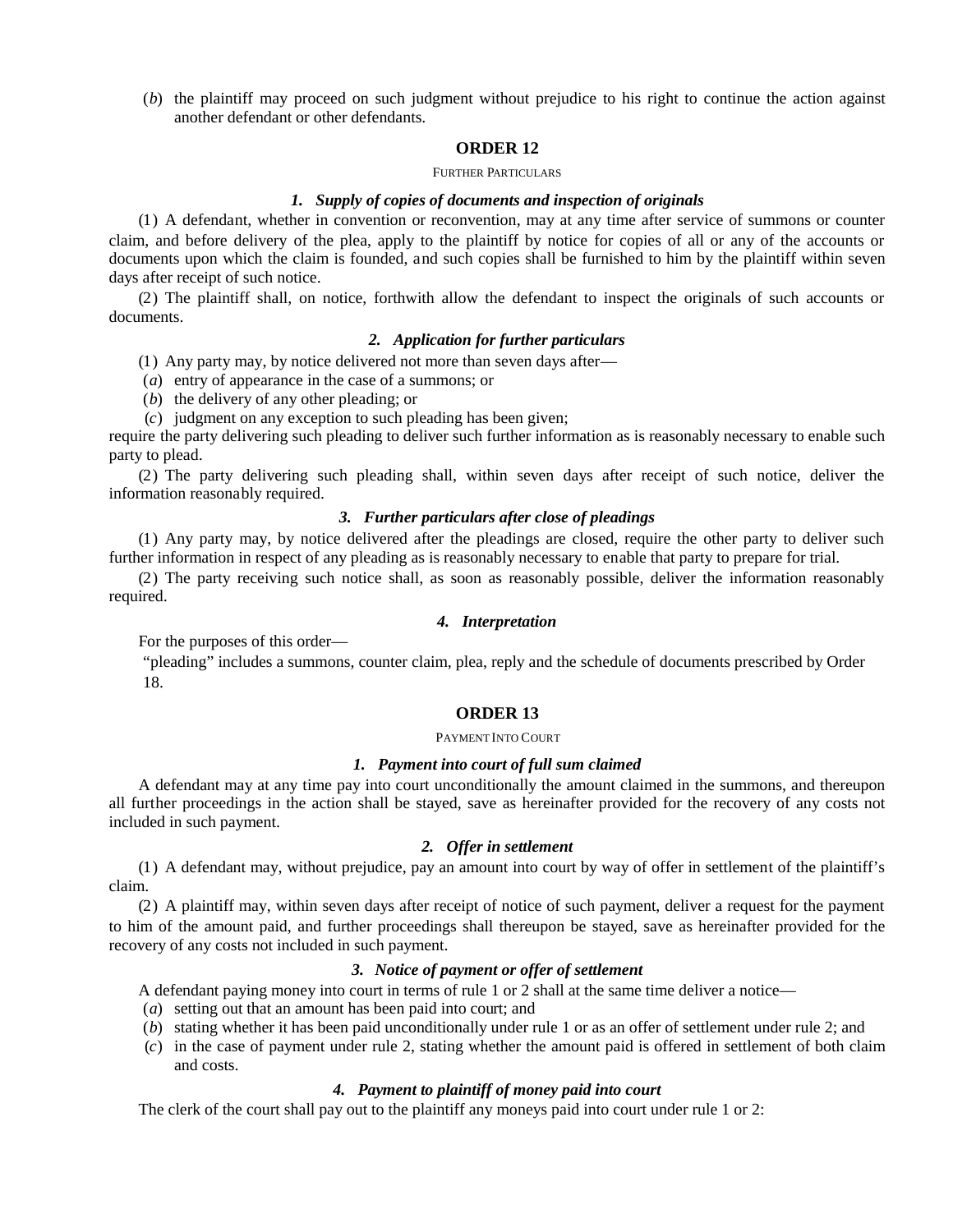(*b*) the plaintiff may proceed on such judgment without prejudice to his right to continue the action against another defendant or other defendants.

## ORDER 12

FURTHER PARTICULARS

### *1. Supply of copies of documents and inspection of originals*

(1) A defendant, whether in convention or reconvention, may at any time after service of summons or counter claim, and before delivery of the plea, apply to the plaintiff by notice for copies of all or any of the accounts or documents upon which the claim is founded, and such copies shall be furnished to him by the plaintiff within seven days after receipt of such notice.

(2) The plaintiff shall, on notice, forthwith allow the defendant to inspect the originals of such accounts or documents.

### *2. Application for further particulars*

(1) Any party may, by notice delivered not more than seven days after—

(*a*) entry of appearance in the case of a summons; or

(*b*) the delivery of any other pleading; or

(*c*) judgment on any exception to such pleading has been given;

require the party delivering such pleading to deliver such further information as is reasonably necessary to enable such party to plead.

(2) The party delivering such pleading shall, within seven days after receipt of such notice, deliver the information reasonably required.

### *3. Further particulars after close of pleadings*

(1) Any party may, by notice delivered after the pleadings are closed, require the other party to deliver such further information in respect of any pleading as is reasonably necessary to enable that party to prepare for trial.

(2) The party receiving such notice shall, as soon as reasonably possible, deliver the information reasonably required.

### *4. Interpretation*

For the purposes of this order—

"pleading" includes a summons, counter claim, plea, reply and the schedule of documents prescribed by Order 18.

## ORDER 13

PAYMENT INTO COURT

### *1. Payment into court of full sum claimed*

A defendant may at any time pay into court unconditionally the amount claimed in the summons, and thereupon all further proceedings in the action shall be stayed, save as hereinafter provided for the recovery of any costs not included in such payment.

### *2. Offer in settlement*

(1) A defendant may, without prejudice, pay an amount into court by way of offer in settlement of the plaintiff's claim.

(2) A plaintiff may, within seven days after receipt of notice of such payment, deliver a request for the payment to him of the amount paid, and further proceedings shall thereupon be stayed, save as hereinafter provided for the recovery of any costs not included in such payment.

### *3. Notice of payment or offer of settlement*

A defendant paying money into court in terms of rule 1 or 2 shall at the same time deliver a notice—

(*a*) setting out that an amount has been paid into court; and

(*b*) stating whether it has been paid unconditionally under rule 1 or as an offer of settlement under rule 2; and

(*c*) in the case of payment under rule 2, stating whether the amount paid is offered in settlement of both claim and costs.

### *4. Payment to plaintiff of money paid into court*

The clerk of the court shall pay out to the plaintiff any moneys paid into court under rule 1 or 2: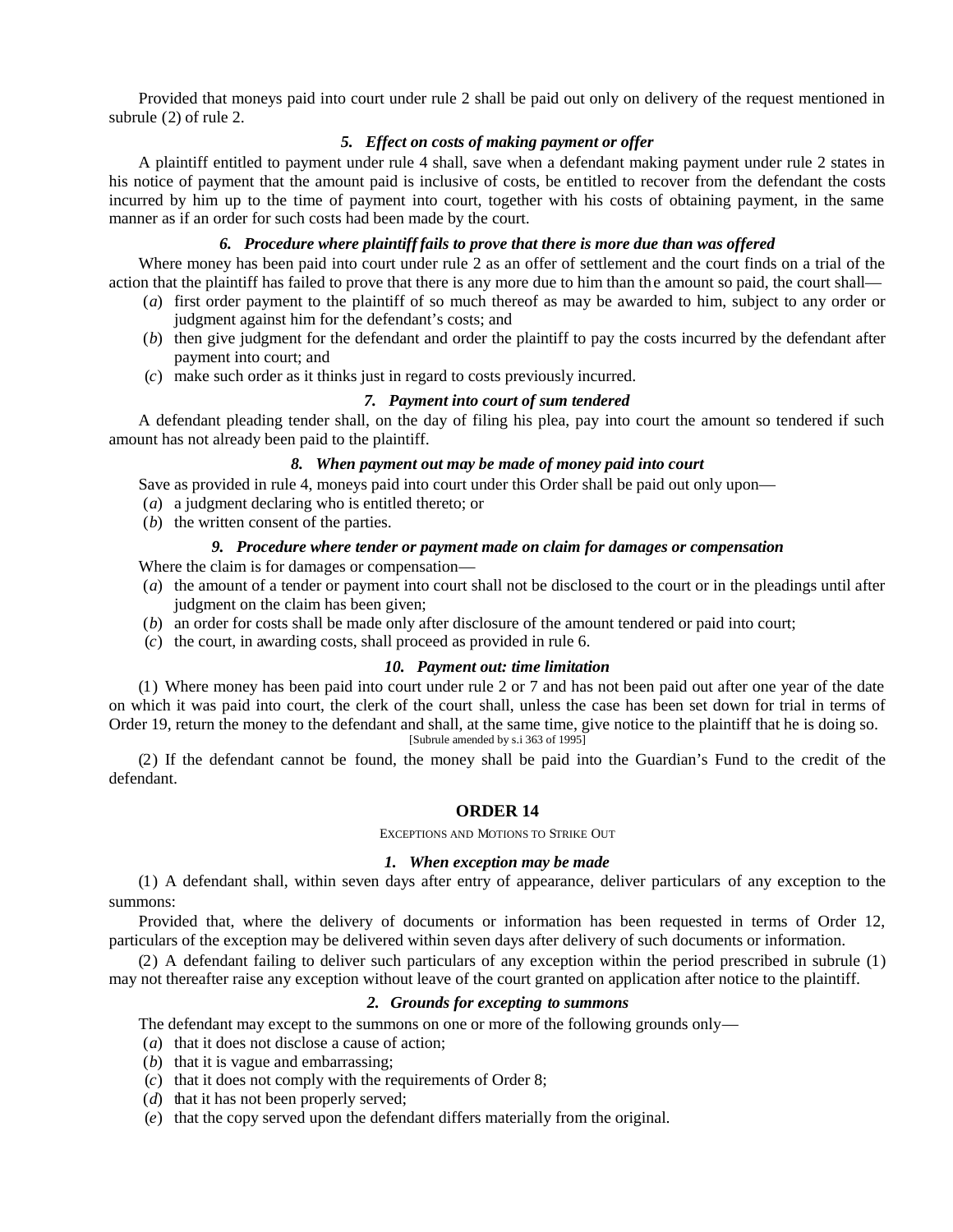Provided that moneys paid into court under rule 2 shall be paid out only on delivery of the request mentioned in subrule (2) of rule 2.

### *5. Effect on costs of making payment or offer*

A plaintiff entitled to payment under rule 4 shall, save when a defendant making payment under rule 2 states in his notice of payment that the amount paid is inclusive of costs, be entitled to recover from the defendant the costs incurred by him up to the time of payment into court, together with his costs of obtaining payment, in the same manner as if an order for such costs had been made by the court.

### *6. Procedure where plaintiff fails to prove that there is more due than was offered*

Where money has been paid into court under rule 2 as an offer of settlement and the court finds on a trial of the action that the plaintiff has failed to prove that there is any more due to him than the amount so paid, the court shall—

(*a*) first order payment to the plaintiff of so much thereof as may be awarded to him, subject to any order or judgment against him for the defendant's costs; and

(*b*) then give judgment for the defendant and order the plaintiff to pay the costs incurred by the defendant after payment into court; and

(*c*) make such order as it thinks just in regard to costs previously incurred.

### *7. Payment into court of sum tendered*

A defendant pleading tender shall, on the day of filing his plea, pay into court the amount so tendered if such amount has not already been paid to the plaintiff.

### *8. When payment out may be made of money paid into court*

Save as provided in rule 4, moneys paid into court under this Order shall be paid out only upon—

(*a*) a judgment declaring who is entitled thereto; or

(*b*) the written consent of the parties.

### *9. Procedure where tender or payment made on claim for damages or compensation*

Where the claim is for damages or compensation—

(*a*) the amount of a tender or payment into court shall not be disclosed to the court or in the pleadings until after judgment on the claim has been given;

(*b*) an order for costs shall be made only after disclosure of the amount tendered or paid into court;

(*c*) the court, in awarding costs, shall proceed as provided in rule 6.

### *10. Payment out: time limitation*

(1) Where money has been paid into court under rule 2 or 7 and has not been paid out after one year of the date on which it was paid into court, the clerk of the court shall, unless the case has been set down for trial in terms of Order 19, return the money to the defendant and shall, at the same time, give notice to the plaintiff that he is doing so.

[Subrule amended by s.i 363 of 1995]

(2) If the defendant cannot be found, the money shall be paid into the Guardian's Fund to the credit of the defendant.

## ORDER 14

EXCEPTIONS AND MOTIONS TO STRIKE OUT

### *1. When exception may be made*

(1) A defendant shall, within seven days after entry of appearance, deliver particulars of any exception to the summons:

Provided that, where the delivery of documents or information has been requested in terms of Order 12, particulars of the exception may be delivered within seven days after delivery of such documents or information.

(2) A defendant failing to deliver such particulars of any exception within the period prescribed in subrule (1) may not thereafter raise any exception without leave of the court granted on application after notice to the plaintiff.

### *2. Grounds for excepting to summons*

The defendant may except to the summons on one or more of the following grounds only—

(*a*) that it does not disclose a cause of action;

(*b*) that it is vague and embarrassing;

(*c*) that it does not comply with the requirements of Order 8;

(*d*) that it has not been properly served;

(*e*) that the copy served upon the defendant differs materially from the original.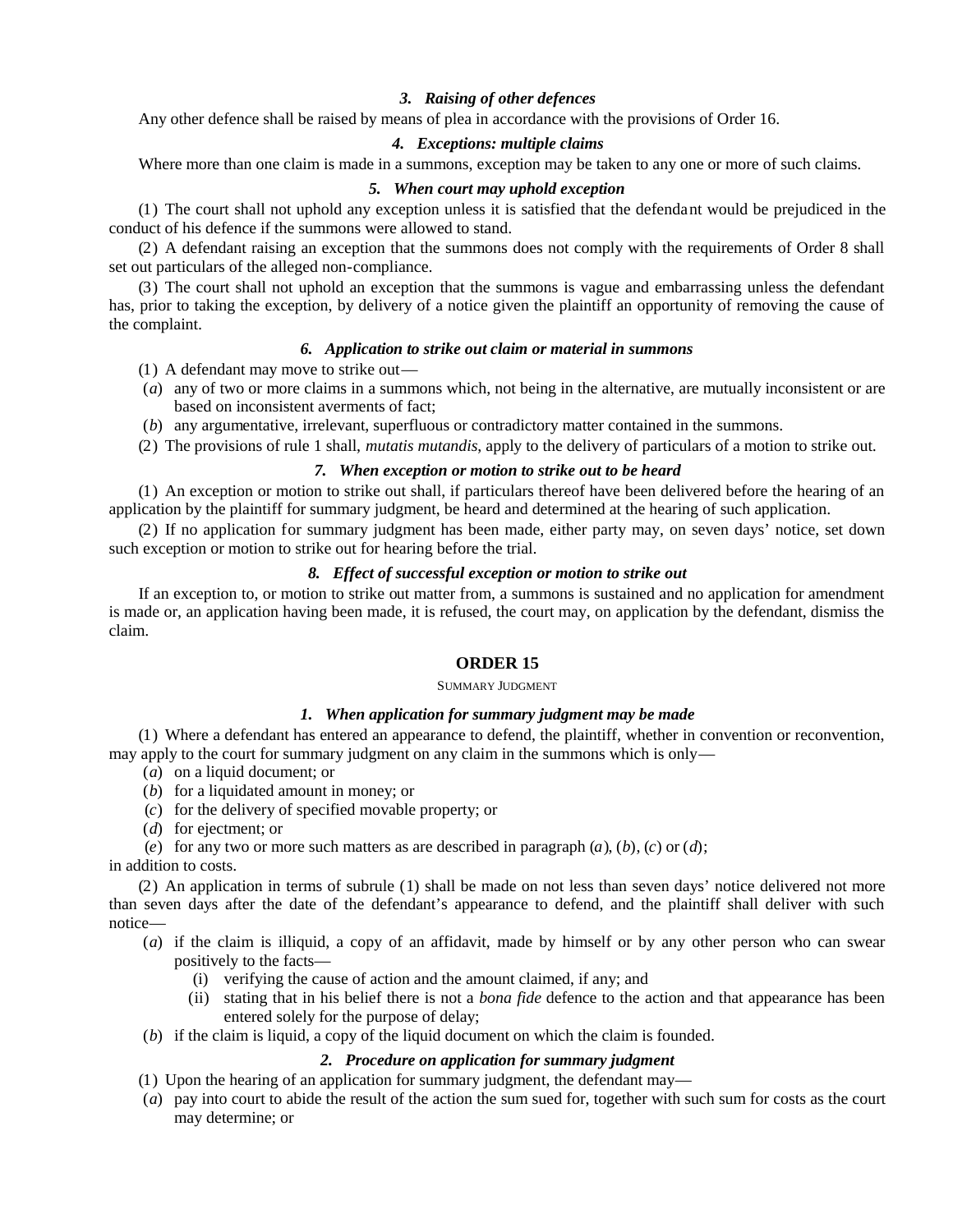### *3. Raising of other defences*

Any other defence shall be raised by means of plea in accordance with the provisions of Order 16.

### *4. Exceptions: multiple claims*

Where more than one claim is made in a summons, exception may be taken to any one or more of such claims.

### *5. When court may uphold exception*

(1) The court shall not uphold any exception unless it is satisfied that the defendant would be prejudiced in the conduct of his defence if the summons were allowed to stand.

(2) A defendant raising an exception that the summons does not comply with the requirements of Order 8 shall set out particulars of the alleged non-compliance.

(3) The court shall not uphold an exception that the summons is vague and embarrassing unless the defendant has, prior to taking the exception, by delivery of a notice given the plaintiff an opportunity of removing the cause of the complaint.

### *6. Application to strike out claim or material in summons*

(1) A defendant may move to strike out—

(*a*) any of two or more claims in a summons which, not being in the alternative, are mutually inconsistent or are based on inconsistent averments of fact;

(*b*) any argumentative, irrelevant, superfluous or contradictory matter contained in the summons.

(2) The provisions of rule 1 shall, *mutatis mutandis*, apply to the delivery of particulars of a motion to strike out.

### *7. When exception or motion to strike out to be heard*

(1) An exception or motion to strike out shall, if particulars thereof have been delivered before the hearing of an application by the plaintiff for summary judgment, be heard and determined at the hearing of such application.

(2) If no application for summary judgment has been made, either party may, on seven days' notice, set down such exception or motion to strike out for hearing before the trial.

### *8. Effect of successful exception or motion to strike out*

If an exception to, or motion to strike out matter from, a summons is sustained and no application for amendment is made or, an application having been made, it is refused, the court may, on application by the defendant, dismiss the claim.

## ORDER 15

SUMMARY JUDGMENT

### *1. When application for summary judgment may be made*

(1) Where a defendant has entered an appearance to defend, the plaintiff, whether in convention or reconvention, may apply to the court for summary judgment on any claim in the summons which is only—

(*a*) on a liquid document; or

(*b*) for a liquidated amount in money; or

(*c*) for the delivery of specified movable property; or

(*d*) for ejectment; or

(*e*) for any two or more such matters as are described in paragraph (*a*), (*b*), (*c*) or (*d*);

in addition to costs.

(2) An application in terms of subrule (1) shall be made on not less than seven days' notice delivered not more than seven days after the date of the defendant's appearance to defend, and the plaintiff shall deliver with such notice—

(*a*) if the claim is illiquid, a copy of an affidavit, made by himself or by any other person who can swear positively to the facts—

(i) verifying the cause of action and the amount claimed, if any; and

(ii) stating that in his belief there is not a *bona fide* defence to the action and that appearance has been entered solely for the purpose of delay;

(*b*) if the claim is liquid, a copy of the liquid document on which the claim is founded.

### *2. Procedure on application for summary judgment*

(1) Upon the hearing of an application for summary judgment, the defendant may—

(*a*) pay into court to abide the result of the action the sum sued for, together with such sum for costs as the court may determine; or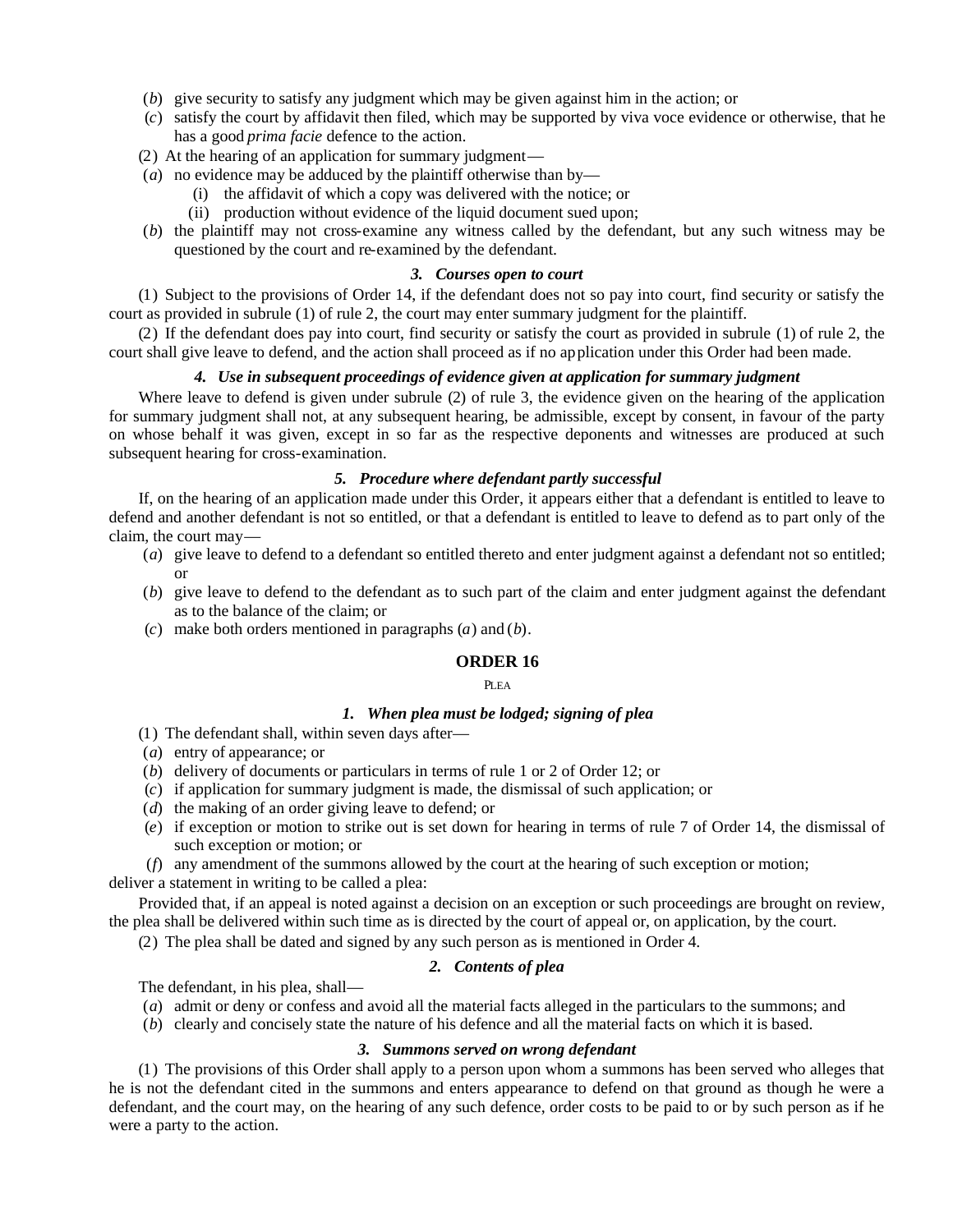(*b*) give security to satisfy any judgment which may be given against him in the action; or

(*c*) satisfy the court by affidavit then filed, which may be supported by viva voce evidence or otherwise, that he has a good *prima facie* defence to the action.

(2) At the hearing of an application for summary judgment—

(*a*) no evidence may be adduced by the plaintiff otherwise than by—

(i) the affidavit of which a copy was delivered with the notice; or

(ii) production without evidence of the liquid document sued upon;

(*b*) the plaintiff may not cross-examine any witness called by the defendant, but any such witness may be questioned by the court and re-examined by the defendant.

***3. Courses open to court***

(1) Subject to the provisions of Order 14, if the defendant does not so pay into court, find security or satisfy the court as provided in subrule (1) of rule 2, the court may enter summary judgment for the plaintiff.

(2) If the defendant does pay into court, find security or satisfy the court as provided in subrule (1) of rule 2, the court shall give leave to defend, and the action shall proceed as if no application under this Order had been made.

***4. Use in subsequent proceedings of evidence given at application for summary judgment***

Where leave to defend is given under subrule (2) of rule 3, the evidence given on the hearing of the application for summary judgment shall not, at any subsequent hearing, be admissible, except by consent, in favour of the party on whose behalf it was given, except in so far as the respective deponents and witnesses are produced at such subsequent hearing for cross-examination.

***5. Procedure where defendant partly successful***

If, on the hearing of an application made under this Order, it appears either that a defendant is entitled to leave to defend and another defendant is not so entitled, or that a defendant is entitled to leave to defend as to part only of the claim, the court may—

(*a*) give leave to defend to a defendant so entitled thereto and enter judgment against a defendant not so entitled; or

(*b*) give leave to defend to the defendant as to such part of the claim and enter judgment against the defendant as to the balance of the claim; or

(*c*) make both orders mentioned in paragraphs (*a*) and (*b*).

## ORDER 16

PLEA

***1. When plea must be lodged; signing of plea***

(1) The defendant shall, within seven days after—

(*a*) entry of appearance; or

(*b*) delivery of documents or particulars in terms of rule 1 or 2 of Order 12; or

(*c*) if application for summary judgment is made, the dismissal of such application; or

(*d*) the making of an order giving leave to defend; or

(*e*) if exception or motion to strike out is set down for hearing in terms of rule 7 of Order 14, the dismissal of such exception or motion; or

(*f*) any amendment of the summons allowed by the court at the hearing of such exception or motion;

deliver a statement in writing to be called a plea:

Provided that, if an appeal is noted against a decision on an exception or such proceedings are brought on review, the plea shall be delivered within such time as is directed by the court of appeal or, on application, by the court.

(2) The plea shall be dated and signed by any such person as is mentioned in Order 4.

***2. Contents of plea***

The defendant, in his plea, shall—

(*a*) admit or deny or confess and avoid all the material facts alleged in the particulars to the summons; and

(*b*) clearly and concisely state the nature of his defence and all the material facts on which it is based.

***3. Summons served on wrong defendant***

(1) The provisions of this Order shall apply to a person upon whom a summons has been served who alleges that he is not the defendant cited in the summons and enters appearance to defend on that ground as though he were a defendant, and the court may, on the hearing of any such defence, order costs to be paid to or by such person as if he were a party to the action.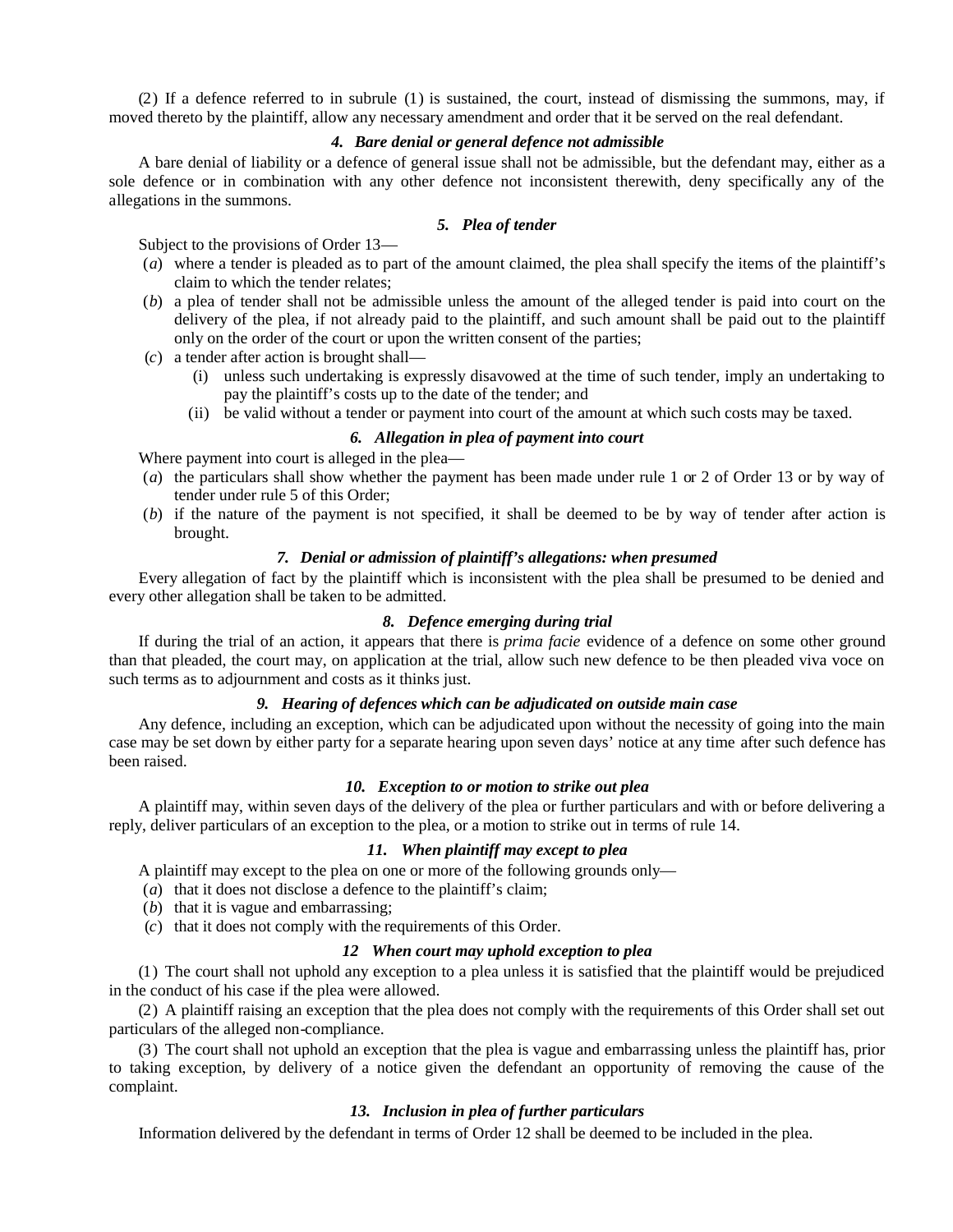(2) If a defence referred to in subrule (1) is sustained, the court, instead of dismissing the summons, may, if moved thereto by the plaintiff, allow any necessary amendment and order that it be served on the real defendant.

#### *4. Bare denial or general defence not admissible*

A bare denial of liability or a defence of general issue shall not be admissible, but the defendant may, either as a sole defence or in combination with any other defence not inconsistent therewith, deny specifically any of the allegations in the summons.

#### *5. Plea of tender*

Subject to the provisions of Order 13—

(*a*) where a tender is pleaded as to part of the amount claimed, the plea shall specify the items of the plaintiff's claim to which the tender relates;

(*b*) a plea of tender shall not be admissible unless the amount of the alleged tender is paid into court on the delivery of the plea, if not already paid to the plaintiff, and such amount shall be paid out to the plaintiff only on the order of the court or upon the written consent of the parties;

(*c*) a tender after action is brought shall—

(i) unless such undertaking is expressly disavowed at the time of such tender, imply an undertaking to pay the plaintiff's costs up to the date of the tender; and

(ii) be valid without a tender or payment into court of the amount at which such costs may be taxed.

#### *6. Allegation in plea of payment into court*

Where payment into court is alleged in the plea—

(*a*) the particulars shall show whether the payment has been made under rule 1 or 2 of Order 13 or by way of tender under rule 5 of this Order;

(*b*) if the nature of the payment is not specified, it shall be deemed to be by way of tender after action is brought.

#### *7. Denial or admission of plaintiff's allegations: when presumed*

Every allegation of fact by the plaintiff which is inconsistent with the plea shall be presumed to be denied and every other allegation shall be taken to be admitted.

#### *8. Defence emerging during trial*

If during the trial of an action, it appears that there is *prima facie* evidence of a defence on some other ground than that pleaded, the court may, on application at the trial, allow such new defence to be then pleaded viva voce on such terms as to adjournment and costs as it thinks just.

#### *9. Hearing of defences which can be adjudicated on outside main case*

Any defence, including an exception, which can be adjudicated upon without the necessity of going into the main case may be set down by either party for a separate hearing upon seven days' notice at any time after such defence has been raised.

#### *10. Exception to or motion to strike out plea*

A plaintiff may, within seven days of the delivery of the plea or further particulars and with or before delivering a reply, deliver particulars of an exception to the plea, or a motion to strike out in terms of rule 14.

#### *11. When plaintiff may except to plea*

A plaintiff may except to the plea on one or more of the following grounds only—

(*a*) that it does not disclose a defence to the plaintiff's claim;

(*b*) that it is vague and embarrassing;

(*c*) that it does not comply with the requirements of this Order.

#### *12 When court may uphold exception to plea*

(1) The court shall not uphold any exception to a plea unless it is satisfied that the plaintiff would be prejudiced in the conduct of his case if the plea were allowed.

(2) A plaintiff raising an exception that the plea does not comply with the requirements of this Order shall set out particulars of the alleged non-compliance.

(3) The court shall not uphold an exception that the plea is vague and embarrassing unless the plaintiff has, prior to taking exception, by delivery of a notice given the defendant an opportunity of removing the cause of the complaint.

#### *13. Inclusion in plea of further particulars*

Information delivered by the defendant in terms of Order 12 shall be deemed to be included in the plea.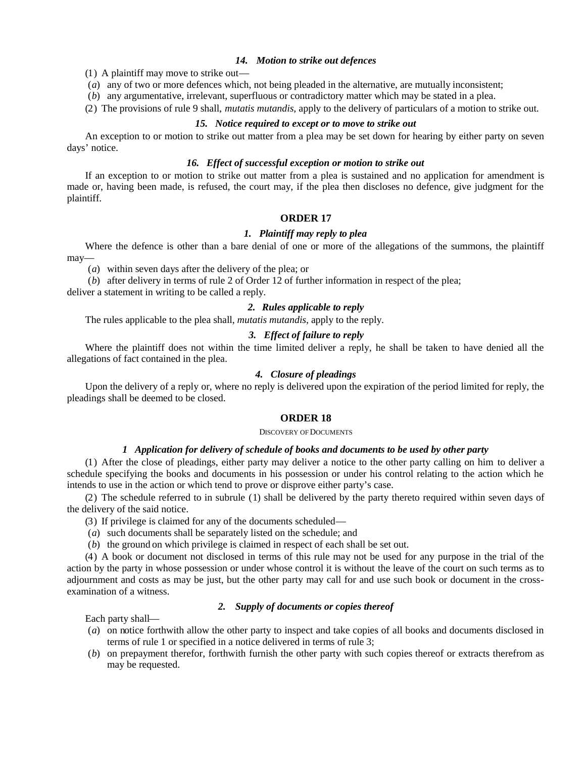#### *14. Motion to strike out defences*

(1) A plaintiff may move to strike out—

(*a*) any of two or more defences which, not being pleaded in the alternative, are mutually inconsistent;

(*b*) any argumentative, irrelevant, superfluous or contradictory matter which may be stated in a plea.

(2) The provisions of rule 9 shall, *mutatis mutandis*, apply to the delivery of particulars of a motion to strike out.

#### *15. Notice required to except or to move to strike out*

An exception to or motion to strike out matter from a plea may be set down for hearing by either party on seven days' notice.

#### *16. Effect of successful exception or motion to strike out*

If an exception to or motion to strike out matter from a plea is sustained and no application for amendment is made or, having been made, is refused, the court may, if the plea then discloses no defence, give judgment for the plaintiff.

## ORDER 17

#### *1. Plaintiff may reply to plea*

Where the defence is other than a bare denial of one or more of the allegations of the summons, the plaintiff may—

(*a*) within seven days after the delivery of the plea; or

(*b*) after delivery in terms of rule 2 of Order 12 of further information in respect of the plea;

deliver a statement in writing to be called a reply.

#### *2. Rules applicable to reply*

The rules applicable to the plea shall, *mutatis mutandis*, apply to the reply.

#### *3. Effect of failure to reply*

Where the plaintiff does not within the time limited deliver a reply, he shall be taken to have denied all the allegations of fact contained in the plea.

#### *4. Closure of pleadings*

Upon the delivery of a reply or, where no reply is delivered upon the expiration of the period limited for reply, the pleadings shall be deemed to be closed.

## ORDER 18

DISCOVERY OF DOCUMENTS

#### *1 Application for delivery of schedule of books and documents to be used by other party*

(1) After the close of pleadings, either party may deliver a notice to the other party calling on him to deliver a schedule specifying the books and documents in his possession or under his control relating to the action which he intends to use in the action or which tend to prove or disprove either party's case.

(2) The schedule referred to in subrule (1) shall be delivered by the party thereto required within seven days of the delivery of the said notice.

(3) If privilege is claimed for any of the documents scheduled—

(*a*) such documents shall be separately listed on the schedule; and

(*b*) the ground on which privilege is claimed in respect of each shall be set out.

(4) A book or document not disclosed in terms of this rule may not be used for any purpose in the trial of the action by the party in whose possession or under whose control it is without the leave of the court on such terms as to adjournment and costs as may be just, but the other party may call for and use such book or document in the cross-examination of a witness.

#### *2. Supply of documents or copies thereof*

Each party shall—

(*a*) on notice forthwith allow the other party to inspect and take copies of all books and documents disclosed in terms of rule 1 or specified in a notice delivered in terms of rule 3;

(*b*) on prepayment therefor, forthwith furnish the other party with such copies thereof or extracts therefrom as may be requested.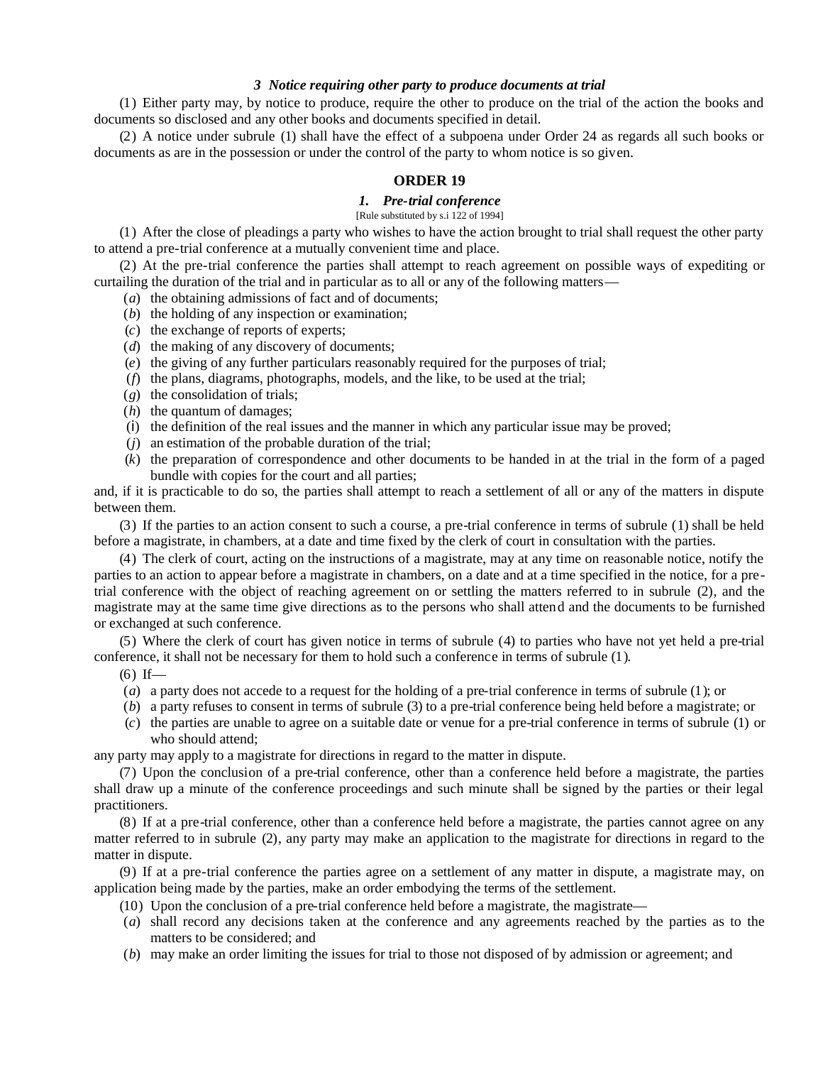### *3 Notice requiring other party to produce documents at trial*

(1) Either party may, by notice to produce, require the other to produce on the trial of the action the books and documents so disclosed and any other books and documents specified in detail.

(2) A notice under subrule (1) shall have the effect of a subpoena under Order 24 as regards all such books or documents as are in the possession or under the control of the party to whom notice is so given.

## ORDER 19

### *1. Pre-trial conference*

[Rule substituted by s.i 122 of 1994]

(1) After the close of pleadings a party who wishes to have the action brought to trial shall request the other party to attend a pre-trial conference at a mutually convenient time and place.

(2) At the pre-trial conference the parties shall attempt to reach agreement on possible ways of expediting or curtailing the duration of the trial and in particular as to all or any of the following matters—

(*a*) the obtaining admissions of fact and of documents;

(*b*) the holding of any inspection or examination;

(*c*) the exchange of reports of experts;

(*d*) the making of any discovery of documents;

(*e*) the giving of any further particulars reasonably required for the purposes of trial;

(*f*) the plans, diagrams, photographs, models, and the like, to be used at the trial;

(*g*) the consolidation of trials;

(*h*) the quantum of damages;

(i) the definition of the real issues and the manner in which any particular issue may be proved;

(*j*) an estimation of the probable duration of the trial;

(*k*) the preparation of correspondence and other documents to be handed in at the trial in the form of a paged bundle with copies for the court and all parties;

and, if it is practicable to do so, the parties shall attempt to reach a settlement of all or any of the matters in dispute between them.

(3) If the parties to an action consent to such a course, a pre-trial conference in terms of subrule (1) shall be held before a magistrate, in chambers, at a date and time fixed by the clerk of court in consultation with the parties.

(4) The clerk of court, acting on the instructions of a magistrate, may at any time on reasonable notice, notify the parties to an action to appear before a magistrate in chambers, on a date and at a time specified in the notice, for a pre-trial conference with the object of reaching agreement on or settling the matters referred to in subrule (2), and the magistrate may at the same time give directions as to the persons who shall attend and the documents to be furnished or exchanged at such conference.

(5) Where the clerk of court has given notice in terms of subrule (4) to parties who have not yet held a pre-trial conference, it shall not be necessary for them to hold such a conference in terms of subrule (1).

(6) If—

(*a*) a party does not accede to a request for the holding of a pre-trial conference in terms of subrule (1); or

(*b*) a party refuses to consent in terms of subrule (3) to a pre-trial conference being held before a magistrate; or

(*c*) the parties are unable to agree on a suitable date or venue for a pre-trial conference in terms of subrule (1) or who should attend;

any party may apply to a magistrate for directions in regard to the matter in dispute.

(7) Upon the conclusion of a pre-trial conference, other than a conference held before a magistrate, the parties shall draw up a minute of the conference proceedings and such minute shall be signed by the parties or their legal practitioners.

(8) If at a pre-trial conference, other than a conference held before a magistrate, the parties cannot agree on any matter referred to in subrule (2), any party may make an application to the magistrate for directions in regard to the matter in dispute.

(9) If at a pre-trial conference the parties agree on a settlement of any matter in dispute, a magistrate may, on application being made by the parties, make an order embodying the terms of the settlement.

(10) Upon the conclusion of a pre-trial conference held before a magistrate, the magistrate—

(*a*) shall record any decisions taken at the conference and any agreements reached by the parties as to the matters to be considered; and

(*b*) may make an order limiting the issues for trial to those not disposed of by admission or agreement; and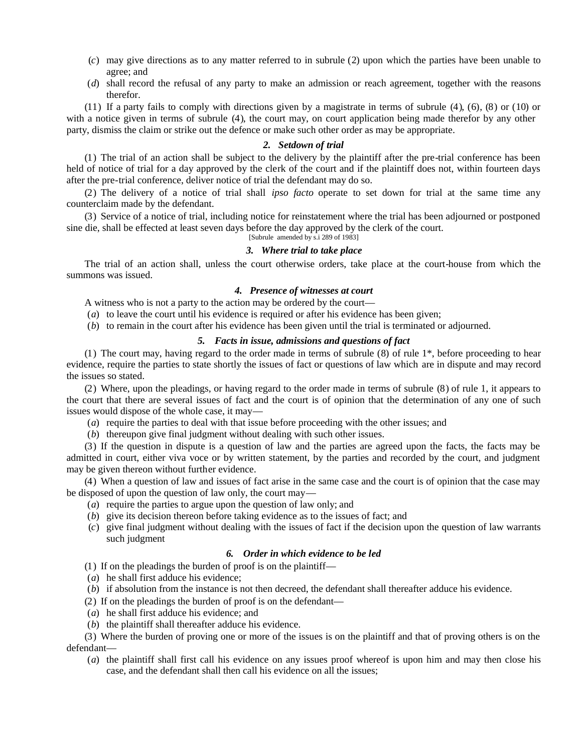(*c*) may give directions as to any matter referred to in subrule (2) upon which the parties have been unable to agree; and

(*d*) shall record the refusal of any party to make an admission or reach agreement, together with the reasons therefor.

(11) If a party fails to comply with directions given by a magistrate in terms of subrule (4), (6), (8) or (10) or with a notice given in terms of subrule (4), the court may, on court application being made therefor by any other party, dismiss the claim or strike out the defence or make such other order as may be appropriate.

### *2. Setdown of trial*

(1) The trial of an action shall be subject to the delivery by the plaintiff after the pre-trial conference has been held of notice of trial for a day approved by the clerk of the court and if the plaintiff does not, within fourteen days after the pre-trial conference, deliver notice of trial the defendant may do so.

(2) The delivery of a notice of trial shall *ipso facto* operate to set down for trial at the same time any counterclaim made by the defendant.

(3) Service of a notice of trial, including notice for reinstatement where the trial has been adjourned or postponed sine die, shall be effected at least seven days before the day approved by the clerk of the court.

[Subrule amended by s.i 289 of 1983]

### *3. Where trial to take place*

The trial of an action shall, unless the court otherwise orders, take place at the court-house from which the summons was issued.

### *4. Presence of witnesses at court*

A witness who is not a party to the action may be ordered by the court—

(*a*) to leave the court until his evidence is required or after his evidence has been given;

(*b*) to remain in the court after his evidence has been given until the trial is terminated or adjourned.

### *5. Facts in issue, admissions and questions of fact*

(1) The court may, having regard to the order made in terms of subrule (8) of rule 1*, before proceeding to hear evidence, require the parties to state shortly the issues of fact or questions of law which are in dispute and may record the issues so stated.

(2) Where, upon the pleadings, or having regard to the order made in terms of subrule (8) of rule 1, it appears to the court that there are several issues of fact and the court is of opinion that the determination of any one of such issues would dispose of the whole case, it may—

(*a*) require the parties to deal with that issue before proceeding with the other issues; and

(*b*) thereupon give final judgment without dealing with such other issues.

(3) If the question in dispute is a question of law and the parties are agreed upon the facts, the facts may be admitted in court, either viva voce or by written statement, by the parties and recorded by the court, and judgment may be given thereon without further evidence.

(4) When a question of law and issues of fact arise in the same case and the court is of opinion that the case may be disposed of upon the question of law only, the court may—

(*a*) require the parties to argue upon the question of law only; and

(*b*) give its decision thereon before taking evidence as to the issues of fact; and

(*c*) give final judgment without dealing with the issues of fact if the decision upon the question of law warrants such judgment

### *6. Order in which evidence to be led*

(1) If on the pleadings the burden of proof is on the plaintiff—

(*a*) he shall first adduce his evidence;

(*b*) if absolution from the instance is not then decreed, the defendant shall thereafter adduce his evidence.

(2) If on the pleadings the burden of proof is on the defendant—

(*a*) he shall first adduce his evidence; and

(*b*) the plaintiff shall thereafter adduce his evidence.

(3) Where the burden of proving one or more of the issues is on the plaintiff and that of proving others is on the defendant—

(*a*) the plaintiff shall first call his evidence on any issues proof whereof is upon him and may then close his case, and the defendant shall then call his evidence on all the issues;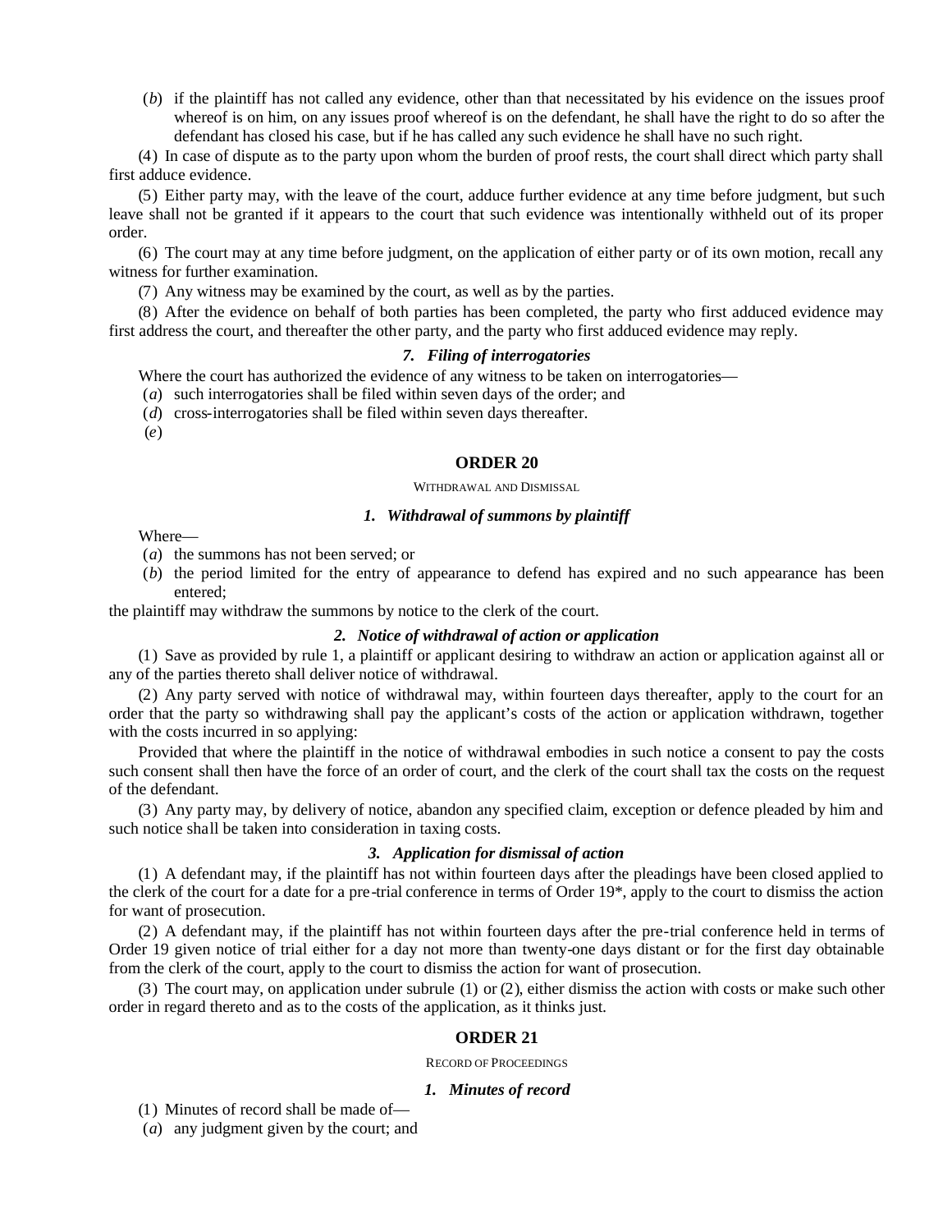(*b*) if the plaintiff has not called any evidence, other than that necessitated by his evidence on the issues proof whereof is on him, on any issues proof whereof is on the defendant, he shall have the right to do so after the defendant has closed his case, but if he has called any such evidence he shall have no such right.

(4) In case of dispute as to the party upon whom the burden of proof rests, the court shall direct which party shall first adduce evidence.

(5) Either party may, with the leave of the court, adduce further evidence at any time before judgment, but such leave shall not be granted if it appears to the court that such evidence was intentionally withheld out of its proper order.

(6) The court may at any time before judgment, on the application of either party or of its own motion, recall any witness for further examination.

(7) Any witness may be examined by the court, as well as by the parties.

(8) After the evidence on behalf of both parties has been completed, the party who first adduced evidence may first address the court, and thereafter the other party, and the party who first adduced evidence may reply.

#### *7. Filing of interrogatories*

Where the court has authorized the evidence of any witness to be taken on interrogatories—

(*a*) such interrogatories shall be filed within seven days of the order; and

(*d*) cross-interrogatories shall be filed within seven days thereafter.

(*e*)

## ORDER 20

WITHDRAWAL AND DISMISSAL

#### *1. Withdrawal of summons by plaintiff*

Where—

(*a*) the summons has not been served; or

(*b*) the period limited for the entry of appearance to defend has expired and no such appearance has been entered;

the plaintiff may withdraw the summons by notice to the clerk of the court.

#### *2. Notice of withdrawal of action or application*

(1) Save as provided by rule 1, a plaintiff or applicant desiring to withdraw an action or application against all or any of the parties thereto shall deliver notice of withdrawal.

(2) Any party served with notice of withdrawal may, within fourteen days thereafter, apply to the court for an order that the party so withdrawing shall pay the applicant's costs of the action or application withdrawn, together with the costs incurred in so applying:

Provided that where the plaintiff in the notice of withdrawal embodies in such notice a consent to pay the costs such consent shall then have the force of an order of court, and the clerk of the court shall tax the costs on the request of the defendant.

(3) Any party may, by delivery of notice, abandon any specified claim, exception or defence pleaded by him and such notice shall be taken into consideration in taxing costs.

#### *3. Application for dismissal of action*

(1) A defendant may, if the plaintiff has not within fourteen days after the pleadings have been closed applied to the clerk of the court for a date for a pre-trial conference in terms of Order 19*, apply to the court to dismiss the action for want of prosecution.

(2) A defendant may, if the plaintiff has not within fourteen days after the pre-trial conference held in terms of Order 19 given notice of trial either for a day not more than twenty-one days distant or for the first day obtainable from the clerk of the court, apply to the court to dismiss the action for want of prosecution.

(3) The court may, on application under subrule (1) or (2), either dismiss the action with costs or make such other order in regard thereto and as to the costs of the application, as it thinks just.

## ORDER 21

RECORD OF PROCEEDINGS

#### *1. Minutes of record*

(1) Minutes of record shall be made of—

(*a*) any judgment given by the court; and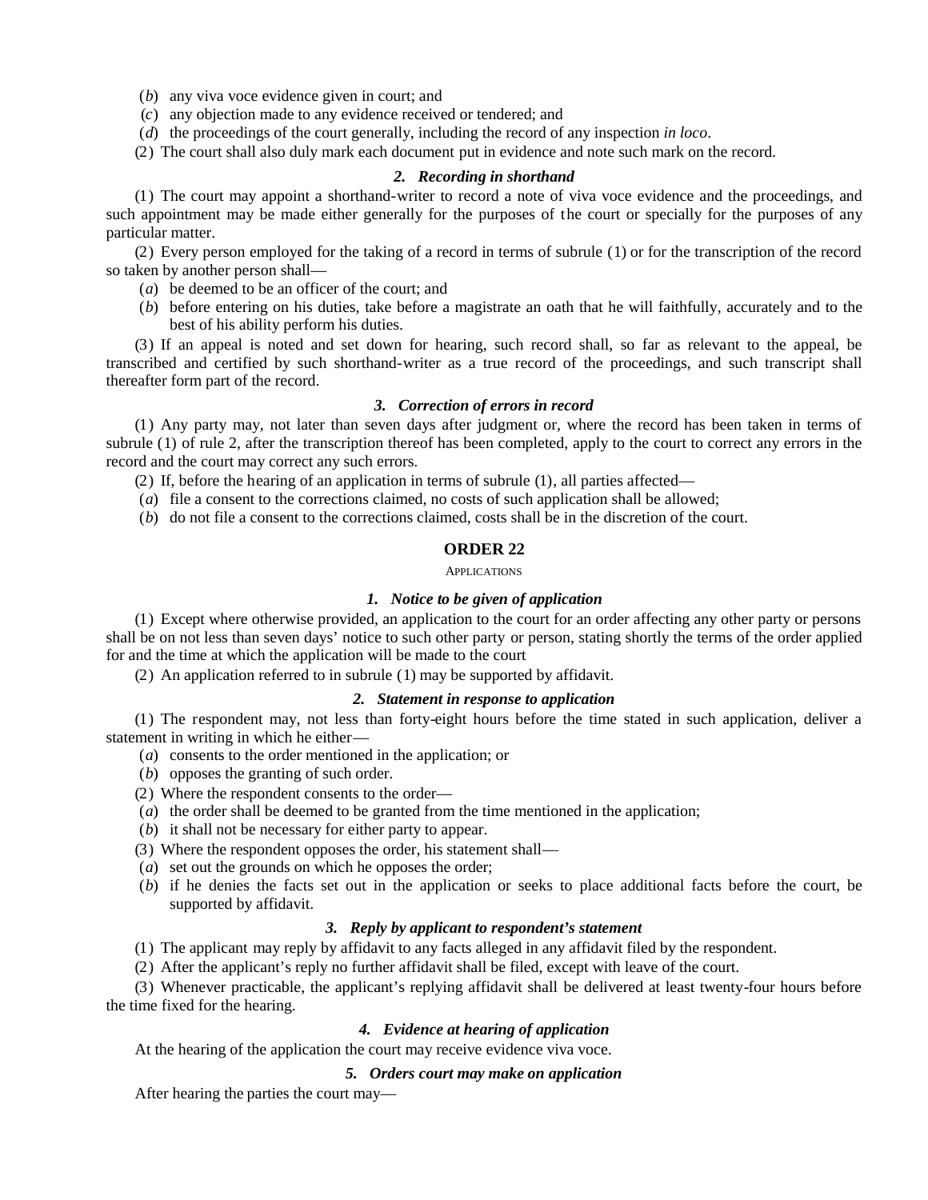(*b*) any viva voce evidence given in court; and

(*c*) any objection made to any evidence received or tendered; and

(*d*) the proceedings of the court generally, including the record of any inspection *in loco*.

(2) The court shall also duly mark each document put in evidence and note such mark on the record.

#### *2. Recording in shorthand*

(1) The court may appoint a shorthand-writer to record a note of viva voce evidence and the proceedings, and such appointment may be made either generally for the purposes of the court or specially for the purposes of any particular matter.

(2) Every person employed for the taking of a record in terms of subrule (1) or for the transcription of the record so taken by another person shall—

(*a*) be deemed to be an officer of the court; and

(*b*) before entering on his duties, take before a magistrate an oath that he will faithfully, accurately and to the best of his ability perform his duties.

(3) If an appeal is noted and set down for hearing, such record shall, so far as relevant to the appeal, be transcribed and certified by such shorthand-writer as a true record of the proceedings, and such transcript shall thereafter form part of the record.

#### *3. Correction of errors in record*

(1) Any party may, not later than seven days after judgment or, where the record has been taken in terms of subrule (1) of rule 2, after the transcription thereof has been completed, apply to the court to correct any errors in the record and the court may correct any such errors.

(2) If, before the hearing of an application in terms of subrule (1), all parties affected—

(*a*) file a consent to the corrections claimed, no costs of such application shall be allowed;

(*b*) do not file a consent to the corrections claimed, costs shall be in the discretion of the court.

## ORDER 22

APPLICATIONS

#### *1. Notice to be given of application*

(1) Except where otherwise provided, an application to the court for an order affecting any other party or persons shall be on not less than seven days' notice to such other party or person, stating shortly the terms of the order applied for and the time at which the application will be made to the court

(2) An application referred to in subrule (1) may be supported by affidavit.

#### *2. Statement in response to application*

(1) The respondent may, not less than forty-eight hours before the time stated in such application, deliver a statement in writing in which he either—

(*a*) consents to the order mentioned in the application; or

(*b*) opposes the granting of such order.

(2) Where the respondent consents to the order—

(*a*) the order shall be deemed to be granted from the time mentioned in the application;

(*b*) it shall not be necessary for either party to appear.

(3) Where the respondent opposes the order, his statement shall—

(*a*) set out the grounds on which he opposes the order;

(*b*) if he denies the facts set out in the application or seeks to place additional facts before the court, be supported by affidavit.

#### *3. Reply by applicant to respondent's statement*

(1) The applicant may reply by affidavit to any facts alleged in any affidavit filed by the respondent.

(2) After the applicant's reply no further affidavit shall be filed, except with leave of the court.

(3) Whenever practicable, the applicant's replying affidavit shall be delivered at least twenty-four hours before the time fixed for the hearing.

#### *4. Evidence at hearing of application*

At the hearing of the application the court may receive evidence viva voce.

#### *5. Orders court may make on application*

After hearing the parties the court may—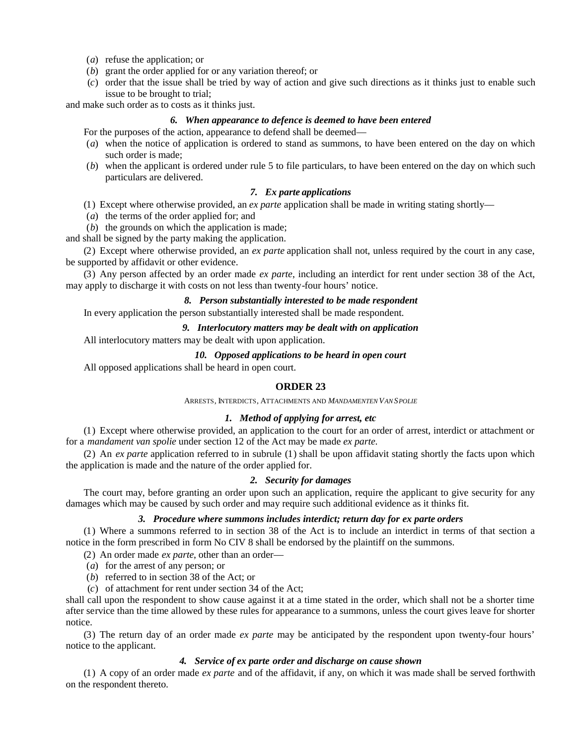(*a*) refuse the application; or

(*b*) grant the order applied for or any variation thereof; or

(*c*) order that the issue shall be tried by way of action and give such directions as it thinks just to enable such issue to be brought to trial;

and make such order as to costs as it thinks just.

#### *6. When appearance to defence is deemed to have been entered*

For the purposes of the action, appearance to defend shall be deemed—

(*a*) when the notice of application is ordered to stand as summons, to have been entered on the day on which such order is made;

(*b*) when the applicant is ordered under rule 5 to file particulars, to have been entered on the day on which such particulars are delivered.

#### *7. Ex parte applications*

(1) Except where otherwise provided, an *ex parte* application shall be made in writing stating shortly—

(*a*) the terms of the order applied for; and

(*b*) the grounds on which the application is made;

and shall be signed by the party making the application.

(2) Except where otherwise provided, an *ex parte* application shall not, unless required by the court in any case, be supported by affidavit or other evidence.

(3) Any person affected by an order made *ex parte*, including an interdict for rent under section 38 of the Act, may apply to discharge it with costs on not less than twenty-four hours' notice.

#### *8. Person substantially interested to be made respondent*

In every application the person substantially interested shall be made respondent.

#### *9. Interlocutory matters may be dealt with on application*

All interlocutory matters may be dealt with upon application.

#### *10. Opposed applications to be heard in open court*

All opposed applications shall be heard in open court.

## ORDER 23

ARRESTS, INTERDICTS, ATTACHMENTS AND *MANDAMENTEN VAN SPOLIE*

#### *1. Method of applying for arrest, etc*

(1) Except where otherwise provided, an application to the court for an order of arrest, interdict or attachment or for a *mandament van spolie* under section 12 of the Act may be made *ex parte*.

(2) An *ex parte* application referred to in subrule (1) shall be upon affidavit stating shortly the facts upon which the application is made and the nature of the order applied for.

#### *2. Security for damages*

The court may, before granting an order upon such an application, require the applicant to give security for any damages which may be caused by such order and may require such additional evidence as it thinks fit.

#### *3. Procedure where summons includes interdict; return day for ex parte orders*

(1) Where a summons referred to in section 38 of the Act is to include an interdict in terms of that section a notice in the form prescribed in form No CIV 8 shall be endorsed by the plaintiff on the summons.

(2) An order made *ex parte*, other than an order—

(*a*) for the arrest of any person; or

(*b*) referred to in section 38 of the Act; or

(*c*) of attachment for rent under section 34 of the Act;

shall call upon the respondent to show cause against it at a time stated in the order, which shall not be a shorter time after service than the time allowed by these rules for appearance to a summons, unless the court gives leave for shorter notice.

(3) The return day of an order made *ex parte* may be anticipated by the respondent upon twenty-four hours' notice to the applicant.

#### *4. Service of ex parte order and discharge on cause shown*

(1) A copy of an order made *ex parte* and of the affidavit, if any, on which it was made shall be served forthwith on the respondent thereto.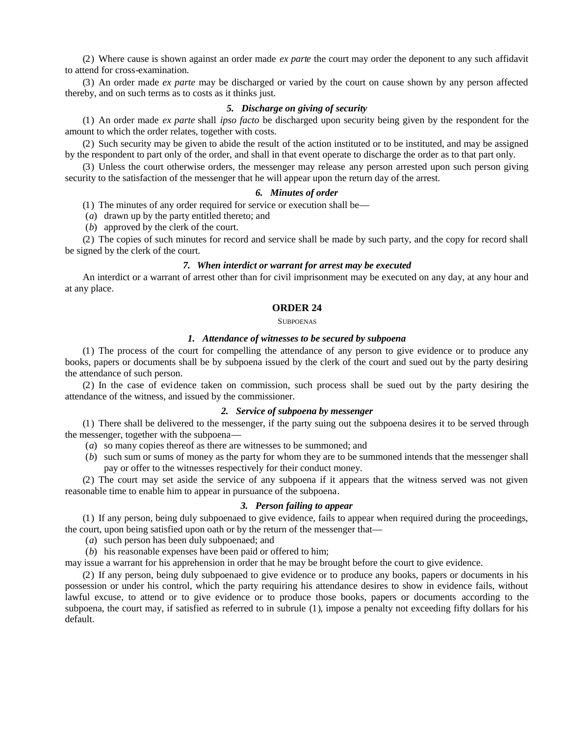(2) Where cause is shown against an order made *ex parte* the court may order the deponent to any such affidavit to attend for cross-examination.

(3) An order made *ex parte* may be discharged or varied by the court on cause shown by any person affected thereby, and on such terms as to costs as it thinks just.

### *5. Discharge on giving of security*

(1) An order made *ex parte* shall *ipso facto* be discharged upon security being given by the respondent for the amount to which the order relates, together with costs.

(2) Such security may be given to abide the result of the action instituted or to be instituted, and may be assigned by the respondent to part only of the order, and shall in that event operate to discharge the order as to that part only.

(3) Unless the court otherwise orders, the messenger may release any person arrested upon such person giving security to the satisfaction of the messenger that he will appear upon the return day of the arrest.

### *6. Minutes of order*

(1) The minutes of any order required for service or execution shall be—

(*a*) drawn up by the party entitled thereto; and

(*b*) approved by the clerk of the court.

(2) The copies of such minutes for record and service shall be made by such party, and the copy for record shall be signed by the clerk of the court.

### *7. When interdict or warrant for arrest may be executed*

An interdict or a warrant of arrest other than for civil imprisonment may be executed on any day, at any hour and at any place.

## ORDER 24

SUBPOENAS

### *1. Attendance of witnesses to be secured by subpoena*

(1) The process of the court for compelling the attendance of any person to give evidence or to produce any books, papers or documents shall be by subpoena issued by the clerk of the court and sued out by the party desiring the attendance of such person.

(2) In the case of evidence taken on commission, such process shall be sued out by the party desiring the attendance of the witness, and issued by the commissioner.

### *2. Service of subpoena by messenger*

(1) There shall be delivered to the messenger, if the party suing out the subpoena desires it to be served through the messenger, together with the subpoena—

(*a*) so many copies thereof as there are witnesses to be summoned; and

(*b*) such sum or sums of money as the party for whom they are to be summoned intends that the messenger shall pay or offer to the witnesses respectively for their conduct money.

(2) The court may set aside the service of any subpoena if it appears that the witness served was not given reasonable time to enable him to appear in pursuance of the subpoena.

### *3. Person failing to appear*

(1) If any person, being duly subpoenaed to give evidence, fails to appear when required during the proceedings, the court, upon being satisfied upon oath or by the return of the messenger that—

(*a*) such person has been duly subpoenaed; and

(*b*) his reasonable expenses have been paid or offered to him;

may issue a warrant for his apprehension in order that he may be brought before the court to give evidence.

(2) If any person, being duly subpoenaed to give evidence or to produce any books, papers or documents in his possession or under his control, which the party requiring his attendance desires to show in evidence fails, without lawful excuse, to attend or to give evidence or to produce those books, papers or documents according to the subpoena, the court may, if satisfied as referred to in subrule (1), impose a penalty not exceeding fifty dollars for his default.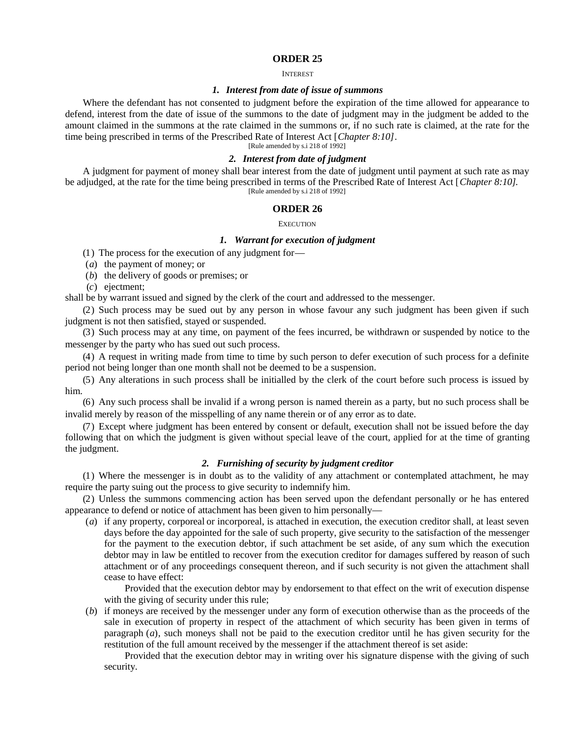## ORDER 25

INTEREST

### *1. Interest from date of issue of summons*

Where the defendant has not consented to judgment before the expiration of the time allowed for appearance to defend, interest from the date of issue of the summons to the date of judgment may in the judgment be added to the amount claimed in the summons at the rate claimed in the summons or, if no such rate is claimed, at the rate for the time being prescribed in terms of the Prescribed Rate of Interest Act [*Chapter 8:10]*.

[Rule amended by s.i 218 of 1992]

### *2. Interest from date of judgment*

A judgment for payment of money shall bear interest from the date of judgment until payment at such rate as may be adjudged, at the rate for the time being prescribed in terms of the Prescribed Rate of Interest Act [*Chapter 8:10].*

[Rule amended by s.i 218 of 1992]

## ORDER 26

EXECUTION

### *1. Warrant for execution of judgment*

(1) The process for the execution of any judgment for—

(*a*) the payment of money; or

(*b*) the delivery of goods or premises; or

(*c*) ejectment;

shall be by warrant issued and signed by the clerk of the court and addressed to the messenger.

(2) Such process may be sued out by any person in whose favour any such judgment has been given if such judgment is not then satisfied, stayed or suspended.

(3) Such process may at any time, on payment of the fees incurred, be withdrawn or suspended by notice to the messenger by the party who has sued out such process.

(4) A request in writing made from time to time by such person to defer execution of such process for a definite period not being longer than one month shall not be deemed to be a suspension.

(5) Any alterations in such process shall be initialled by the clerk of the court before such process is issued by him.

(6) Any such process shall be invalid if a wrong person is named therein as a party, but no such process shall be invalid merely by reason of the misspelling of any name therein or of any error as to date.

(7) Except where judgment has been entered by consent or default, execution shall not be issued before the day following that on which the judgment is given without special leave of the court, applied for at the time of granting the judgment.

### *2. Furnishing of security by judgment creditor*

(1) Where the messenger is in doubt as to the validity of any attachment or contemplated attachment, he may require the party suing out the process to give security to indemnify him.

(2) Unless the summons commencing action has been served upon the defendant personally or he has entered appearance to defend or notice of attachment has been given to him personally—

(*a*) if any property, corporeal or incorporeal, is attached in execution, the execution creditor shall, at least seven days before the day appointed for the sale of such property, give security to the satisfaction of the messenger for the payment to the execution debtor, if such attachment be set aside, of any sum which the execution debtor may in law be entitled to recover from the execution creditor for damages suffered by reason of such attachment or of any proceedings consequent thereon, and if such security is not given the attachment shall cease to have effect:

Provided that the execution debtor may by endorsement to that effect on the writ of execution dispense with the giving of security under this rule;

(*b*) if moneys are received by the messenger under any form of execution otherwise than as the proceeds of the sale in execution of property in respect of the attachment of which security has been given in terms of paragraph (*a*), such moneys shall not be paid to the execution creditor until he has given security for the restitution of the full amount received by the messenger if the attachment thereof is set aside:

Provided that the execution debtor may in writing over his signature dispense with the giving of such security.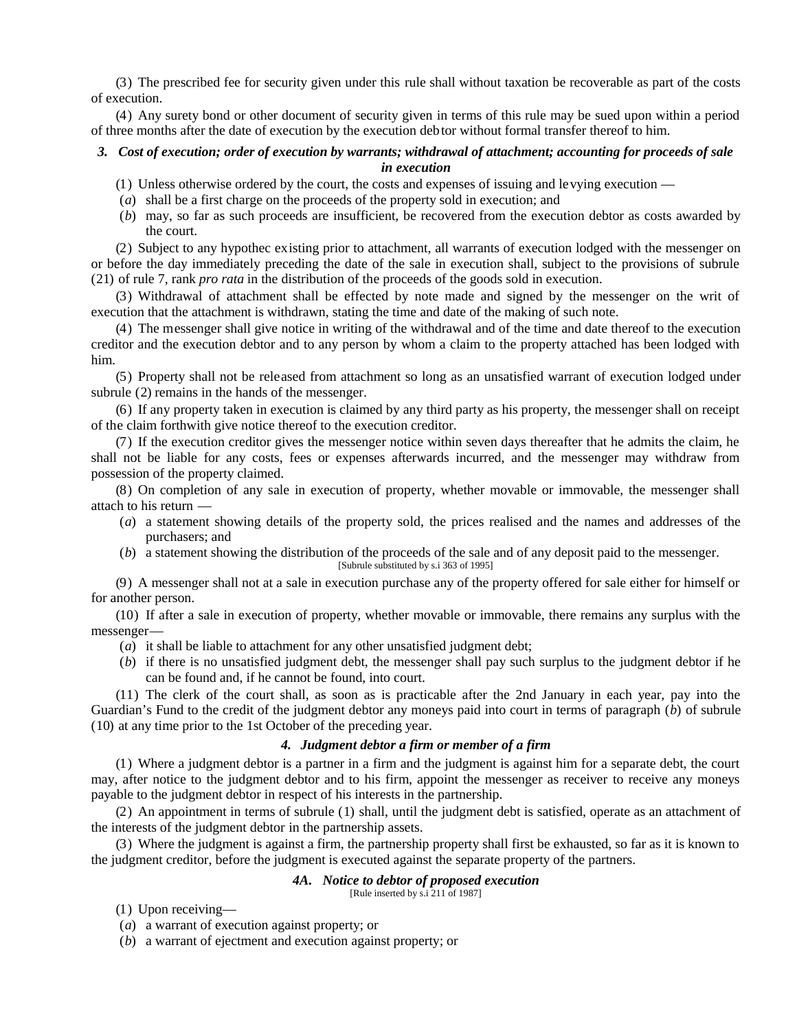(3) The prescribed fee for security given under this rule shall without taxation be recoverable as part of the costs of execution.

(4) Any surety bond or other document of security given in terms of this rule may be sued upon within a period of three months after the date of execution by the execution debtor without formal transfer thereof to him.

### *3. Cost of execution; order of execution by warrants; withdrawal of attachment; accounting for proceeds of sale in execution*

(1) Unless otherwise ordered by the court, the costs and expenses of issuing and levying execution —

(*a*) shall be a first charge on the proceeds of the property sold in execution; and

(*b*) may, so far as such proceeds are insufficient, be recovered from the execution debtor as costs awarded by the court.

(2) Subject to any hypothec existing prior to attachment, all warrants of execution lodged with the messenger on or before the day immediately preceding the date of the sale in execution shall, subject to the provisions of subrule (21) of rule 7, rank *pro rata* in the distribution of the proceeds of the goods sold in execution.

(3) Withdrawal of attachment shall be effected by note made and signed by the messenger on the writ of execution that the attachment is withdrawn, stating the time and date of the making of such note.

(4) The messenger shall give notice in writing of the withdrawal and of the time and date thereof to the execution creditor and the execution debtor and to any person by whom a claim to the property attached has been lodged with him.

(5) Property shall not be released from attachment so long as an unsatisfied warrant of execution lodged under subrule (2) remains in the hands of the messenger.

(6) If any property taken in execution is claimed by any third party as his property, the messenger shall on receipt of the claim forthwith give notice thereof to the execution creditor.

(7) If the execution creditor gives the messenger notice within seven days thereafter that he admits the claim, he shall not be liable for any costs, fees or expenses afterwards incurred, and the messenger may withdraw from possession of the property claimed.

(8) On completion of any sale in execution of property, whether movable or immovable, the messenger shall attach to his return —

(*a*) a statement showing details of the property sold, the prices realised and the names and addresses of the purchasers; and

(*b*) a statement showing the distribution of the proceeds of the sale and of any deposit paid to the messenger.

[Subrule substituted by s.i 363 of 1995]

(9) A messenger shall not at a sale in execution purchase any of the property offered for sale either for himself or for another person.

(10) If after a sale in execution of property, whether movable or immovable, there remains any surplus with the messenger—

(*a*) it shall be liable to attachment for any other unsatisfied judgment debt;

(*b*) if there is no unsatisfied judgment debt, the messenger shall pay such surplus to the judgment debtor if he can be found and, if he cannot be found, into court.

(11) The clerk of the court shall, as soon as is practicable after the 2nd January in each year, pay into the Guardian's Fund to the credit of the judgment debtor any moneys paid into court in terms of paragraph (*b*) of subrule (10) at any time prior to the 1st October of the preceding year.

### *4. Judgment debtor a firm or member of a firm*

(1) Where a judgment debtor is a partner in a firm and the judgment is against him for a separate debt, the court may, after notice to the judgment debtor and to his firm, appoint the messenger as receiver to receive any moneys payable to the judgment debtor in respect of his interests in the partnership.

(2) An appointment in terms of subrule (1) shall, until the judgment debt is satisfied, operate as an attachment of the interests of the judgment debtor in the partnership assets.

(3) Where the judgment is against a firm, the partnership property shall first be exhausted, so far as it is known to the judgment creditor, before the judgment is executed against the separate property of the partners.

### *4A. Notice to debtor of proposed execution*

[Rule inserted by s.i 211 of 1987]

(1) Upon receiving—

(*a*) a warrant of execution against property; or

(*b*) a warrant of ejectment and execution against property; or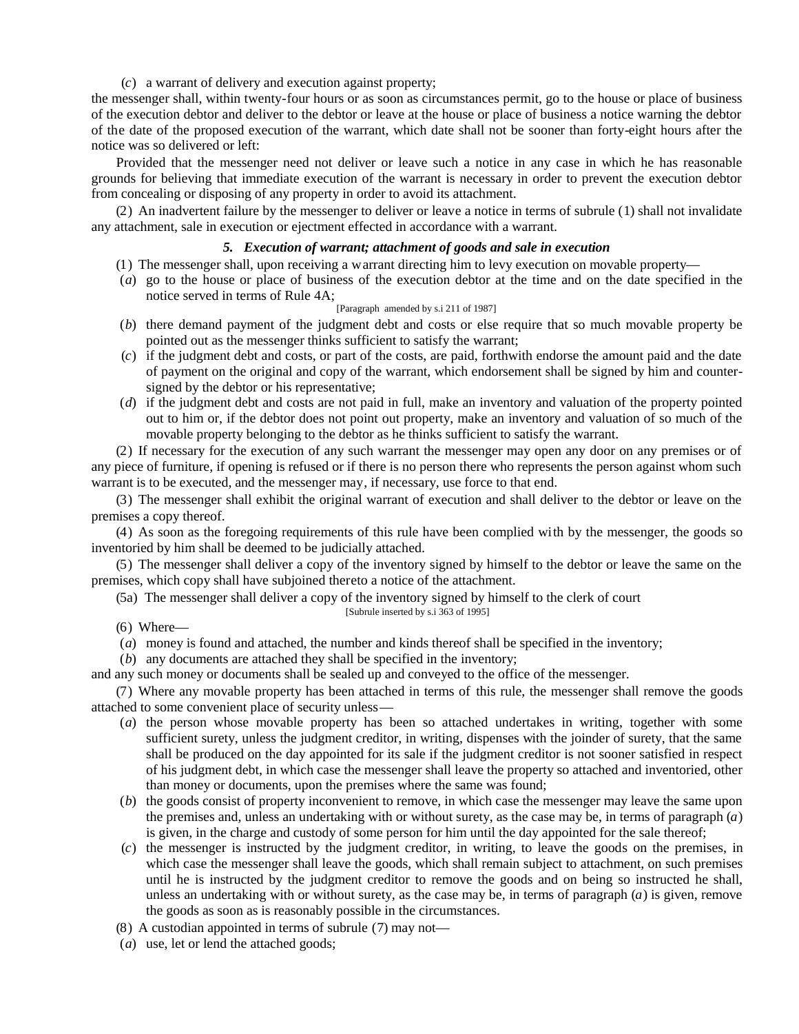(*c*) a warrant of delivery and execution against property;

the messenger shall, within twenty-four hours or as soon as circumstances permit, go to the house or place of business of the execution debtor and deliver to the debtor or leave at the house or place of business a notice warning the debtor of the date of the proposed execution of the warrant, which date shall not be sooner than forty-eight hours after the notice was so delivered or left:

Provided that the messenger need not deliver or leave such a notice in any case in which he has reasonable grounds for believing that immediate execution of the warrant is necessary in order to prevent the execution debtor from concealing or disposing of any property in order to avoid its attachment.

(2) An inadvertent failure by the messenger to deliver or leave a notice in terms of subrule (1) shall not invalidate any attachment, sale in execution or ejectment effected in accordance with a warrant.

### *5. Execution of warrant; attachment of goods and sale in execution*

(1) The messenger shall, upon receiving a warrant directing him to levy execution on movable property—

(*a*) go to the house or place of business of the execution debtor at the time and on the date specified in the notice served in terms of Rule 4A;
[Paragraph amended by s.i 211 of 1987]

(*b*) there demand payment of the judgment debt and costs or else require that so much movable property be pointed out as the messenger thinks sufficient to satisfy the warrant;

(*c*) if the judgment debt and costs, or part of the costs, are paid, forthwith endorse the amount paid and the date of payment on the original and copy of the warrant, which endorsement shall be signed by him and counter-signed by the debtor or his representative;

(*d*) if the judgment debt and costs are not paid in full, make an inventory and valuation of the property pointed out to him or, if the debtor does not point out property, make an inventory and valuation of so much of the movable property belonging to the debtor as he thinks sufficient to satisfy the warrant.

(2) If necessary for the execution of any such warrant the messenger may open any door on any premises or of any piece of furniture, if opening is refused or if there is no person there who represents the person against whom such warrant is to be executed, and the messenger may, if necessary, use force to that end.

(3) The messenger shall exhibit the original warrant of execution and shall deliver to the debtor or leave on the premises a copy thereof.

(4) As soon as the foregoing requirements of this rule have been complied with by the messenger, the goods so inventoried by him shall be deemed to be judicially attached.

(5) The messenger shall deliver a copy of the inventory signed by himself to the debtor or leave the same on the premises, which copy shall have subjoined thereto a notice of the attachment.

(5a) The messenger shall deliver a copy of the inventory signed by himself to the clerk of court
[Subrule inserted by s.i 363 of 1995]

(6) Where—

(*a*) money is found and attached, the number and kinds thereof shall be specified in the inventory;

(*b*) any documents are attached they shall be specified in the inventory;

and any such money or documents shall be sealed up and conveyed to the office of the messenger.

(7) Where any movable property has been attached in terms of this rule, the messenger shall remove the goods attached to some convenient place of security unless—

(*a*) the person whose movable property has been so attached undertakes in writing, together with some sufficient surety, unless the judgment creditor, in writing, dispenses with the joinder of surety, that the same shall be produced on the day appointed for its sale if the judgment creditor is not sooner satisfied in respect of his judgment debt, in which case the messenger shall leave the property so attached and inventoried, other than money or documents, upon the premises where the same was found;

(*b*) the goods consist of property inconvenient to remove, in which case the messenger may leave the same upon the premises and, unless an undertaking with or without surety, as the case may be, in terms of paragraph (*a*) is given, in the charge and custody of some person for him until the day appointed for the sale thereof;

(*c*) the messenger is instructed by the judgment creditor, in writing, to leave the goods on the premises, in which case the messenger shall leave the goods, which shall remain subject to attachment, on such premises until he is instructed by the judgment creditor to remove the goods and on being so instructed he shall, unless an undertaking with or without surety, as the case may be, in terms of paragraph (*a*) is given, remove the goods as soon as is reasonably possible in the circumstances.

(8) A custodian appointed in terms of subrule (7) may not—

(*a*) use, let or lend the attached goods;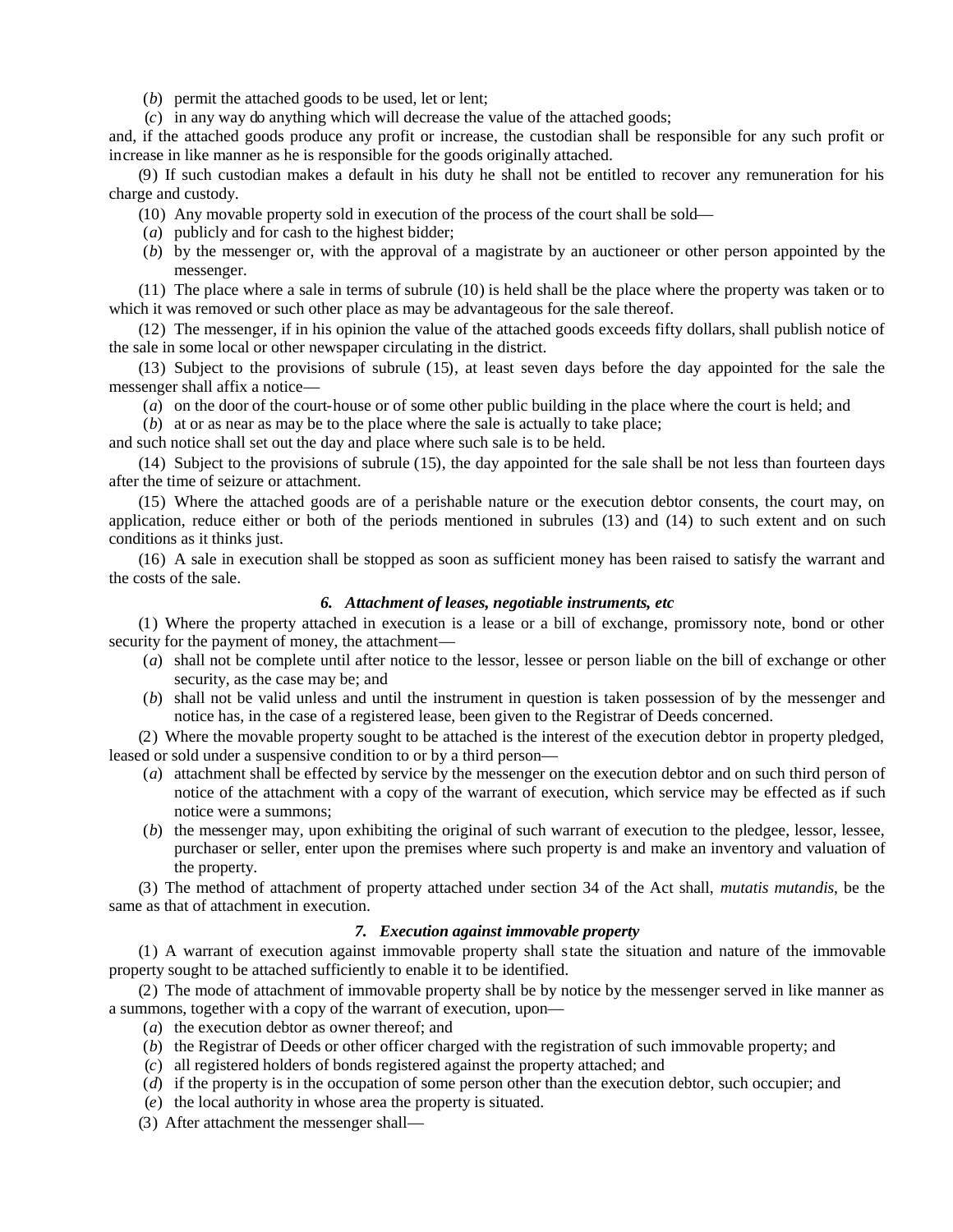(*b*) permit the attached goods to be used, let or lent;

(*c*) in any way do anything which will decrease the value of the attached goods;

and, if the attached goods produce any profit or increase, the custodian shall be responsible for any such profit or increase in like manner as he is responsible for the goods originally attached.

(9) If such custodian makes a default in his duty he shall not be entitled to recover any remuneration for his charge and custody.

(10) Any movable property sold in execution of the process of the court shall be sold—

(*a*) publicly and for cash to the highest bidder;

(*b*) by the messenger or, with the approval of a magistrate by an auctioneer or other person appointed by the messenger.

(11) The place where a sale in terms of subrule (10) is held shall be the place where the property was taken or to which it was removed or such other place as may be advantageous for the sale thereof.

(12) The messenger, if in his opinion the value of the attached goods exceeds fifty dollars, shall publish notice of the sale in some local or other newspaper circulating in the district.

(13) Subject to the provisions of subrule (15), at least seven days before the day appointed for the sale the messenger shall affix a notice—

(*a*) on the door of the court-house or of some other public building in the place where the court is held; and

(*b*) at or as near as may be to the place where the sale is actually to take place;

and such notice shall set out the day and place where such sale is to be held.

(14) Subject to the provisions of subrule (15), the day appointed for the sale shall be not less than fourteen days after the time of seizure or attachment.

(15) Where the attached goods are of a perishable nature or the execution debtor consents, the court may, on application, reduce either or both of the periods mentioned in subrules (13) and (14) to such extent and on such conditions as it thinks just.

(16) A sale in execution shall be stopped as soon as sufficient money has been raised to satisfy the warrant and the costs of the sale.

### *6. Attachment of leases, negotiable instruments, etc*

(1) Where the property attached in execution is a lease or a bill of exchange, promissory note, bond or other security for the payment of money, the attachment—

(*a*) shall not be complete until after notice to the lessor, lessee or person liable on the bill of exchange or other security, as the case may be; and

(*b*) shall not be valid unless and until the instrument in question is taken possession of by the messenger and notice has, in the case of a registered lease, been given to the Registrar of Deeds concerned.

(2) Where the movable property sought to be attached is the interest of the execution debtor in property pledged, leased or sold under a suspensive condition to or by a third person—

(*a*) attachment shall be effected by service by the messenger on the execution debtor and on such third person of notice of the attachment with a copy of the warrant of execution, which service may be effected as if such notice were a summons;

(*b*) the messenger may, upon exhibiting the original of such warrant of execution to the pledgee, lessor, lessee, purchaser or seller, enter upon the premises where such property is and make an inventory and valuation of the property.

(3) The method of attachment of property attached under section 34 of the Act shall, *mutatis mutandis*, be the same as that of attachment in execution.

### *7. Execution against immovable property*

(1) A warrant of execution against immovable property shall state the situation and nature of the immovable property sought to be attached sufficiently to enable it to be identified.

(2) The mode of attachment of immovable property shall be by notice by the messenger served in like manner as a summons, together with a copy of the warrant of execution, upon—

(*a*) the execution debtor as owner thereof; and

(*b*) the Registrar of Deeds or other officer charged with the registration of such immovable property; and

(*c*) all registered holders of bonds registered against the property attached; and

(*d*) if the property is in the occupation of some person other than the execution debtor, such occupier; and

(*e*) the local authority in whose area the property is situated.

(3) After attachment the messenger shall—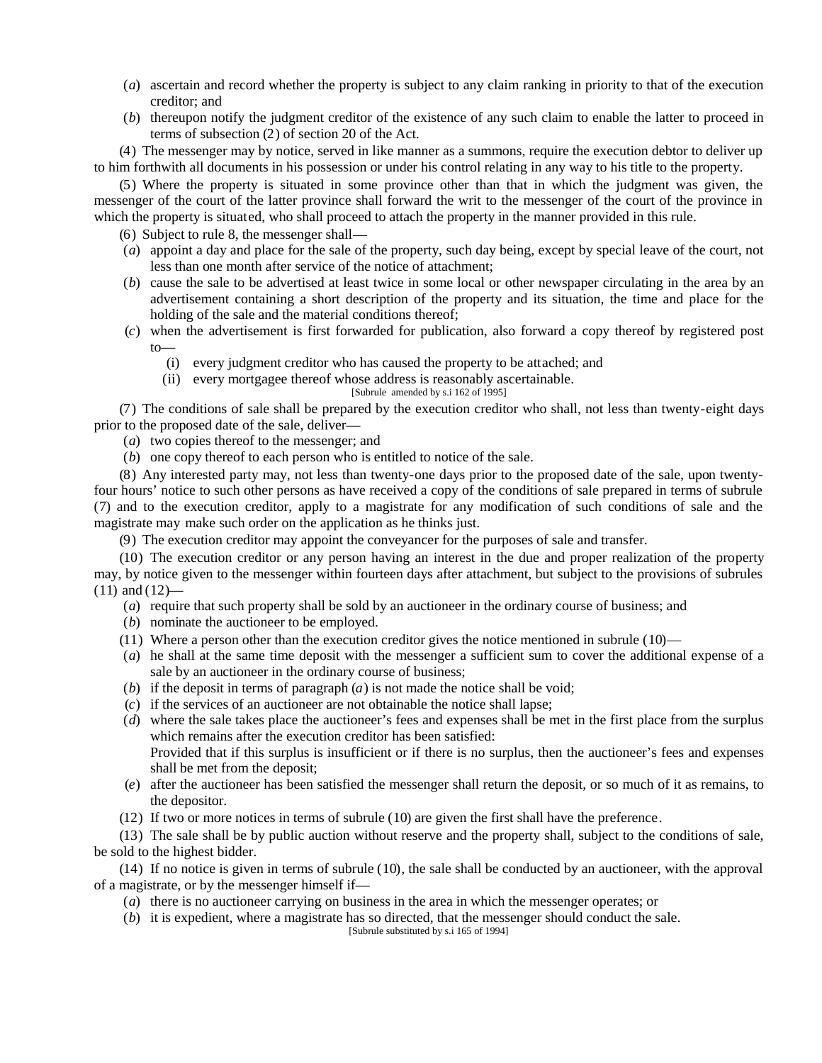(*a*) ascertain and record whether the property is subject to any claim ranking in priority to that of the execution creditor; and

(*b*) thereupon notify the judgment creditor of the existence of any such claim to enable the latter to proceed in terms of subsection (2) of section 20 of the Act.

(4) The messenger may by notice, served in like manner as a summons, require the execution debtor to deliver up to him forthwith all documents in his possession or under his control relating in any way to his title to the property.

(5) Where the property is situated in some province other than that in which the judgment was given, the messenger of the court of the latter province shall forward the writ to the messenger of the court of the province in which the property is situated, who shall proceed to attach the property in the manner provided in this rule.

(6) Subject to rule 8, the messenger shall—

(*a*) appoint a day and place for the sale of the property, such day being, except by special leave of the court, not less than one month after service of the notice of attachment;

(*b*) cause the sale to be advertised at least twice in some local or other newspaper circulating in the area by an advertisement containing a short description of the property and its situation, the time and place for the holding of the sale and the material conditions thereof;

(*c*) when the advertisement is first forwarded for publication, also forward a copy thereof by registered post to—

(i) every judgment creditor who has caused the property to be attached; and

(ii) every mortgagee thereof whose address is reasonably ascertainable.

[Subrule amended by s.i 162 of 1995]

(7) The conditions of sale shall be prepared by the execution creditor who shall, not less than twenty-eight days prior to the proposed date of the sale, deliver—

(*a*) two copies thereof to the messenger; and

(*b*) one copy thereof to each person who is entitled to notice of the sale.

(8) Any interested party may, not less than twenty-one days prior to the proposed date of the sale, upon twenty-four hours' notice to such other persons as have received a copy of the conditions of sale prepared in terms of subrule (7) and to the execution creditor, apply to a magistrate for any modification of such conditions of sale and the magistrate may make such order on the application as he thinks just.

(9) The execution creditor may appoint the conveyancer for the purposes of sale and transfer.

(10) The execution creditor or any person having an interest in the due and proper realization of the property may, by notice given to the messenger within fourteen days after attachment, but subject to the provisions of subrules (11) and (12)—

(*a*) require that such property shall be sold by an auctioneer in the ordinary course of business; and

(*b*) nominate the auctioneer to be employed.

(11) Where a person other than the execution creditor gives the notice mentioned in subrule (10)—

(*a*) he shall at the same time deposit with the messenger a sufficient sum to cover the additional expense of a sale by an auctioneer in the ordinary course of business;

(*b*) if the deposit in terms of paragraph (*a*) is not made the notice shall be void;

(*c*) if the services of an auctioneer are not obtainable the notice shall lapse;

(*d*) where the sale takes place the auctioneer's fees and expenses shall be met in the first place from the surplus which remains after the execution creditor has been satisfied:
Provided that if this surplus is insufficient or if there is no surplus, then the auctioneer's fees and expenses shall be met from the deposit;

(*e*) after the auctioneer has been satisfied the messenger shall return the deposit, or so much of it as remains, to the depositor.

(12) If two or more notices in terms of subrule (10) are given the first shall have the preference.

(13) The sale shall be by public auction without reserve and the property shall, subject to the conditions of sale, be sold to the highest bidder.

(14) If no notice is given in terms of subrule (10), the sale shall be conducted by an auctioneer, with the approval of a magistrate, or by the messenger himself if—

(*a*) there is no auctioneer carrying on business in the area in which the messenger operates; or

(*b*) it is expedient, where a magistrate has so directed, that the messenger should conduct the sale.

[Subrule substituted by s.i 165 of 1994]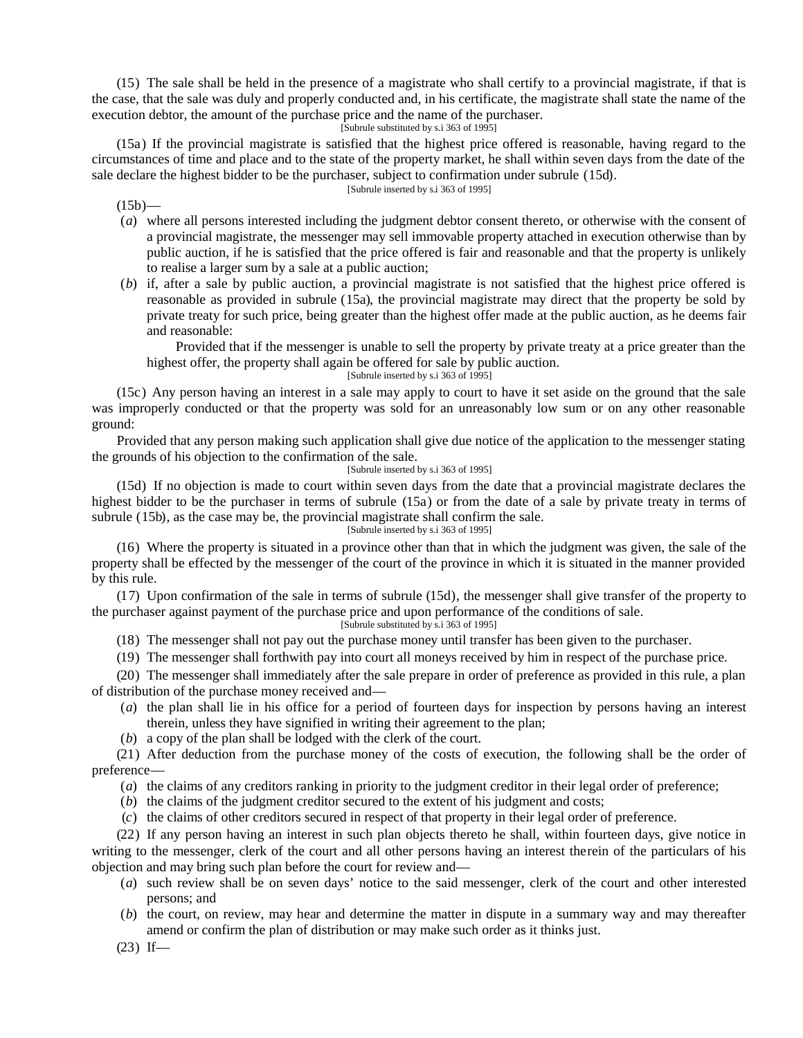(15) The sale shall be held in the presence of a magistrate who shall certify to a provincial magistrate, if that is the case, that the sale was duly and properly conducted and, in his certificate, the magistrate shall state the name of the execution debtor, the amount of the purchase price and the name of the purchaser.

[Subrule substituted by s.i 363 of 1995]

(15a) If the provincial magistrate is satisfied that the highest price offered is reasonable, having regard to the circumstances of time and place and to the state of the property market, he shall within seven days from the date of the sale declare the highest bidder to be the purchaser, subject to confirmation under subrule (15d).

[Subrule inserted by s.i 363 of 1995]

(15b)—

(*a*) where all persons interested including the judgment debtor consent thereto, or otherwise with the consent of a provincial magistrate, the messenger may sell immovable property attached in execution otherwise than by public auction, if he is satisfied that the price offered is fair and reasonable and that the property is unlikely to realise a larger sum by a sale at a public auction;

(*b*) if, after a sale by public auction, a provincial magistrate is not satisfied that the highest price offered is reasonable as provided in subrule (15a), the provincial magistrate may direct that the property be sold by private treaty for such price, being greater than the highest offer made at the public auction, as he deems fair and reasonable:

Provided that if the messenger is unable to sell the property by private treaty at a price greater than the highest offer, the property shall again be offered for sale by public auction.

[Subrule inserted by s.i 363 of 1995]

(15c) Any person having an interest in a sale may apply to court to have it set aside on the ground that the sale was improperly conducted or that the property was sold for an unreasonably low sum or on any other reasonable ground:

Provided that any person making such application shall give due notice of the application to the messenger stating the grounds of his objection to the confirmation of the sale.

[Subrule inserted by s.i 363 of 1995]

(15d) If no objection is made to court within seven days from the date that a provincial magistrate declares the highest bidder to be the purchaser in terms of subrule (15a) or from the date of a sale by private treaty in terms of subrule (15b), as the case may be, the provincial magistrate shall confirm the sale.

[Subrule inserted by s.i 363 of 1995]

(16) Where the property is situated in a province other than that in which the judgment was given, the sale of the property shall be effected by the messenger of the court of the province in which it is situated in the manner provided by this rule.

(17) Upon confirmation of the sale in terms of subrule (15d), the messenger shall give transfer of the property to the purchaser against payment of the purchase price and upon performance of the conditions of sale.

[Subrule substituted by s.i 363 of 1995]

(18) The messenger shall not pay out the purchase money until transfer has been given to the purchaser.

(19) The messenger shall forthwith pay into court all moneys received by him in respect of the purchase price.

(20) The messenger shall immediately after the sale prepare in order of preference as provided in this rule, a plan of distribution of the purchase money received and—

(*a*) the plan shall lie in his office for a period of fourteen days for inspection by persons having an interest therein, unless they have signified in writing their agreement to the plan;

(*b*) a copy of the plan shall be lodged with the clerk of the court.

(21) After deduction from the purchase money of the costs of execution, the following shall be the order of preference—

(*a*) the claims of any creditors ranking in priority to the judgment creditor in their legal order of preference;

(*b*) the claims of the judgment creditor secured to the extent of his judgment and costs;

(*c*) the claims of other creditors secured in respect of that property in their legal order of preference.

(22) If any person having an interest in such plan objects thereto he shall, within fourteen days, give notice in writing to the messenger, clerk of the court and all other persons having an interest therein of the particulars of his objection and may bring such plan before the court for review and—

(*a*) such review shall be on seven days' notice to the said messenger, clerk of the court and other interested persons; and

(*b*) the court, on review, may hear and determine the matter in dispute in a summary way and may thereafter amend or confirm the plan of distribution or may make such order as it thinks just.

(23) If—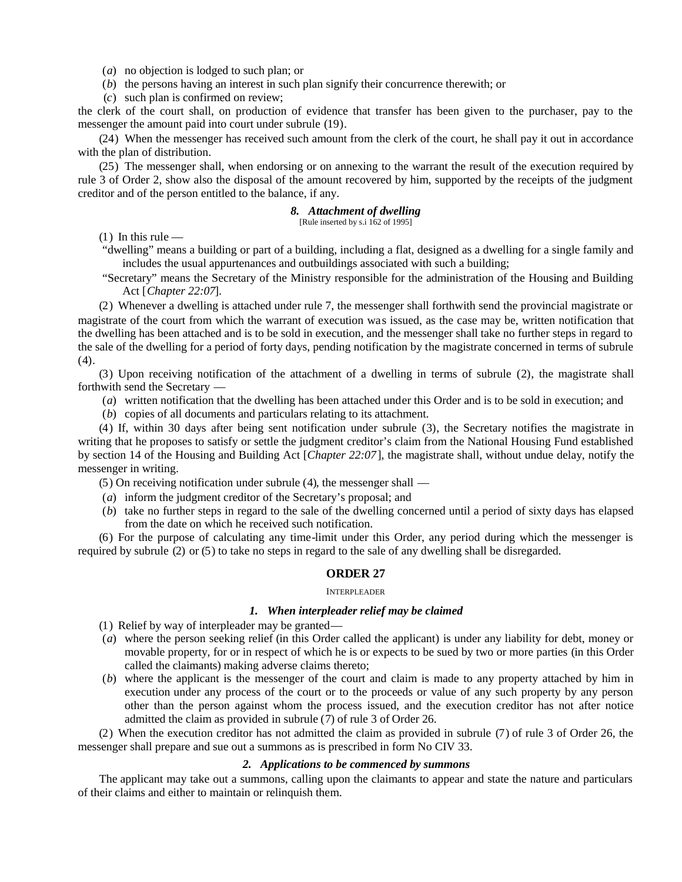(*a*) no objection is lodged to such plan; or

(*b*) the persons having an interest in such plan signify their concurrence therewith; or

(*c*) such plan is confirmed on review;

the clerk of the court shall, on production of evidence that transfer has been given to the purchaser, pay to the messenger the amount paid into court under subrule (19).

(24) When the messenger has received such amount from the clerk of the court, he shall pay it out in accordance with the plan of distribution.

(25) The messenger shall, when endorsing or on annexing to the warrant the result of the execution required by rule 3 of Order 2, show also the disposal of the amount recovered by him, supported by the receipts of the judgment creditor and of the person entitled to the balance, if any.

### *8. Attachment of dwelling*

[Rule inserted by s.i 162 of 1995]

(1) In this rule —

"dwelling" means a building or part of a building, including a flat, designed as a dwelling for a single family and includes the usual appurtenances and outbuildings associated with such a building;

"Secretary" means the Secretary of the Ministry responsible for the administration of the Housing and Building Act [*Chapter 22:07*].

(2) Whenever a dwelling is attached under rule 7, the messenger shall forthwith send the provincial magistrate or magistrate of the court from which the warrant of execution was issued, as the case may be, written notification that the dwelling has been attached and is to be sold in execution, and the messenger shall take no further steps in regard to the sale of the dwelling for a period of forty days, pending notification by the magistrate concerned in terms of subrule (4).

(3) Upon receiving notification of the attachment of a dwelling in terms of subrule (2), the magistrate shall forthwith send the Secretary —

(*a*) written notification that the dwelling has been attached under this Order and is to be sold in execution; and

(*b*) copies of all documents and particulars relating to its attachment.

(4) If, within 30 days after being sent notification under subrule (3), the Secretary notifies the magistrate in writing that he proposes to satisfy or settle the judgment creditor's claim from the National Housing Fund established by section 14 of the Housing and Building Act [*Chapter 22:07*], the magistrate shall, without undue delay, notify the messenger in writing.

(5) On receiving notification under subrule (4), the messenger shall —

(*a*) inform the judgment creditor of the Secretary's proposal; and

(*b*) take no further steps in regard to the sale of the dwelling concerned until a period of sixty days has elapsed from the date on which he received such notification.

(6) For the purpose of calculating any time-limit under this Order, any period during which the messenger is required by subrule (2) or (5) to take no steps in regard to the sale of any dwelling shall be disregarded.

## ORDER 27

INTERPLEADER

### *1. When interpleader relief may be claimed*

(1) Relief by way of interpleader may be granted—

(*a*) where the person seeking relief (in this Order called the applicant) is under any liability for debt, money or movable property, for or in respect of which he is or expects to be sued by two or more parties (in this Order called the claimants) making adverse claims thereto;

(*b*) where the applicant is the messenger of the court and claim is made to any property attached by him in execution under any process of the court or to the proceeds or value of any such property by any person other than the person against whom the process issued, and the execution creditor has not after notice admitted the claim as provided in subrule (7) of rule 3 of Order 26.

(2) When the execution creditor has not admitted the claim as provided in subrule (7) of rule 3 of Order 26, the messenger shall prepare and sue out a summons as is prescribed in form No CIV 33.

### *2. Applications to be commenced by summons*

The applicant may take out a summons, calling upon the claimants to appear and state the nature and particulars of their claims and either to maintain or relinquish them.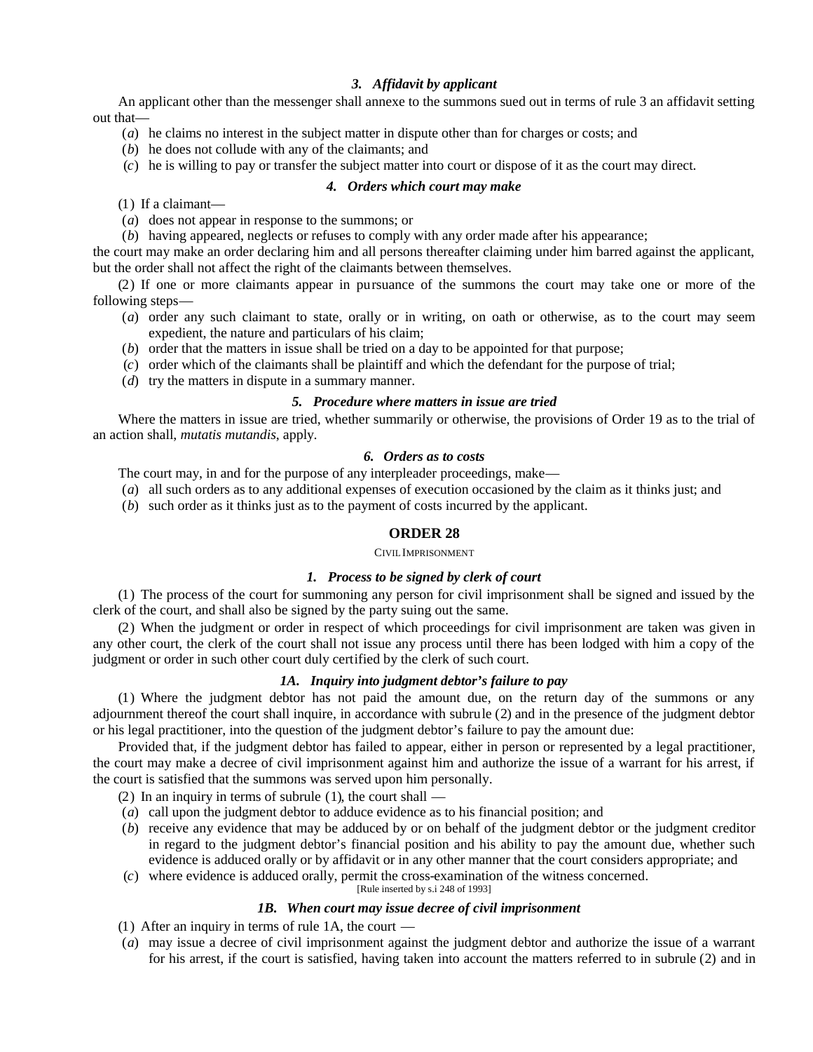### *3. Affidavit by applicant*

An applicant other than the messenger shall annexe to the summons sued out in terms of rule 3 an affidavit setting out that—

(*a*) he claims no interest in the subject matter in dispute other than for charges or costs; and

(*b*) he does not collude with any of the claimants; and

(*c*) he is willing to pay or transfer the subject matter into court or dispose of it as the court may direct.

### *4. Orders which court may make*

(1) If a claimant—

(*a*) does not appear in response to the summons; or

(*b*) having appeared, neglects or refuses to comply with any order made after his appearance;

the court may make an order declaring him and all persons thereafter claiming under him barred against the applicant, but the order shall not affect the right of the claimants between themselves.

(2) If one or more claimants appear in pursuance of the summons the court may take one or more of the following steps—

(*a*) order any such claimant to state, orally or in writing, on oath or otherwise, as to the court may seem expedient, the nature and particulars of his claim;

(*b*) order that the matters in issue shall be tried on a day to be appointed for that purpose;

(*c*) order which of the claimants shall be plaintiff and which the defendant for the purpose of trial;

(*d*) try the matters in dispute in a summary manner.

### *5. Procedure where matters in issue are tried*

Where the matters in issue are tried, whether summarily or otherwise, the provisions of Order 19 as to the trial of an action shall, *mutatis mutandis*, apply.

### *6. Orders as to costs*

The court may, in and for the purpose of any interpleader proceedings, make—

(*a*) all such orders as to any additional expenses of execution occasioned by the claim as it thinks just; and

(*b*) such order as it thinks just as to the payment of costs incurred by the applicant.

## ORDER 28

CIVIL IMPRISONMENT

### *1. Process to be signed by clerk of court*

(1) The process of the court for summoning any person for civil imprisonment shall be signed and issued by the clerk of the court, and shall also be signed by the party suing out the same.

(2) When the judgment or order in respect of which proceedings for civil imprisonment are taken was given in any other court, the clerk of the court shall not issue any process until there has been lodged with him a copy of the judgment or order in such other court duly certified by the clerk of such court.

### *1A. Inquiry into judgment debtor's failure to pay*

(1) Where the judgment debtor has not paid the amount due, on the return day of the summons or any adjournment thereof the court shall inquire, in accordance with subrule (2) and in the presence of the judgment debtor or his legal practitioner, into the question of the judgment debtor's failure to pay the amount due:

Provided that, if the judgment debtor has failed to appear, either in person or represented by a legal practitioner, the court may make a decree of civil imprisonment against him and authorize the issue of a warrant for his arrest, if the court is satisfied that the summons was served upon him personally.

(2) In an inquiry in terms of subrule (1), the court shall —

(*a*) call upon the judgment debtor to adduce evidence as to his financial position; and

(*b*) receive any evidence that may be adduced by or on behalf of the judgment debtor or the judgment creditor in regard to the judgment debtor's financial position and his ability to pay the amount due, whether such evidence is adduced orally or by affidavit or in any other manner that the court considers appropriate; and

(*c*) where evidence is adduced orally, permit the cross-examination of the witness concerned.

[Rule inserted by s.i 248 of 1993]

### *1B. When court may issue decree of civil imprisonment*

(1) After an inquiry in terms of rule 1A, the court —

(*a*) may issue a decree of civil imprisonment against the judgment debtor and authorize the issue of a warrant for his arrest, if the court is satisfied, having taken into account the matters referred to in subrule (2) and in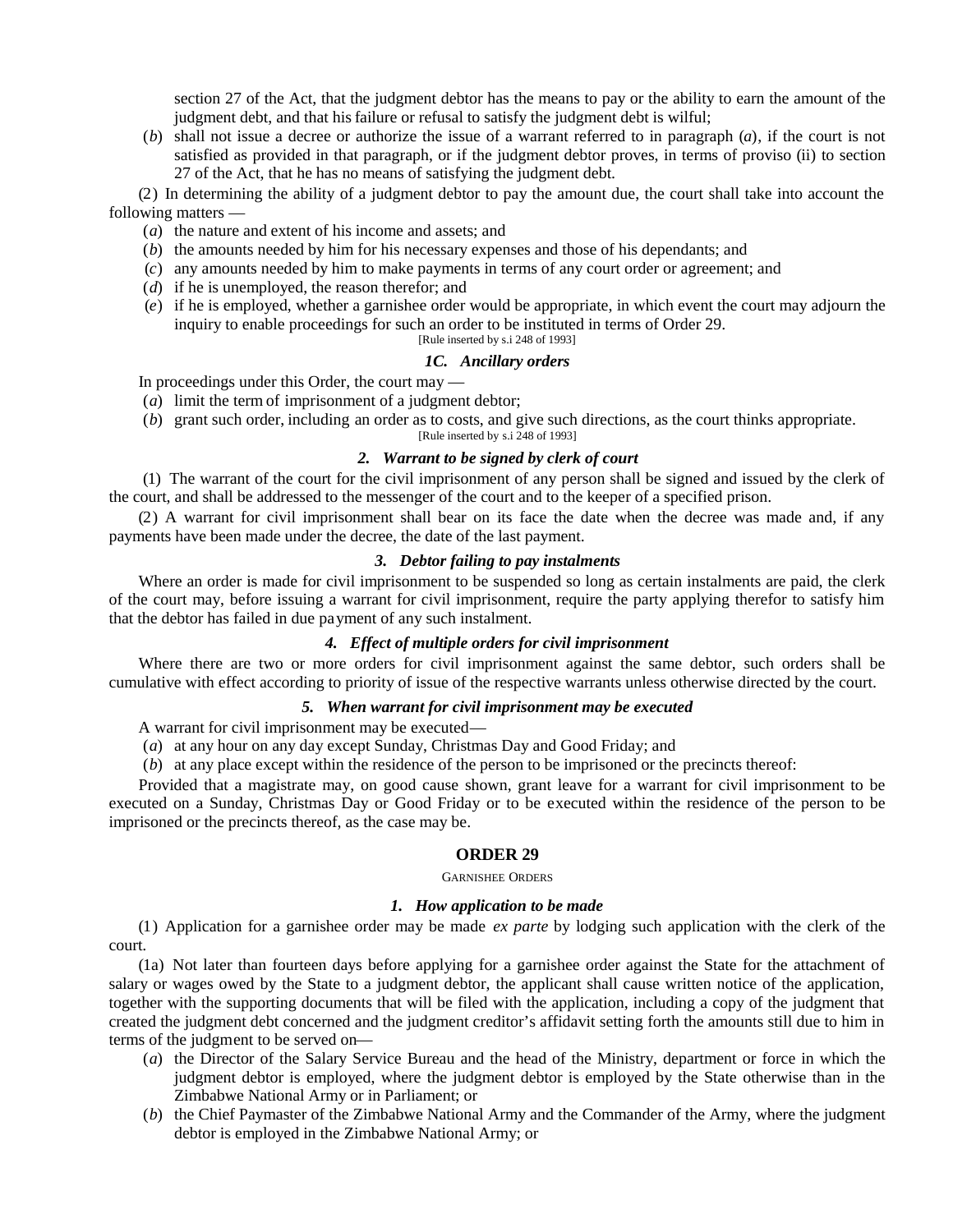section 27 of the Act, that the judgment debtor has the means to pay or the ability to earn the amount of the judgment debt, and that his failure or refusal to satisfy the judgment debt is wilful;

(*b*) shall not issue a decree or authorize the issue of a warrant referred to in paragraph (*a*), if the court is not satisfied as provided in that paragraph, or if the judgment debtor proves, in terms of proviso (ii) to section 27 of the Act, that he has no means of satisfying the judgment debt.

(2) In determining the ability of a judgment debtor to pay the amount due, the court shall take into account the following matters —

(*a*) the nature and extent of his income and assets; and

(*b*) the amounts needed by him for his necessary expenses and those of his dependants; and

(*c*) any amounts needed by him to make payments in terms of any court order or agreement; and

(*d*) if he is unemployed, the reason therefor; and

(*e*) if he is employed, whether a garnishee order would be appropriate, in which event the court may adjourn the inquiry to enable proceedings for such an order to be instituted in terms of Order 29.

[Rule inserted by s.i 248 of 1993]

### *1C. Ancillary orders*

In proceedings under this Order, the court may —

(*a*) limit the term of imprisonment of a judgment debtor;

(*b*) grant such order, including an order as to costs, and give such directions, as the court thinks appropriate.

[Rule inserted by s.i 248 of 1993]

### *2. Warrant to be signed by clerk of court*

(1) The warrant of the court for the civil imprisonment of any person shall be signed and issued by the clerk of the court, and shall be addressed to the messenger of the court and to the keeper of a specified prison.

(2) A warrant for civil imprisonment shall bear on its face the date when the decree was made and, if any payments have been made under the decree, the date of the last payment.

### *3. Debtor failing to pay instalments*

Where an order is made for civil imprisonment to be suspended so long as certain instalments are paid, the clerk of the court may, before issuing a warrant for civil imprisonment, require the party applying therefor to satisfy him that the debtor has failed in due payment of any such instalment.

### *4. Effect of multiple orders for civil imprisonment*

Where there are two or more orders for civil imprisonment against the same debtor, such orders shall be cumulative with effect according to priority of issue of the respective warrants unless otherwise directed by the court.

### *5. When warrant for civil imprisonment may be executed*

A warrant for civil imprisonment may be executed—

(*a*) at any hour on any day except Sunday, Christmas Day and Good Friday; and

(*b*) at any place except within the residence of the person to be imprisoned or the precincts thereof:

Provided that a magistrate may, on good cause shown, grant leave for a warrant for civil imprisonment to be executed on a Sunday, Christmas Day or Good Friday or to be executed within the residence of the person to be imprisoned or the precincts thereof, as the case may be.

## ORDER 29

GARNISHEE ORDERS

### *1. How application to be made*

(1) Application for a garnishee order may be made *ex parte* by lodging such application with the clerk of the court.

(1a) Not later than fourteen days before applying for a garnishee order against the State for the attachment of salary or wages owed by the State to a judgment debtor, the applicant shall cause written notice of the application, together with the supporting documents that will be filed with the application, including a copy of the judgment that created the judgment debt concerned and the judgment creditor's affidavit setting forth the amounts still due to him in terms of the judgment to be served on—

(*a*) the Director of the Salary Service Bureau and the head of the Ministry, department or force in which the judgment debtor is employed, where the judgment debtor is employed by the State otherwise than in the Zimbabwe National Army or in Parliament; or

(*b*) the Chief Paymaster of the Zimbabwe National Army and the Commander of the Army, where the judgment debtor is employed in the Zimbabwe National Army; or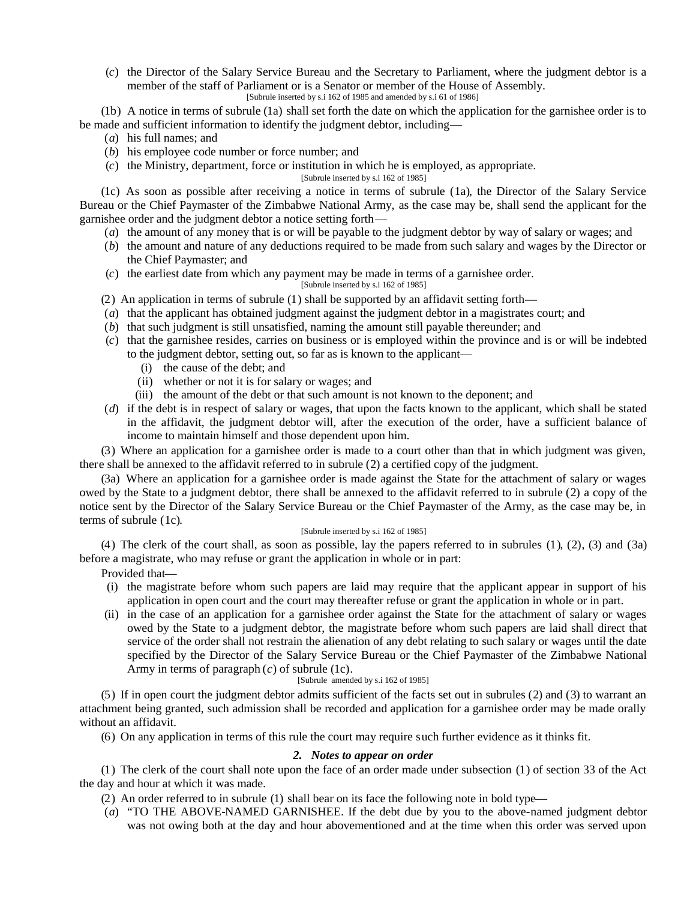(*c*) the Director of the Salary Service Bureau and the Secretary to Parliament, where the judgment debtor is a member of the staff of Parliament or is a Senator or member of the House of Assembly.

[Subrule inserted by s.i 162 of 1985 and amended by s.i 61 of 1986]

(1b) A notice in terms of subrule (1a) shall set forth the date on which the application for the garnishee order is to be made and sufficient information to identify the judgment debtor, including—

(*a*) his full names; and

(*b*) his employee code number or force number; and

(*c*) the Ministry, department, force or institution in which he is employed, as appropriate.

[Subrule inserted by s.i 162 of 1985]

(1c) As soon as possible after receiving a notice in terms of subrule (1a), the Director of the Salary Service Bureau or the Chief Paymaster of the Zimbabwe National Army, as the case may be, shall send the applicant for the garnishee order and the judgment debtor a notice setting forth—

(*a*) the amount of any money that is or will be payable to the judgment debtor by way of salary or wages; and

(*b*) the amount and nature of any deductions required to be made from such salary and wages by the Director or the Chief Paymaster; and

(*c*) the earliest date from which any payment may be made in terms of a garnishee order.

[Subrule inserted by s.i 162 of 1985]

(2) An application in terms of subrule (1) shall be supported by an affidavit setting forth—

(*a*) that the applicant has obtained judgment against the judgment debtor in a magistrates court; and

(*b*) that such judgment is still unsatisfied, naming the amount still payable thereunder; and

(*c*) that the garnishee resides, carries on business or is employed within the province and is or will be indebted to the judgment debtor, setting out, so far as is known to the applicant—

(i) the cause of the debt; and

(ii) whether or not it is for salary or wages; and

(iii) the amount of the debt or that such amount is not known to the deponent; and

(*d*) if the debt is in respect of salary or wages, that upon the facts known to the applicant, which shall be stated in the affidavit, the judgment debtor will, after the execution of the order, have a sufficient balance of income to maintain himself and those dependent upon him.

(3) Where an application for a garnishee order is made to a court other than that in which judgment was given, there shall be annexed to the affidavit referred to in subrule (2) a certified copy of the judgment.

(3a) Where an application for a garnishee order is made against the State for the attachment of salary or wages owed by the State to a judgment debtor, there shall be annexed to the affidavit referred to in subrule (2) a copy of the notice sent by the Director of the Salary Service Bureau or the Chief Paymaster of the Army, as the case may be, in terms of subrule (1c).

[Subrule inserted by s.i 162 of 1985]

(4) The clerk of the court shall, as soon as possible, lay the papers referred to in subrules (1), (2), (3) and (3a) before a magistrate, who may refuse or grant the application in whole or in part:

Provided that—

(i) the magistrate before whom such papers are laid may require that the applicant appear in support of his application in open court and the court may thereafter refuse or grant the application in whole or in part.

(ii) in the case of an application for a garnishee order against the State for the attachment of salary or wages owed by the State to a judgment debtor, the magistrate before whom such papers are laid shall direct that service of the order shall not restrain the alienation of any debt relating to such salary or wages until the date specified by the Director of the Salary Service Bureau or the Chief Paymaster of the Zimbabwe National Army in terms of paragraph (*c*) of subrule (1c).

[Subrule amended by s.i 162 of 1985]

(5) If in open court the judgment debtor admits sufficient of the facts set out in subrules (2) and (3) to warrant an attachment being granted, such admission shall be recorded and application for a garnishee order may be made orally without an affidavit.

(6) On any application in terms of this rule the court may require such further evidence as it thinks fit.

### *2. Notes to appear on order*

(1) The clerk of the court shall note upon the face of an order made under subsection (1) of section 33 of the Act the day and hour at which it was made.

(2) An order referred to in subrule (1) shall bear on its face the following note in bold type—

(*a*) "TO THE ABOVE-NAMED GARNISHEE. If the debt due by you to the above-named judgment debtor was not owing both at the day and hour abovementioned and at the time when this order was served upon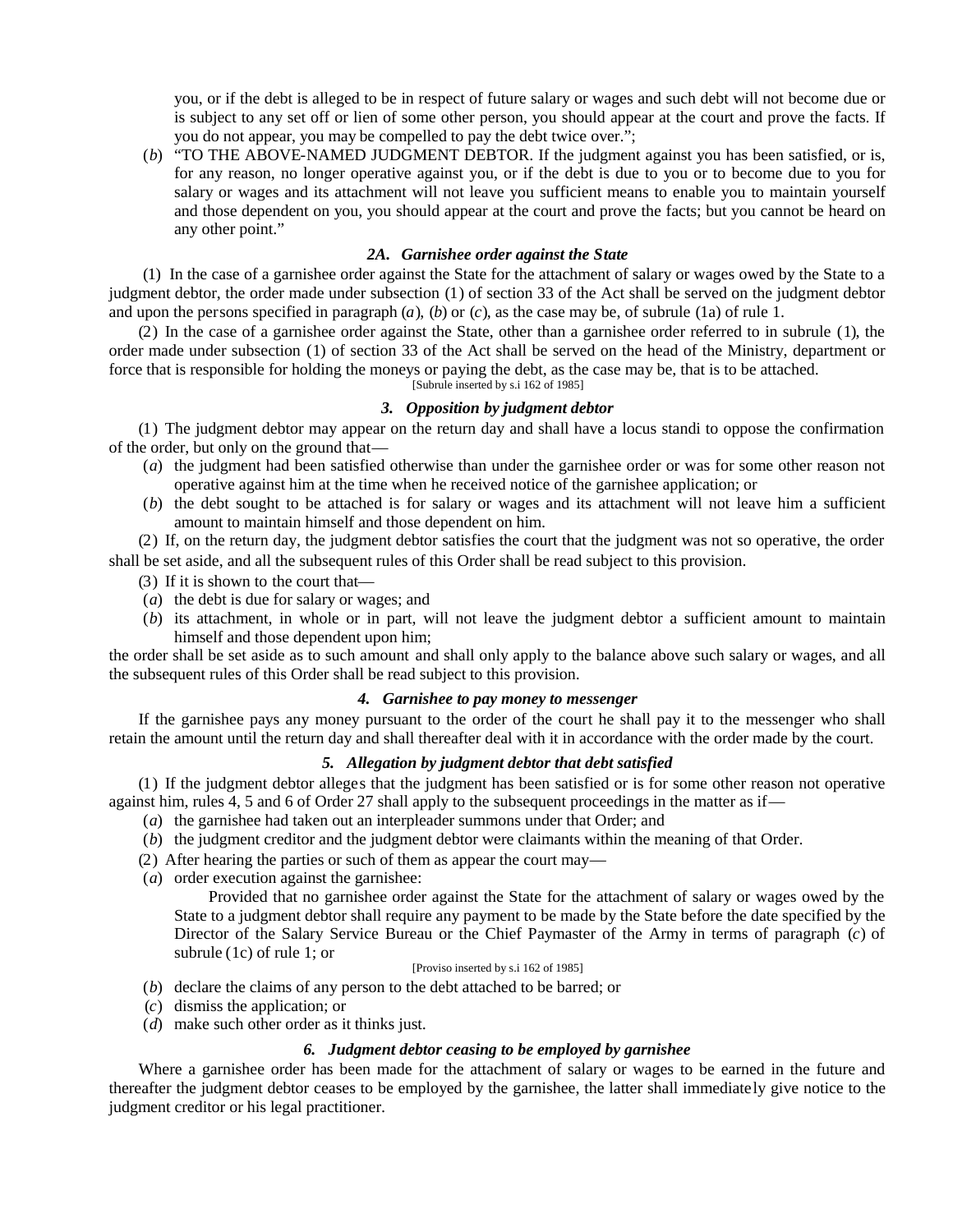you, or if the debt is alleged to be in respect of future salary or wages and such debt will not become due or is subject to any set off or lien of some other person, you should appear at the court and prove the facts. If you do not appear, you may be compelled to pay the debt twice over.";

(*b*) "TO THE ABOVE-NAMED JUDGMENT DEBTOR. If the judgment against you has been satisfied, or is, for any reason, no longer operative against you, or if the debt is due to you or to become due to you for salary or wages and its attachment will not leave you sufficient means to enable you to maintain yourself and those dependent on you, you should appear at the court and prove the facts; but you cannot be heard on any other point."

### *2A. Garnishee order against the State*

(1) In the case of a garnishee order against the State for the attachment of salary or wages owed by the State to a judgment debtor, the order made under subsection (1) of section 33 of the Act shall be served on the judgment debtor and upon the persons specified in paragraph (*a*), (*b*) or (*c*), as the case may be, of subrule (1a) of rule 1.

(2) In the case of a garnishee order against the State, other than a garnishee order referred to in subrule (1), the order made under subsection (1) of section 33 of the Act shall be served on the head of the Ministry, department or force that is responsible for holding the moneys or paying the debt, as the case may be, that is to be attached.

[Subrule inserted by s.i 162 of 1985]

### *3. Opposition by judgment debtor*

(1) The judgment debtor may appear on the return day and shall have a locus standi to oppose the confirmation of the order, but only on the ground that—

(*a*) the judgment had been satisfied otherwise than under the garnishee order or was for some other reason not operative against him at the time when he received notice of the garnishee application; or

(*b*) the debt sought to be attached is for salary or wages and its attachment will not leave him a sufficient amount to maintain himself and those dependent on him.

(2) If, on the return day, the judgment debtor satisfies the court that the judgment was not so operative, the order shall be set aside, and all the subsequent rules of this Order shall be read subject to this provision.

(3) If it is shown to the court that—

(*a*) the debt is due for salary or wages; and

(*b*) its attachment, in whole or in part, will not leave the judgment debtor a sufficient amount to maintain himself and those dependent upon him;

the order shall be set aside as to such amount and shall only apply to the balance above such salary or wages, and all the subsequent rules of this Order shall be read subject to this provision.

### *4. Garnishee to pay money to messenger*

If the garnishee pays any money pursuant to the order of the court he shall pay it to the messenger who shall retain the amount until the return day and shall thereafter deal with it in accordance with the order made by the court.

### *5. Allegation by judgment debtor that debt satisfied*

(1) If the judgment debtor alleges that the judgment has been satisfied or is for some other reason not operative against him, rules 4, 5 and 6 of Order 27 shall apply to the subsequent proceedings in the matter as if—

(*a*) the garnishee had taken out an interpleader summons under that Order; and

(*b*) the judgment creditor and the judgment debtor were claimants within the meaning of that Order.

(2) After hearing the parties or such of them as appear the court may—

(*a*) order execution against the garnishee:

Provided that no garnishee order against the State for the attachment of salary or wages owed by the State to a judgment debtor shall require any payment to be made by the State before the date specified by the Director of the Salary Service Bureau or the Chief Paymaster of the Army in terms of paragraph (*c*) of subrule (1c) of rule 1; or

[Proviso inserted by s.i 162 of 1985]

(*b*) declare the claims of any person to the debt attached to be barred; or

(*c*) dismiss the application; or

(*d*) make such other order as it thinks just.

### *6. Judgment debtor ceasing to be employed by garnishee*

Where a garnishee order has been made for the attachment of salary or wages to be earned in the future and thereafter the judgment debtor ceases to be employed by the garnishee, the latter shall immediately give notice to the judgment creditor or his legal practitioner.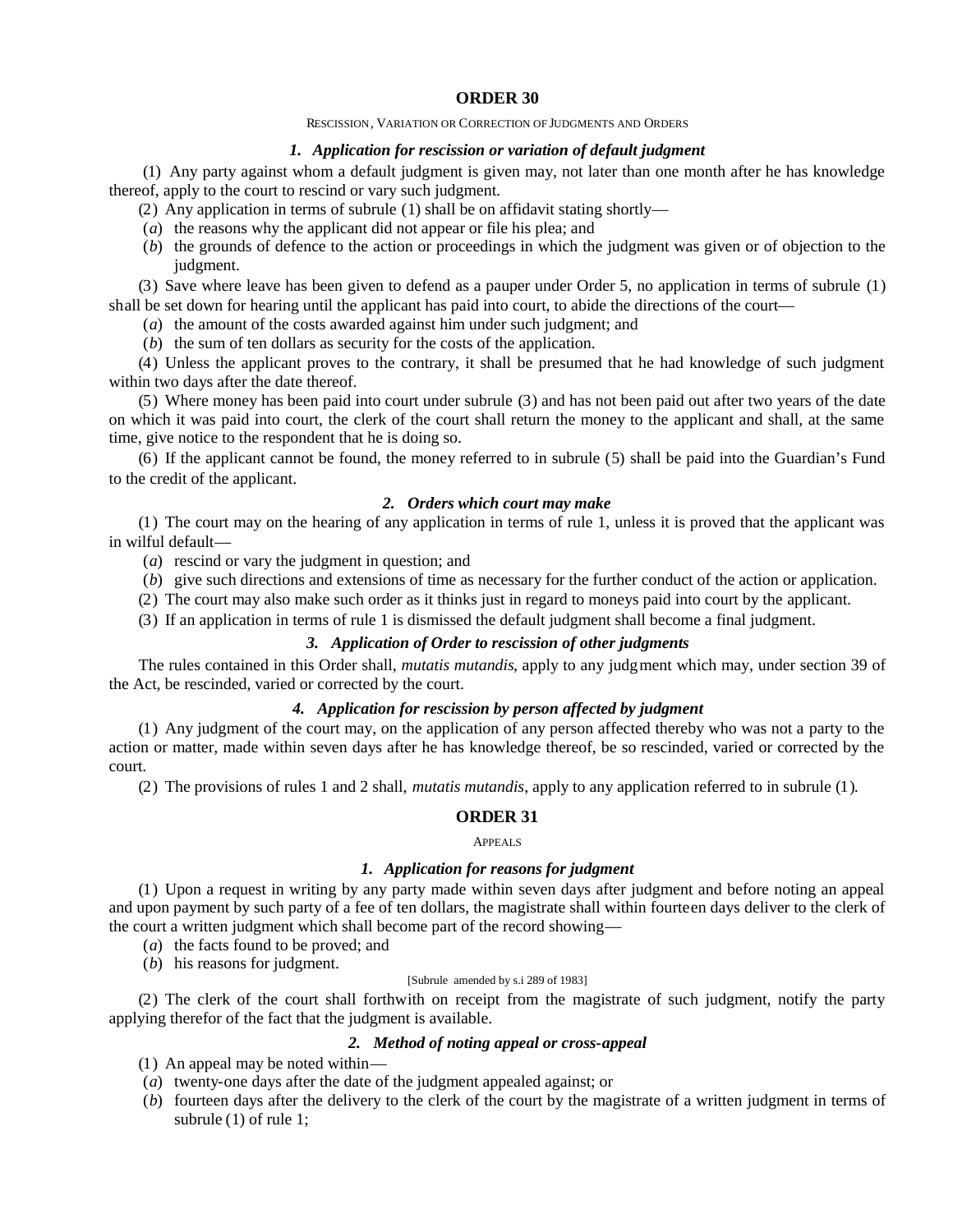## ORDER 30

RESCISSION, VARIATION OR CORRECTION OF JUDGMENTS AND ORDERS

### *1. Application for rescission or variation of default judgment*

(1) Any party against whom a default judgment is given may, not later than one month after he has knowledge thereof, apply to the court to rescind or vary such judgment.

(2) Any application in terms of subrule (1) shall be on affidavit stating shortly—

(*a*) the reasons why the applicant did not appear or file his plea; and

(*b*) the grounds of defence to the action or proceedings in which the judgment was given or of objection to the judgment.

(3) Save where leave has been given to defend as a pauper under Order 5, no application in terms of subrule (1) shall be set down for hearing until the applicant has paid into court, to abide the directions of the court—

(*a*) the amount of the costs awarded against him under such judgment; and

(*b*) the sum of ten dollars as security for the costs of the application.

(4) Unless the applicant proves to the contrary, it shall be presumed that he had knowledge of such judgment within two days after the date thereof.

(5) Where money has been paid into court under subrule (3) and has not been paid out after two years of the date on which it was paid into court, the clerk of the court shall return the money to the applicant and shall, at the same time, give notice to the respondent that he is doing so.

(6) If the applicant cannot be found, the money referred to in subrule (5) shall be paid into the Guardian's Fund to the credit of the applicant.

### *2. Orders which court may make*

(1) The court may on the hearing of any application in terms of rule 1, unless it is proved that the applicant was in wilful default—

(*a*) rescind or vary the judgment in question; and

(*b*) give such directions and extensions of time as necessary for the further conduct of the action or application.

(2) The court may also make such order as it thinks just in regard to moneys paid into court by the applicant.

(3) If an application in terms of rule 1 is dismissed the default judgment shall become a final judgment.

### *3. Application of Order to rescission of other judgments*

The rules contained in this Order shall, *mutatis mutandis*, apply to any judgment which may, under section 39 of the Act, be rescinded, varied or corrected by the court.

### *4. Application for rescission by person affected by judgment*

(1) Any judgment of the court may, on the application of any person affected thereby who was not a party to the action or matter, made within seven days after he has knowledge thereof, be so rescinded, varied or corrected by the court.

(2) The provisions of rules 1 and 2 shall, *mutatis mutandis*, apply to any application referred to in subrule (1).

## ORDER 31

APPEALS

### *1. Application for reasons for judgment*

(1) Upon a request in writing by any party made within seven days after judgment and before noting an appeal and upon payment by such party of a fee of ten dollars, the magistrate shall within fourteen days deliver to the clerk of the court a written judgment which shall become part of the record showing—

(*a*) the facts found to be proved; and

(*b*) his reasons for judgment.

[Subrule amended by s.i 289 of 1983]

(2) The clerk of the court shall forthwith on receipt from the magistrate of such judgment, notify the party applying therefor of the fact that the judgment is available.

### *2. Method of noting appeal or cross-appeal*

(1) An appeal may be noted within—

(*a*) twenty-one days after the date of the judgment appealed against; or

(*b*) fourteen days after the delivery to the clerk of the court by the magistrate of a written judgment in terms of subrule (1) of rule 1;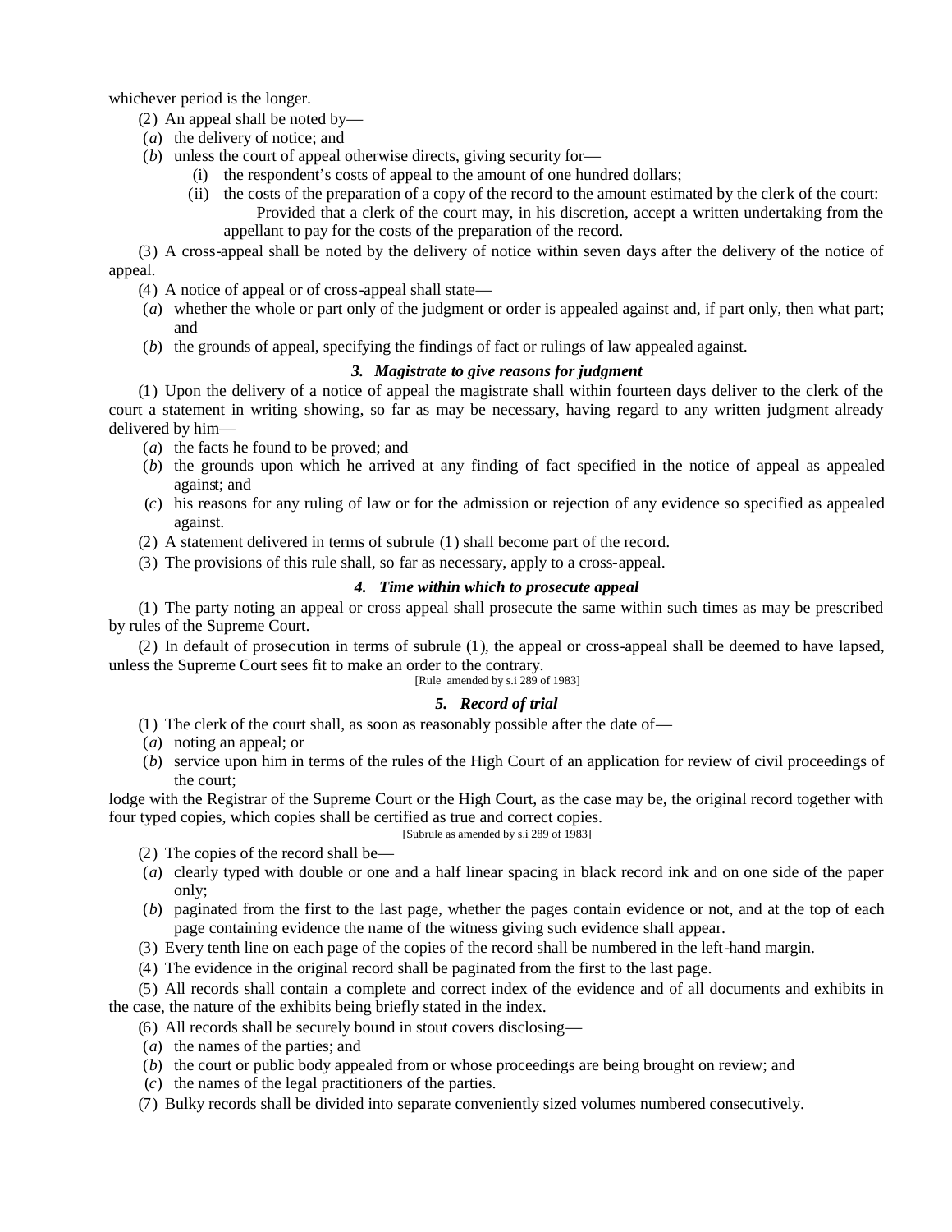whichever period is the longer.

(2) An appeal shall be noted by—

(*a*) the delivery of notice; and

(*b*) unless the court of appeal otherwise directs, giving security for—

(i) the respondent's costs of appeal to the amount of one hundred dollars;

(ii) the costs of the preparation of a copy of the record to the amount estimated by the clerk of the court:

Provided that a clerk of the court may, in his discretion, accept a written undertaking from the appellant to pay for the costs of the preparation of the record.

(3) A cross-appeal shall be noted by the delivery of notice within seven days after the delivery of the notice of appeal.

(4) A notice of appeal or of cross-appeal shall state—

(*a*) whether the whole or part only of the judgment or order is appealed against and, if part only, then what part; and

(*b*) the grounds of appeal, specifying the findings of fact or rulings of law appealed against.

### *3. Magistrate to give reasons for judgment*

(1) Upon the delivery of a notice of appeal the magistrate shall within fourteen days deliver to the clerk of the court a statement in writing showing, so far as may be necessary, having regard to any written judgment already delivered by him—

(*a*) the facts he found to be proved; and

(*b*) the grounds upon which he arrived at any finding of fact specified in the notice of appeal as appealed against; and

(*c*) his reasons for any ruling of law or for the admission or rejection of any evidence so specified as appealed against.

(2) A statement delivered in terms of subrule (1) shall become part of the record.

(3) The provisions of this rule shall, so far as necessary, apply to a cross-appeal.

### *4. Time within which to prosecute appeal*

(1) The party noting an appeal or cross appeal shall prosecute the same within such times as may be prescribed by rules of the Supreme Court.

(2) In default of prosecution in terms of subrule (1), the appeal or cross-appeal shall be deemed to have lapsed, unless the Supreme Court sees fit to make an order to the contrary.

[Rule amended by s.i 289 of 1983]

### *5. Record of trial*

(1) The clerk of the court shall, as soon as reasonably possible after the date of—

(*a*) noting an appeal; or

(*b*) service upon him in terms of the rules of the High Court of an application for review of civil proceedings of the court;

lodge with the Registrar of the Supreme Court or the High Court, as the case may be, the original record together with four typed copies, which copies shall be certified as true and correct copies.

[Subrule as amended by s.i 289 of 1983]

(2) The copies of the record shall be—

(*a*) clearly typed with double or one and a half linear spacing in black record ink and on one side of the paper only;

(*b*) paginated from the first to the last page, whether the pages contain evidence or not, and at the top of each page containing evidence the name of the witness giving such evidence shall appear.

(3) Every tenth line on each page of the copies of the record shall be numbered in the left-hand margin.

(4) The evidence in the original record shall be paginated from the first to the last page.

(5) All records shall contain a complete and correct index of the evidence and of all documents and exhibits in the case, the nature of the exhibits being briefly stated in the index.

(6) All records shall be securely bound in stout covers disclosing—

(*a*) the names of the parties; and

(*b*) the court or public body appealed from or whose proceedings are being brought on review; and

(*c*) the names of the legal practitioners of the parties.

(7) Bulky records shall be divided into separate conveniently sized volumes numbered consecutively.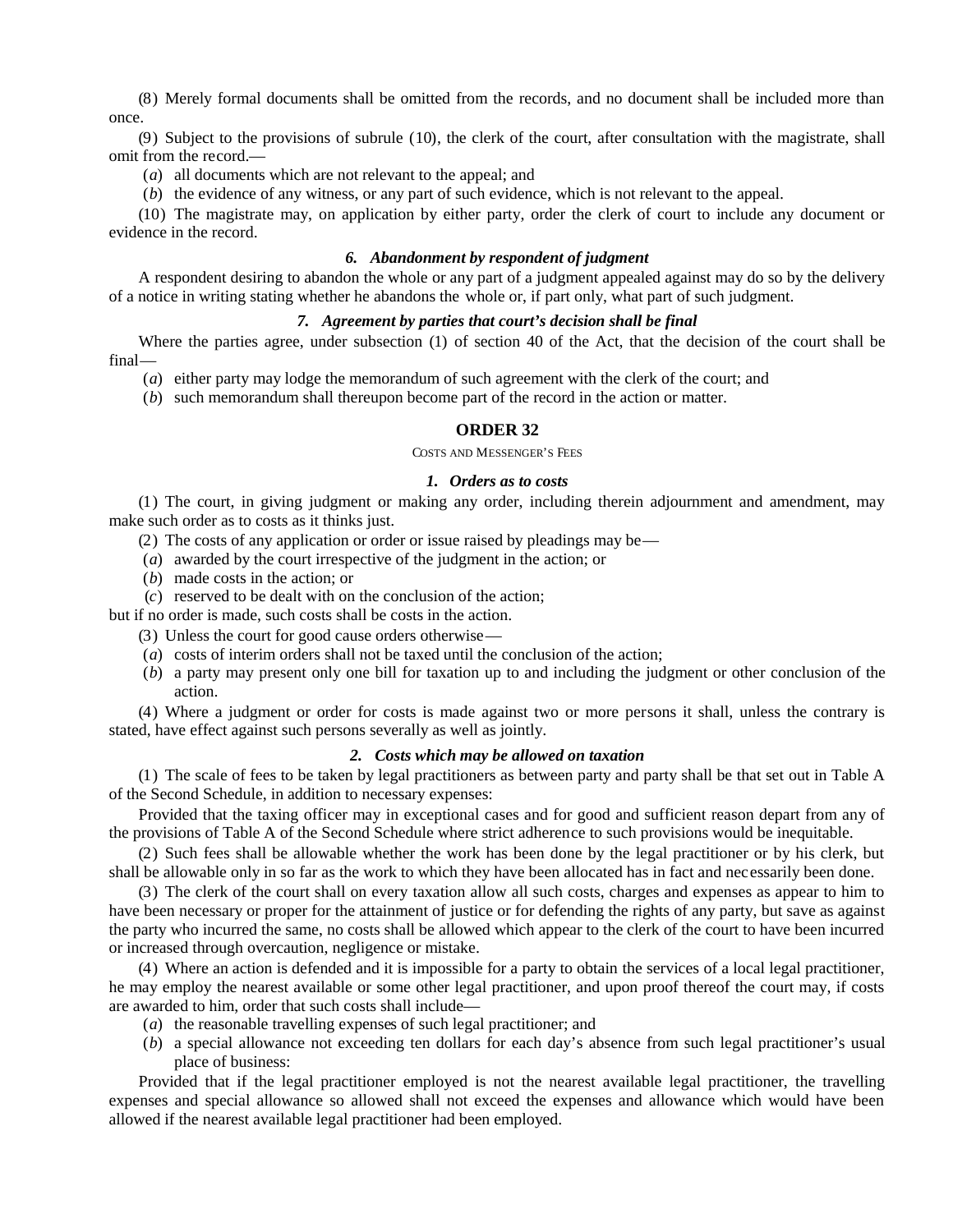(8) Merely formal documents shall be omitted from the records, and no document shall be included more than once.

(9) Subject to the provisions of subrule (10), the clerk of the court, after consultation with the magistrate, shall omit from the record.—

(*a*) all documents which are not relevant to the appeal; and

(*b*) the evidence of any witness, or any part of such evidence, which is not relevant to the appeal.

(10) The magistrate may, on application by either party, order the clerk of court to include any document or evidence in the record.

#### *6. Abandonment by respondent of judgment*

A respondent desiring to abandon the whole or any part of a judgment appealed against may do so by the delivery of a notice in writing stating whether he abandons the whole or, if part only, what part of such judgment.

#### *7. Agreement by parties that court's decision shall be final*

Where the parties agree, under subsection (1) of section 40 of the Act, that the decision of the court shall be final—

(*a*) either party may lodge the memorandum of such agreement with the clerk of the court; and

(*b*) such memorandum shall thereupon become part of the record in the action or matter.

## ORDER 32

COSTS AND MESSENGER'S FEES

#### *1. Orders as to costs*

(1) The court, in giving judgment or making any order, including therein adjournment and amendment, may make such order as to costs as it thinks just.

(2) The costs of any application or order or issue raised by pleadings may be—

(*a*) awarded by the court irrespective of the judgment in the action; or

(*b*) made costs in the action; or

(*c*) reserved to be dealt with on the conclusion of the action;

but if no order is made, such costs shall be costs in the action.

(3) Unless the court for good cause orders otherwise—

(*a*) costs of interim orders shall not be taxed until the conclusion of the action;

(*b*) a party may present only one bill for taxation up to and including the judgment or other conclusion of the action.

(4) Where a judgment or order for costs is made against two or more persons it shall, unless the contrary is stated, have effect against such persons severally as well as jointly.

#### *2. Costs which may be allowed on taxation*

(1) The scale of fees to be taken by legal practitioners as between party and party shall be that set out in Table A of the Second Schedule, in addition to necessary expenses:

Provided that the taxing officer may in exceptional cases and for good and sufficient reason depart from any of the provisions of Table A of the Second Schedule where strict adherence to such provisions would be inequitable.

(2) Such fees shall be allowable whether the work has been done by the legal practitioner or by his clerk, but shall be allowable only in so far as the work to which they have been allocated has in fact and necessarily been done.

(3) The clerk of the court shall on every taxation allow all such costs, charges and expenses as appear to him to have been necessary or proper for the attainment of justice or for defending the rights of any party, but save as against the party who incurred the same, no costs shall be allowed which appear to the clerk of the court to have been incurred or increased through overcaution, negligence or mistake.

(4) Where an action is defended and it is impossible for a party to obtain the services of a local legal practitioner, he may employ the nearest available or some other legal practitioner, and upon proof thereof the court may, if costs are awarded to him, order that such costs shall include—

(*a*) the reasonable travelling expenses of such legal practitioner; and

(*b*) a special allowance not exceeding ten dollars for each day's absence from such legal practitioner's usual place of business:

Provided that if the legal practitioner employed is not the nearest available legal practitioner, the travelling expenses and special allowance so allowed shall not exceed the expenses and allowance which would have been allowed if the nearest available legal practitioner had been employed.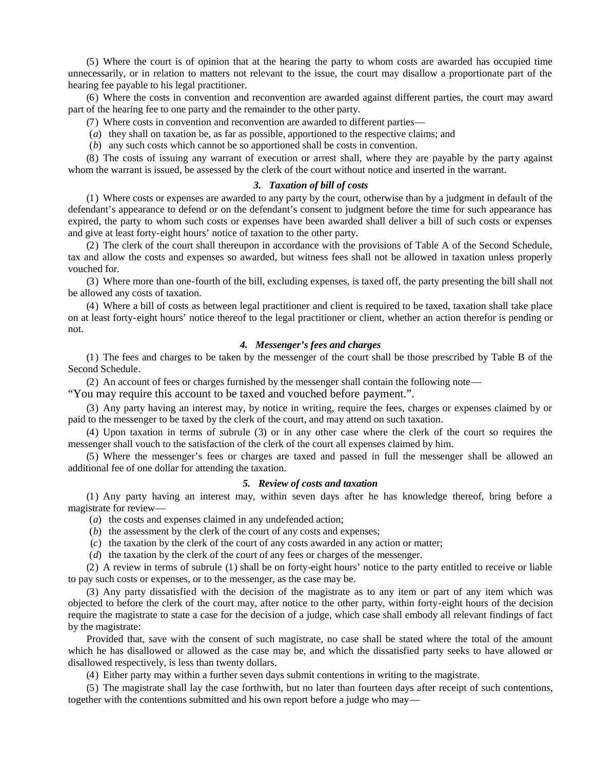(5) Where the court is of opinion that at the hearing the party to whom costs are awarded has occupied time unnecessarily, or in relation to matters not relevant to the issue, the court may disallow a proportionate part of the hearing fee payable to his legal practitioner.

(6) Where the costs in convention and reconvention are awarded against different parties, the court may award part of the hearing fee to one party and the remainder to the other party.

(7) Where costs in convention and reconvention are awarded to different parties—

(*a*) they shall on taxation be, as far as possible, apportioned to the respective claims; and

(*b*) any such costs which cannot be so apportioned shall be costs in convention.

(8) The costs of issuing any warrant of execution or arrest shall, where they are payable by the party against whom the warrant is issued, be assessed by the clerk of the court without notice and inserted in the warrant.

### *3. Taxation of bill of costs*

(1) Where costs or expenses are awarded to any party by the court, otherwise than by a judgment in default of the defendant's appearance to defend or on the defendant's consent to judgment before the time for such appearance has expired, the party to whom such costs or expenses have been awarded shall deliver a bill of such costs or expenses and give at least forty-eight hours' notice of taxation to the other party.

(2) The clerk of the court shall thereupon in accordance with the provisions of Table A of the Second Schedule, tax and allow the costs and expenses so awarded, but witness fees shall not be allowed in taxation unless properly vouched for.

(3) Where more than one-fourth of the bill, excluding expenses, is taxed off, the party presenting the bill shall not be allowed any costs of taxation.

(4) Where a bill of costs as between legal practitioner and client is required to be taxed, taxation shall take place on at least forty-eight hours' notice thereof to the legal practitioner or client, whether an action therefor is pending or not.

### *4. Messenger's fees and charges*

(1) The fees and charges to be taken by the messenger of the court shall be those prescribed by Table B of the Second Schedule.

(2) An account of fees or charges furnished by the messenger shall contain the following note—

"You may require this account to be taxed and vouched before payment.".

(3) Any party having an interest may, by notice in writing, require the fees, charges or expenses claimed by or paid to the messenger to be taxed by the clerk of the court, and may attend on such taxation.

(4) Upon taxation in terms of subrule (3) or in any other case where the clerk of the court so requires the messenger shall vouch to the satisfaction of the clerk of the court all expenses claimed by him.

(5) Where the messenger's fees or charges are taxed and passed in full the messenger shall be allowed an additional fee of one dollar for attending the taxation.

### *5. Review of costs and taxation*

(1) Any party having an interest may, within seven days after he has knowledge thereof, bring before a magistrate for review—

(*a*) the costs and expenses claimed in any undefended action;

(*b*) the assessment by the clerk of the court of any costs and expenses;

(*c*) the taxation by the clerk of the court of any costs awarded in any action or matter;

(*d*) the taxation by the clerk of the court of any fees or charges of the messenger.

(2) A review in terms of subrule (1) shall be on forty-eight hours' notice to the party entitled to receive or liable to pay such costs or expenses, or to the messenger, as the case may be.

(3) Any party dissatisfied with the decision of the magistrate as to any item or part of any item which was objected to before the clerk of the court may, after notice to the other party, within forty-eight hours of the decision require the magistrate to state a case for the decision of a judge, which case shall embody all relevant findings of fact by the magistrate:

Provided that, save with the consent of such magistrate, no case shall be stated where the total of the amount which he has disallowed or allowed as the case may be, and which the dissatisfied party seeks to have allowed or disallowed respectively, is less than twenty dollars.

(4) Either party may within a further seven days submit contentions in writing to the magistrate.

(5) The magistrate shall lay the case forthwith, but no later than fourteen days after receipt of such contentions, together with the contentions submitted and his own report before a judge who may—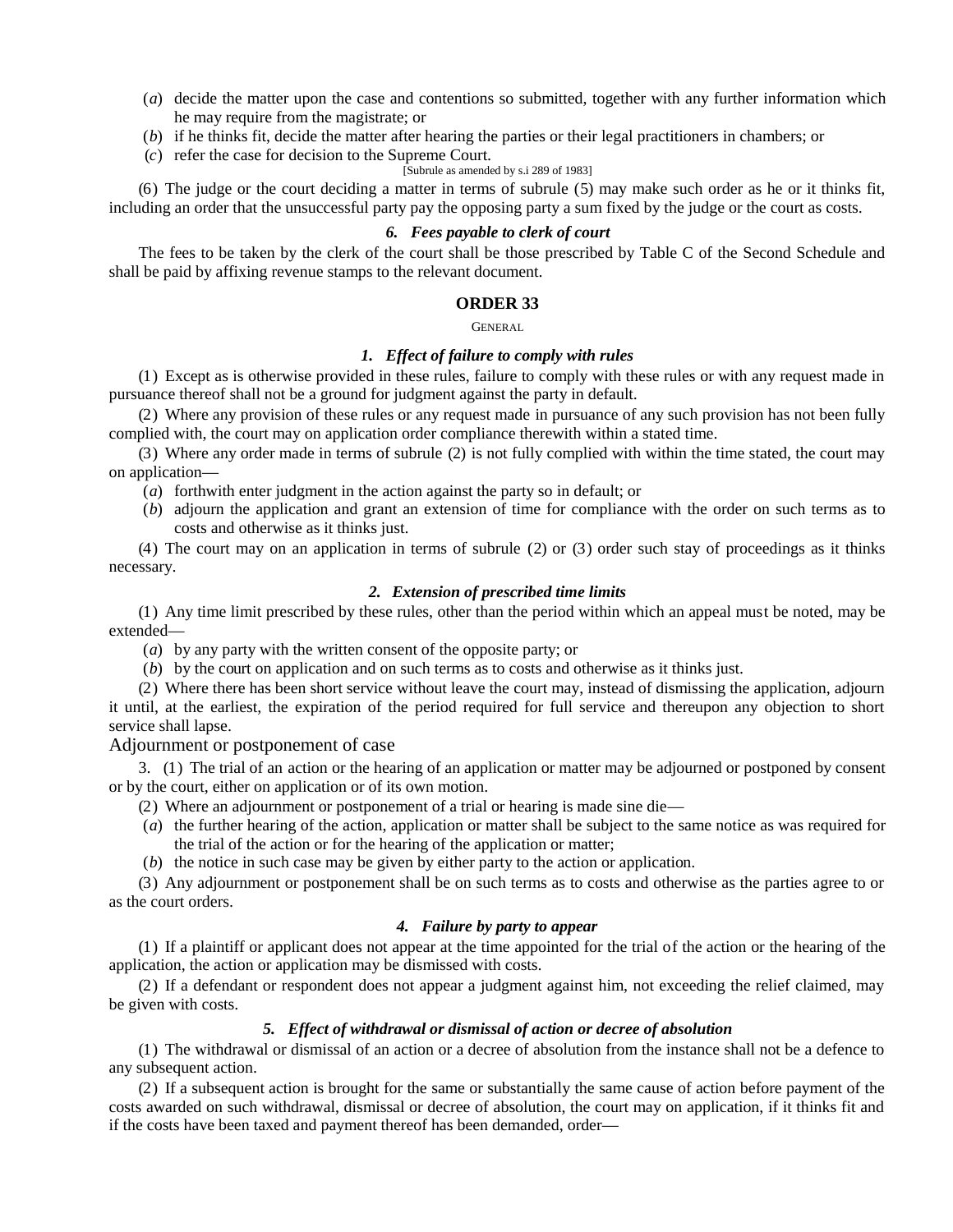(*a*) decide the matter upon the case and contentions so submitted, together with any further information which he may require from the magistrate; or

(*b*) if he thinks fit, decide the matter after hearing the parties or their legal practitioners in chambers; or

(*c*) refer the case for decision to the Supreme Court.

[Subrule as amended by s.i 289 of 1983]

(6) The judge or the court deciding a matter in terms of subrule (5) may make such order as he or it thinks fit, including an order that the unsuccessful party pay the opposing party a sum fixed by the judge or the court as costs.

#### *6. Fees payable to clerk of court*

The fees to be taken by the clerk of the court shall be those prescribed by Table C of the Second Schedule and shall be paid by affixing revenue stamps to the relevant document.

## ORDER 33

GENERAL

#### *1. Effect of failure to comply with rules*

(1) Except as is otherwise provided in these rules, failure to comply with these rules or with any request made in pursuance thereof shall not be a ground for judgment against the party in default.

(2) Where any provision of these rules or any request made in pursuance of any such provision has not been fully complied with, the court may on application order compliance therewith within a stated time.

(3) Where any order made in terms of subrule (2) is not fully complied with within the time stated, the court may on application—

(*a*) forthwith enter judgment in the action against the party so in default; or

(*b*) adjourn the application and grant an extension of time for compliance with the order on such terms as to costs and otherwise as it thinks just.

(4) The court may on an application in terms of subrule (2) or (3) order such stay of proceedings as it thinks necessary.

#### *2. Extension of prescribed time limits*

(1) Any time limit prescribed by these rules, other than the period within which an appeal must be noted, may be extended—

(*a*) by any party with the written consent of the opposite party; or

(*b*) by the court on application and on such terms as to costs and otherwise as it thinks just.

(2) Where there has been short service without leave the court may, instead of dismissing the application, adjourn it until, at the earliest, the expiration of the period required for full service and thereupon any objection to short service shall lapse.

Adjournment or postponement of case

3. (1) The trial of an action or the hearing of an application or matter may be adjourned or postponed by consent or by the court, either on application or of its own motion.

(2) Where an adjournment or postponement of a trial or hearing is made sine die—

(*a*) the further hearing of the action, application or matter shall be subject to the same notice as was required for the trial of the action or for the hearing of the application or matter;

(*b*) the notice in such case may be given by either party to the action or application.

(3) Any adjournment or postponement shall be on such terms as to costs and otherwise as the parties agree to or as the court orders.

#### *4. Failure by party to appear*

(1) If a plaintiff or applicant does not appear at the time appointed for the trial of the action or the hearing of the application, the action or application may be dismissed with costs.

(2) If a defendant or respondent does not appear a judgment against him, not exceeding the relief claimed, may be given with costs.

#### *5. Effect of withdrawal or dismissal of action or decree of absolution*

(1) The withdrawal or dismissal of an action or a decree of absolution from the instance shall not be a defence to any subsequent action.

(2) If a subsequent action is brought for the same or substantially the same cause of action before payment of the costs awarded on such withdrawal, dismissal or decree of absolution, the court may on application, if it thinks fit and if the costs have been taxed and payment thereof has been demanded, order—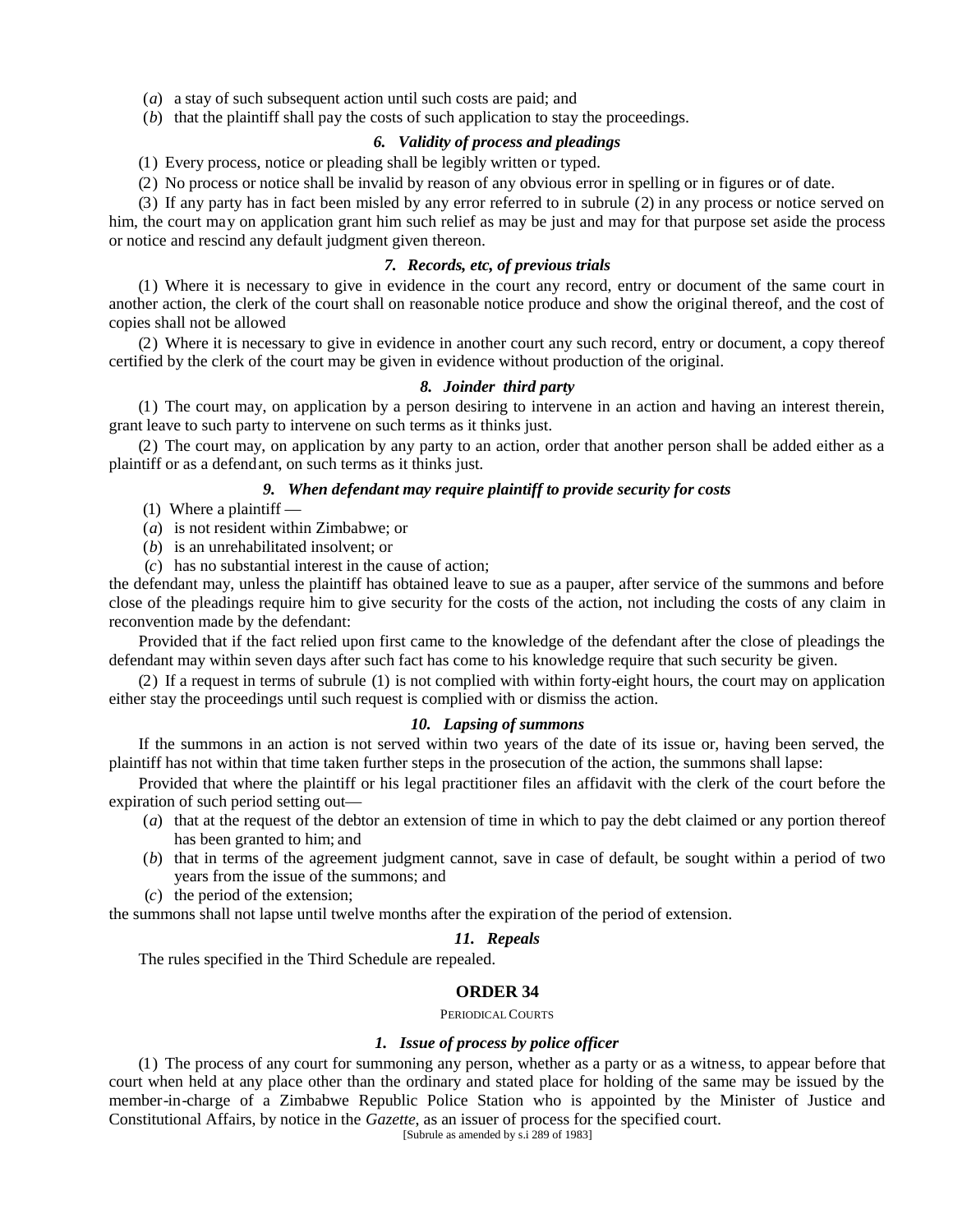(*a*) a stay of such subsequent action until such costs are paid; and

(*b*) that the plaintiff shall pay the costs of such application to stay the proceedings.

### *6. Validity of process and pleadings*

(1) Every process, notice or pleading shall be legibly written or typed.

(2) No process or notice shall be invalid by reason of any obvious error in spelling or in figures or of date.

(3) If any party has in fact been misled by any error referred to in subrule (2) in any process or notice served on him, the court may on application grant him such relief as may be just and may for that purpose set aside the process or notice and rescind any default judgment given thereon.

### *7. Records, etc, of previous trials*

(1) Where it is necessary to give in evidence in the court any record, entry or document of the same court in another action, the clerk of the court shall on reasonable notice produce and show the original thereof, and the cost of copies shall not be allowed

(2) Where it is necessary to give in evidence in another court any such record, entry or document, a copy thereof certified by the clerk of the court may be given in evidence without production of the original.

### *8. Joinder third party*

(1) The court may, on application by a person desiring to intervene in an action and having an interest therein, grant leave to such party to intervene on such terms as it thinks just.

(2) The court may, on application by any party to an action, order that another person shall be added either as a plaintiff or as a defendant, on such terms as it thinks just.

### *9. When defendant may require plaintiff to provide security for costs*

(1) Where a plaintiff —

(*a*) is not resident within Zimbabwe; or

(*b*) is an unrehabilitated insolvent; or

(*c*) has no substantial interest in the cause of action;

the defendant may, unless the plaintiff has obtained leave to sue as a pauper, after service of the summons and before close of the pleadings require him to give security for the costs of the action, not including the costs of any claim in reconvention made by the defendant:

Provided that if the fact relied upon first came to the knowledge of the defendant after the close of pleadings the defendant may within seven days after such fact has come to his knowledge require that such security be given.

(2) If a request in terms of subrule (1) is not complied with within forty-eight hours, the court may on application either stay the proceedings until such request is complied with or dismiss the action.

### *10. Lapsing of summons*

If the summons in an action is not served within two years of the date of its issue or, having been served, the plaintiff has not within that time taken further steps in the prosecution of the action, the summons shall lapse:

Provided that where the plaintiff or his legal practitioner files an affidavit with the clerk of the court before the expiration of such period setting out—

(*a*) that at the request of the debtor an extension of time in which to pay the debt claimed or any portion thereof has been granted to him; and

(*b*) that in terms of the agreement judgment cannot, save in case of default, be sought within a period of two years from the issue of the summons; and

(*c*) the period of the extension;

the summons shall not lapse until twelve months after the expiration of the period of extension.

### *11. Repeals*

The rules specified in the Third Schedule are repealed.

## ORDER 34

PERIODICAL COURTS

### *1. Issue of process by police officer*

(1) The process of any court for summoning any person, whether as a party or as a witness, to appear before that court when held at any place other than the ordinary and stated place for holding of the same may be issued by the member-in-charge of a Zimbabwe Republic Police Station who is appointed by the Minister of Justice and Constitutional Affairs, by notice in the *Gazette*, as an issuer of process for the specified court.

[Subrule as amended by s.i 289 of 1983]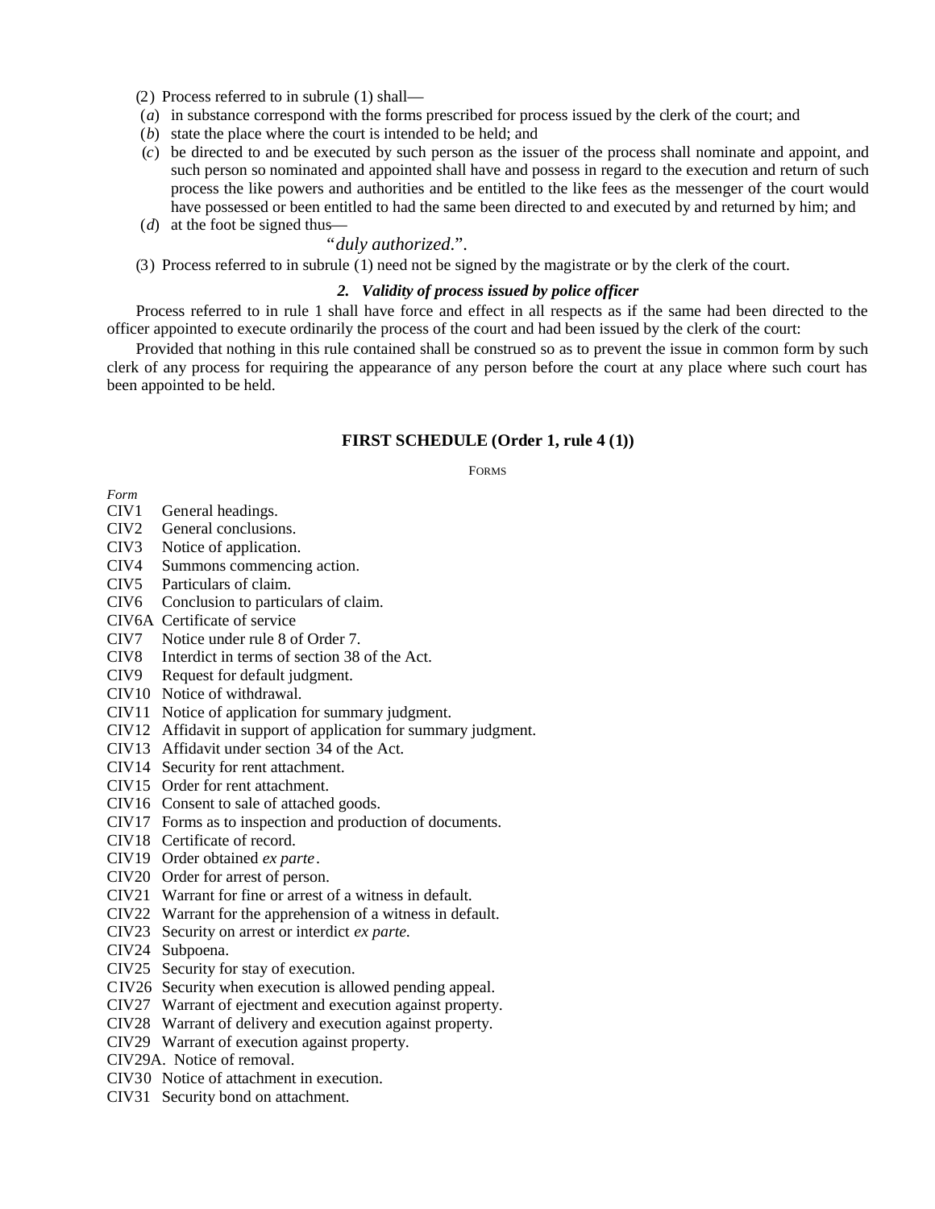(2) Process referred to in subrule (1) shall—

(*a*) in substance correspond with the forms prescribed for process issued by the clerk of the court; and

(*b*) state the place where the court is intended to be held; and

(*c*) be directed to and be executed by such person as the issuer of the process shall nominate and appoint, and such person so nominated and appointed shall have and possess in regard to the execution and return of such process the like powers and authorities and be entitled to the like fees as the messenger of the court would have possessed or been entitled to had the same been directed to and executed by and returned by him; and

(*d*) at the foot be signed thus—

"*duly authorized*.".

(3) Process referred to in subrule (1) need not be signed by the magistrate or by the clerk of the court.

### *2. Validity of process issued by police officer*

Process referred to in rule 1 shall have force and effect in all respects as if the same had been directed to the officer appointed to execute ordinarily the process of the court and had been issued by the clerk of the court:

Provided that nothing in this rule contained shall be construed so as to prevent the issue in common form by such clerk of any process for requiring the appearance of any person before the court at any place where such court has been appointed to be held.

## FIRST SCHEDULE (Order 1, rule 4 (1))

FORMS

*Form*

CIV1 General headings.
CIV2 General conclusions.
CIV3 Notice of application.
CIV4 Summons commencing action.
CIV5 Particulars of claim.
CIV6 Conclusion to particulars of claim.
CIV6A Certificate of service
CIV7 Notice under rule 8 of Order 7.
CIV8 Interdict in terms of section 38 of the Act.
CIV9 Request for default judgment.
CIV10 Notice of withdrawal.
CIV11 Notice of application for summary judgment.
CIV12 Affidavit in support of application for summary judgment.
CIV13 Affidavit under section 34 of the Act.
CIV14 Security for rent attachment.
CIV15 Order for rent attachment.
CIV16 Consent to sale of attached goods.
CIV17 Forms as to inspection and production of documents.
CIV18 Certificate of record.
CIV19 Order obtained *ex parte*.
CIV20 Order for arrest of person.
CIV21 Warrant for fine or arrest of a witness in default.
CIV22 Warrant for the apprehension of a witness in default.
CIV23 Security on arrest or interdict *ex parte.*
CIV24 Subpoena.
CIV25 Security for stay of execution.
CIV26 Security when execution is allowed pending appeal.
CIV27 Warrant of ejectment and execution against property.
CIV28 Warrant of delivery and execution against property.
CIV29 Warrant of execution against property.
CIV29A. Notice of removal.
CIV30 Notice of attachment in execution.
CIV31 Security bond on attachment.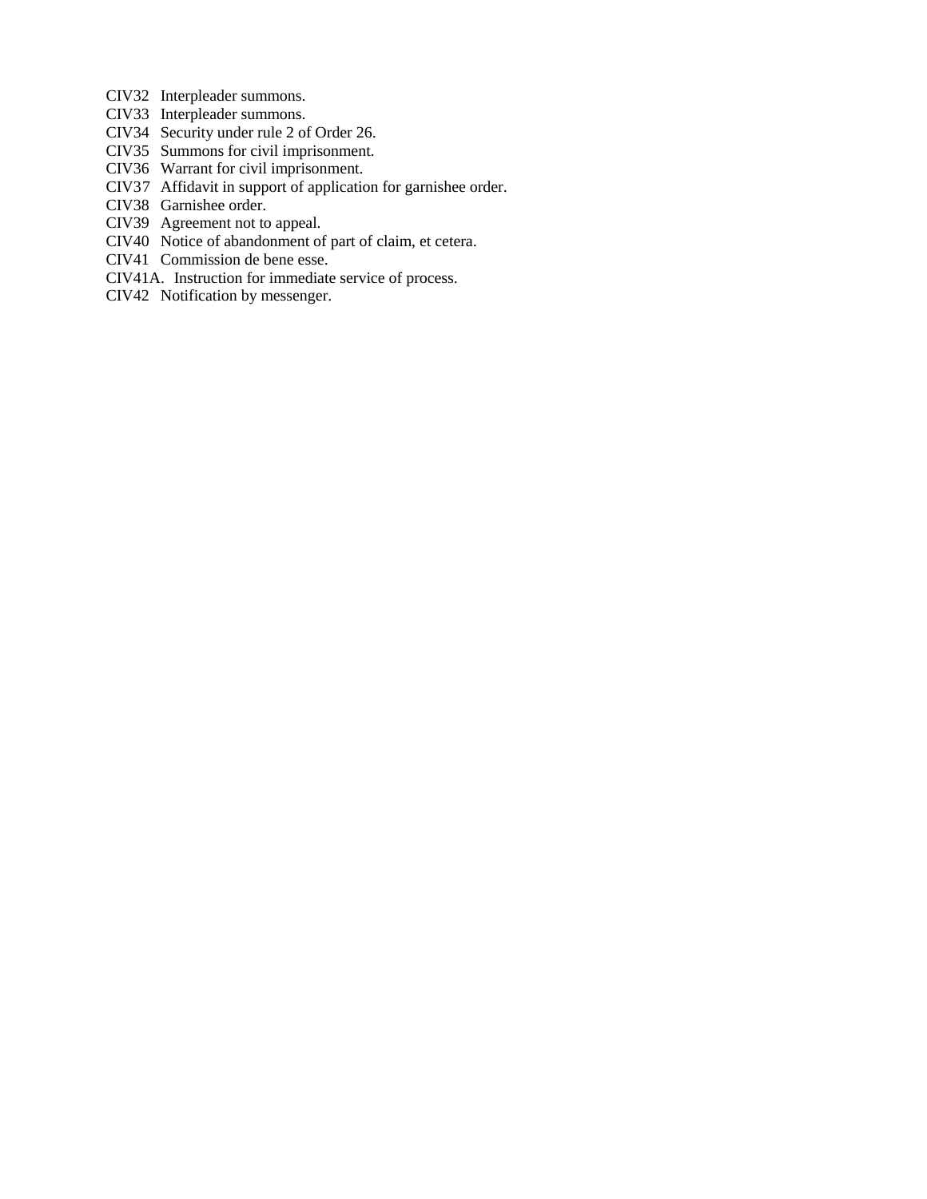CIV32 Interpleader summons.
CIV33 Interpleader summons.
CIV34 Security under rule 2 of Order 26.
CIV35 Summons for civil imprisonment.
CIV36 Warrant for civil imprisonment.
CIV37 Affidavit in support of application for garnishee order.
CIV38 Garnishee order.
CIV39 Agreement not to appeal.
CIV40 Notice of abandonment of part of claim, et cetera.
CIV41 Commission de bene esse.
CIV41A. Instruction for immediate service of process.
CIV42 Notification by messenger.